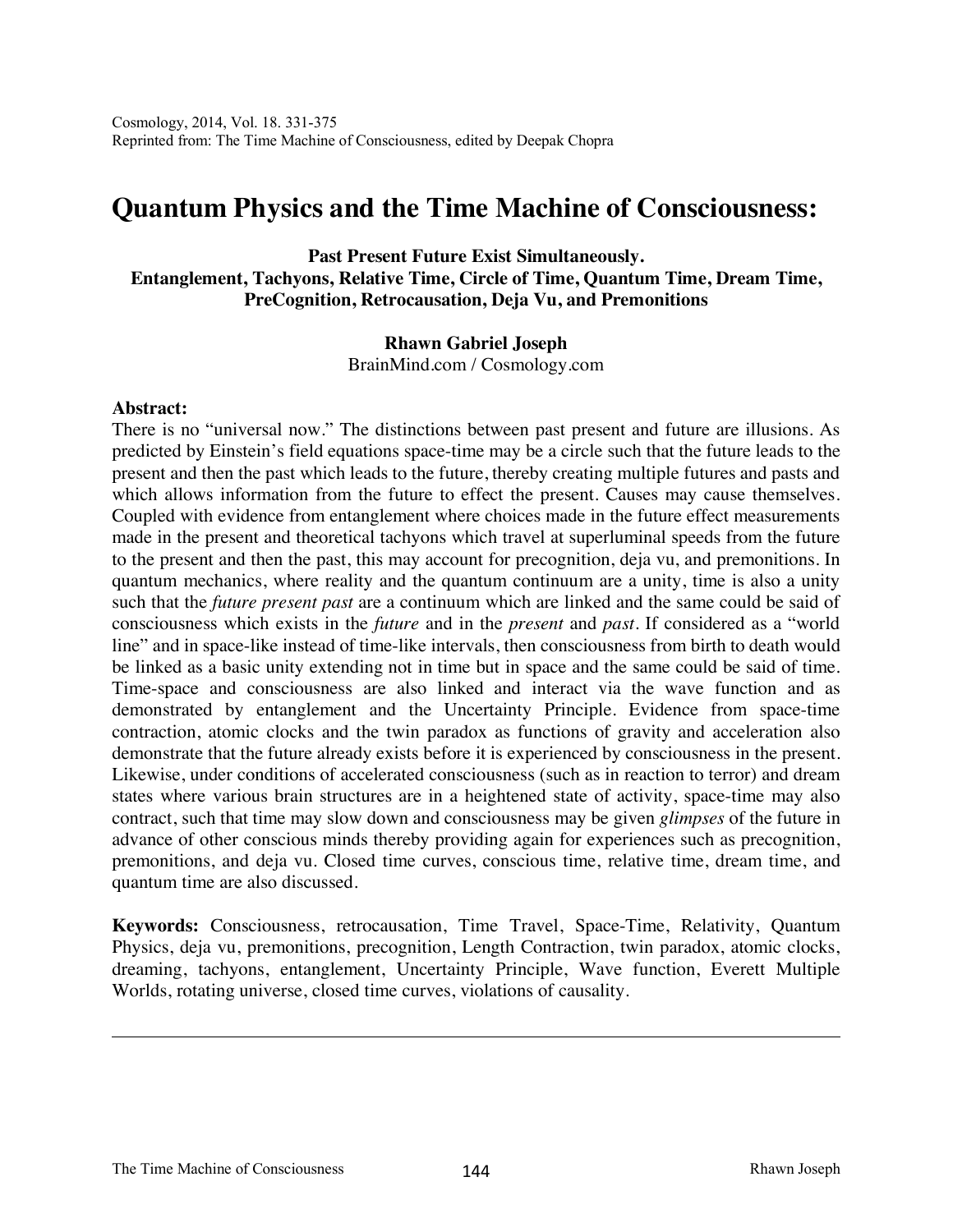Cosmology, 2014, Vol. 18. 331-375
Reprinted from: The Time Machine of Consciousness, edited by Deepak Chopra

# Quantum Physics and the Time Machine of Consciousness:

**Past Present Future Exist Simultaneously.**
**Entanglement, Tachyons, Relative Time, Circle of Time, Quantum Time, Dream Time, PreCognition, Retrocausation, Deja Vu, and Premonitions**

**Rhawn Gabriel Joseph**
BrainMind.com / Cosmology.com

**Abstract:**
There is no "universal now." The distinctions between past present and future are illusions. As predicted by Einstein's field equations space-time may be a circle such that the future leads to the present and then the past which leads to the future, thereby creating multiple futures and pasts and which allows information from the future to effect the present. Causes may cause themselves. Coupled with evidence from entanglement where choices made in the future effect measurements made in the present and theoretical tachyons which travel at superluminal speeds from the future to the present and then the past, this may account for precognition, deja vu, and premonitions. In quantum mechanics, where reality and the quantum continuum are a unity, time is also a unity such that the *future present past* are a continuum which are linked and the same could be said of consciousness which exists in the *future* and in the *present* and *past*. If considered as a "world line" and in space-like instead of time-like intervals, then consciousness from birth to death would be linked as a basic unity extending not in time but in space and the same could be said of time. Time-space and consciousness are also linked and interact via the wave function and as demonstrated by entanglement and the Uncertainty Principle. Evidence from space-time contraction, atomic clocks and the twin paradox as functions of gravity and acceleration also demonstrate that the future already exists before it is experienced by consciousness in the present. Likewise, under conditions of accelerated consciousness (such as in reaction to terror) and dream states where various brain structures are in a heightened state of activity, space-time may also contract, such that time may slow down and consciousness may be given *glimpses* of the future in advance of other conscious minds thereby providing again for experiences such as precognition, premonitions, and deja vu. Closed time curves, conscious time, relative time, dream time, and quantum time are also discussed.

**Keywords:** Consciousness, retrocausation, Time Travel, Space-Time, Relativity, Quantum Physics, deja vu, premonitions, precognition, Length Contraction, twin paradox, atomic clocks, dreaming, tachyons, entanglement, Uncertainty Principle, Wave function, Everett Multiple Worlds, rotating universe, closed time curves, violations of causality.

---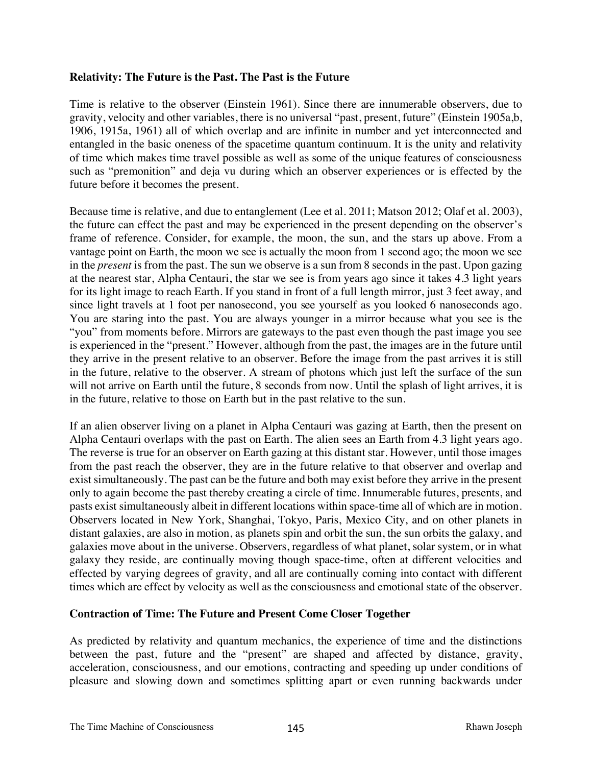**Relativity: The Future is the Past. The Past is the Future**

Time is relative to the observer (Einstein 1961). Since there are innumerable observers, due to gravity, velocity and other variables, there is no universal "past, present, future" (Einstein 1905a,b, 1906, 1915a, 1961) all of which overlap and are infinite in number and yet interconnected and entangled in the basic oneness of the spacetime quantum continuum. It is the unity and relativity of time which makes time travel possible as well as some of the unique features of consciousness such as "premonition" and deja vu during which an observer experiences or is effected by the future before it becomes the present.

Because time is relative, and due to entanglement (Lee et al. 2011; Matson 2012; Olaf et al. 2003), the future can effect the past and may be experienced in the present depending on the observer's frame of reference. Consider, for example, the moon, the sun, and the stars up above. From a vantage point on Earth, the moon we see is actually the moon from 1 second ago; the moon we see in the *present* is from the past. The sun we observe is a sun from 8 seconds in the past. Upon gazing at the nearest star, Alpha Centauri, the star we see is from years ago since it takes 4.3 light years for its light image to reach Earth. If you stand in front of a full length mirror, just 3 feet away, and since light travels at 1 foot per nanosecond, you see yourself as you looked 6 nanoseconds ago. You are staring into the past. You are always younger in a mirror because what you see is the "you" from moments before. Mirrors are gateways to the past even though the past image you see is experienced in the "present." However, although from the past, the images are in the future until they arrive in the present relative to an observer. Before the image from the past arrives it is still in the future, relative to the observer. A stream of photons which just left the surface of the sun will not arrive on Earth until the future, 8 seconds from now. Until the splash of light arrives, it is in the future, relative to those on Earth but in the past relative to the sun.

If an alien observer living on a planet in Alpha Centauri was gazing at Earth, then the present on Alpha Centauri overlaps with the past on Earth. The alien sees an Earth from 4.3 light years ago. The reverse is true for an observer on Earth gazing at this distant star. However, until those images from the past reach the observer, they are in the future relative to that observer and overlap and exist simultaneously. The past can be the future and both may exist before they arrive in the present only to again become the past thereby creating a circle of time. Innumerable futures, presents, and pasts exist simultaneously albeit in different locations within space-time all of which are in motion. Observers located in New York, Shanghai, Tokyo, Paris, Mexico City, and on other planets in distant galaxies, are also in motion, as planets spin and orbit the sun, the sun orbits the galaxy, and galaxies move about in the universe. Observers, regardless of what planet, solar system, or in what galaxy they reside, are continually moving though space-time, often at different velocities and effected by varying degrees of gravity, and all are continually coming into contact with different times which are effect by velocity as well as the consciousness and emotional state of the observer.

**Contraction of Time: The Future and Present Come Closer Together**

As predicted by relativity and quantum mechanics, the experience of time and the distinctions between the past, future and the "present" are shaped and affected by distance, gravity, acceleration, consciousness, and our emotions, contracting and speeding up under conditions of pleasure and slowing down and sometimes splitting apart or even running backwards under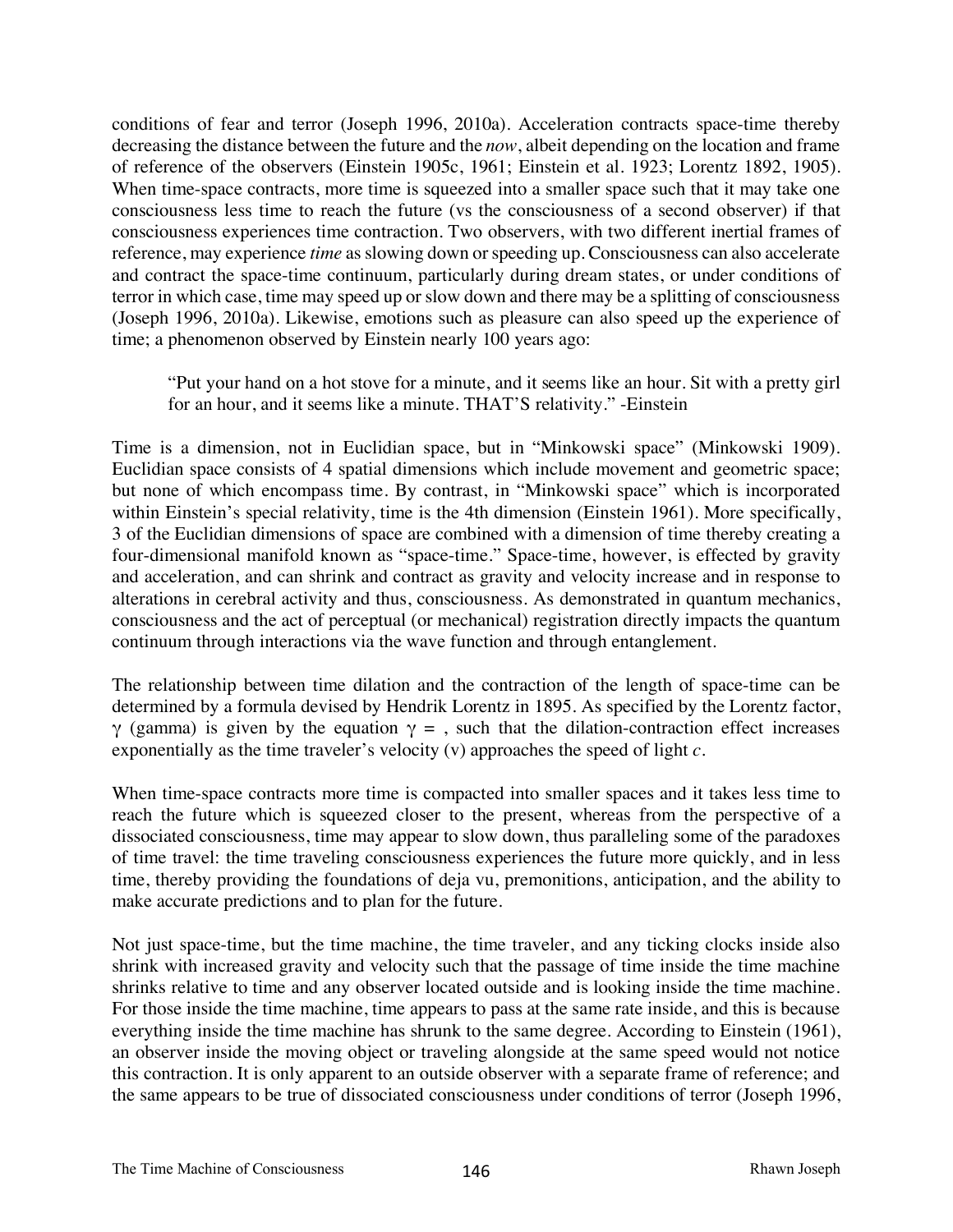conditions of fear and terror (Joseph 1996, 2010a). Acceleration contracts space-time thereby decreasing the distance between the future and the *now*, albeit depending on the location and frame of reference of the observers (Einstein 1905c, 1961; Einstein et al. 1923; Lorentz 1892, 1905). When time-space contracts, more time is squeezed into a smaller space such that it may take one consciousness less time to reach the future (vs the consciousness of a second observer) if that consciousness experiences time contraction. Two observers, with two different inertial frames of reference, may experience *time* as slowing down or speeding up. Consciousness can also accelerate and contract the space-time continuum, particularly during dream states, or under conditions of terror in which case, time may speed up or slow down and there may be a splitting of consciousness (Joseph 1996, 2010a). Likewise, emotions such as pleasure can also speed up the experience of time; a phenomenon observed by Einstein nearly 100 years ago:

> "Put your hand on a hot stove for a minute, and it seems like an hour. Sit with a pretty girl for an hour, and it seems like a minute. THAT'S relativity." -Einstein

Time is a dimension, not in Euclidian space, but in "Minkowski space" (Minkowski 1909). Euclidian space consists of 4 spatial dimensions which include movement and geometric space; but none of which encompass time. By contrast, in "Minkowski space" which is incorporated within Einstein's special relativity, time is the 4th dimension (Einstein 1961). More specifically, 3 of the Euclidian dimensions of space are combined with a dimension of time thereby creating a four-dimensional manifold known as "space-time." Space-time, however, is effected by gravity and acceleration, and can shrink and contract as gravity and velocity increase and in response to alterations in cerebral activity and thus, consciousness. As demonstrated in quantum mechanics, consciousness and the act of perceptual (or mechanical) registration directly impacts the quantum continuum through interactions via the wave function and through entanglement.

The relationship between time dilation and the contraction of the length of space-time can be determined by a formula devised by Hendrik Lorentz in 1895. As specified by the Lorentz factor, $\gamma$ (gamma) is given by the equation $\gamma$ = , such that the dilation-contraction effect increases exponentially as the time traveler's velocity (v) approaches the speed of light $c$.

When time-space contracts more time is compacted into smaller spaces and it takes less time to reach the future which is squeezed closer to the present, whereas from the perspective of a dissociated consciousness, time may appear to slow down, thus paralleling some of the paradoxes of time travel: the time traveling consciousness experiences the future more quickly, and in less time, thereby providing the foundations of deja vu, premonitions, anticipation, and the ability to make accurate predictions and to plan for the future.

Not just space-time, but the time machine, the time traveler, and any ticking clocks inside also shrink with increased gravity and velocity such that the passage of time inside the time machine shrinks relative to time and any observer located outside and is looking inside the time machine. For those inside the time machine, time appears to pass at the same rate inside, and this is because everything inside the time machine has shrunk to the same degree. According to Einstein (1961), an observer inside the moving object or traveling alongside at the same speed would not notice this contraction. It is only apparent to an outside observer with a separate frame of reference; and the same appears to be true of dissociated consciousness under conditions of terror (Joseph 1996,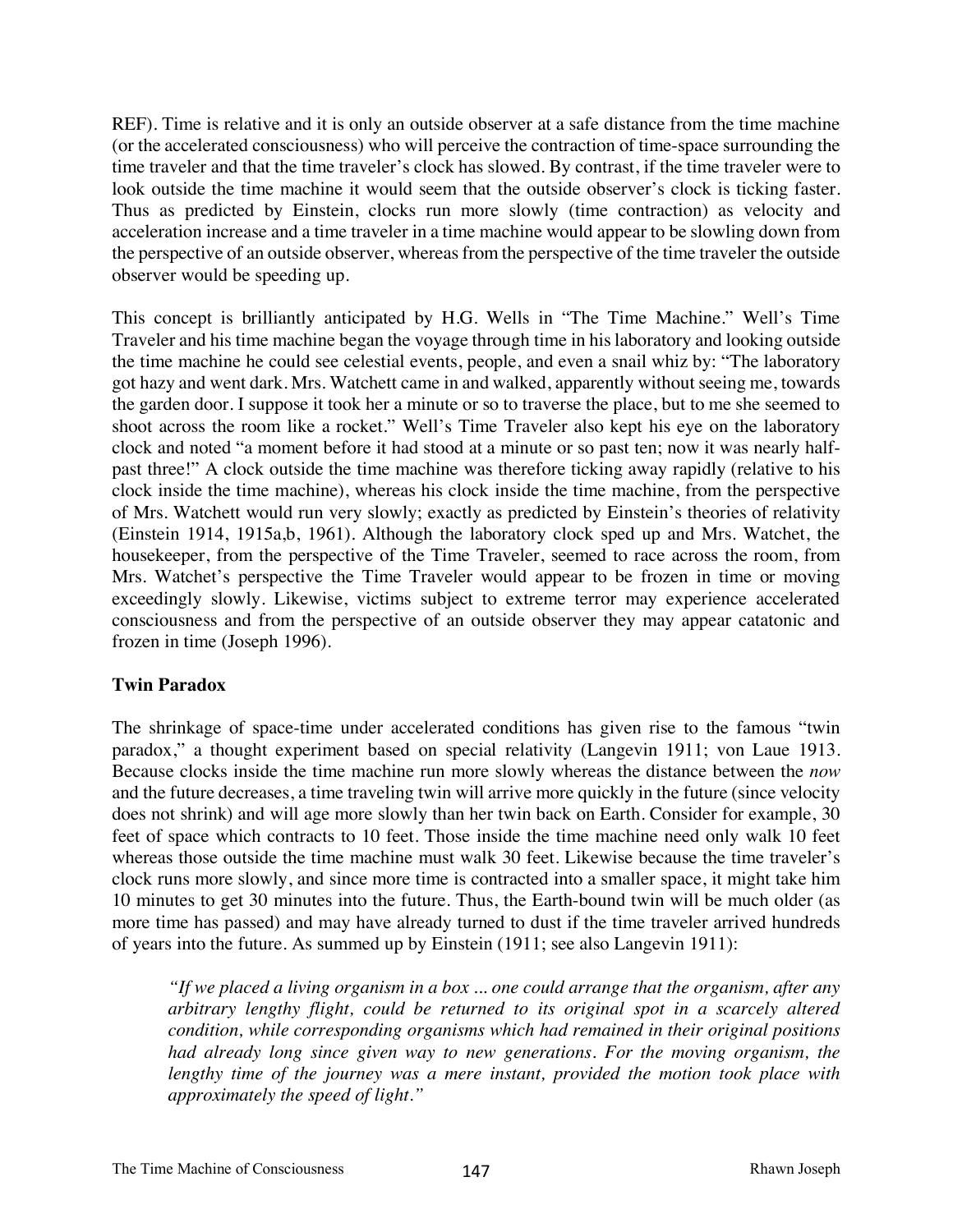REF). Time is relative and it is only an outside observer at a safe distance from the time machine (or the accelerated consciousness) who will perceive the contraction of time-space surrounding the time traveler and that the time traveler's clock has slowed. By contrast, if the time traveler were to look outside the time machine it would seem that the outside observer's clock is ticking faster. Thus as predicted by Einstein, clocks run more slowly (time contraction) as velocity and acceleration increase and a time traveler in a time machine would appear to be slowling down from the perspective of an outside observer, whereas from the perspective of the time traveler the outside observer would be speeding up.

This concept is brilliantly anticipated by H.G. Wells in "The Time Machine." Well's Time Traveler and his time machine began the voyage through time in his laboratory and looking outside the time machine he could see celestial events, people, and even a snail whiz by: "The laboratory got hazy and went dark. Mrs. Watchett came in and walked, apparently without seeing me, towards the garden door. I suppose it took her a minute or so to traverse the place, but to me she seemed to shoot across the room like a rocket." Well's Time Traveler also kept his eye on the laboratory clock and noted "a moment before it had stood at a minute or so past ten; now it was nearly half-past three!" A clock outside the time machine was therefore ticking away rapidly (relative to his clock inside the time machine), whereas his clock inside the time machine, from the perspective of Mrs. Watchett would run very slowly; exactly as predicted by Einstein's theories of relativity (Einstein 1914, 1915a,b, 1961). Although the laboratory clock sped up and Mrs. Watchet, the housekeeper, from the perspective of the Time Traveler, seemed to race across the room, from Mrs. Watchet's perspective the Time Traveler would appear to be frozen in time or moving exceedingly slowly. Likewise, victims subject to extreme terror may experience accelerated consciousness and from the perspective of an outside observer they may appear catatonic and frozen in time (Joseph 1996).

## Twin Paradox

The shrinkage of space-time under accelerated conditions has given rise to the famous "twin paradox," a thought experiment based on special relativity (Langevin 1911; von Laue 1913. Because clocks inside the time machine run more slowly whereas the distance between the *now* and the future decreases, a time traveling twin will arrive more quickly in the future (since velocity does not shrink) and will age more slowly than her twin back on Earth. Consider for example, 30 feet of space which contracts to 10 feet. Those inside the time machine need only walk 10 feet whereas those outside the time machine must walk 30 feet. Likewise because the time traveler's clock runs more slowly, and since more time is contracted into a smaller space, it might take him 10 minutes to get 30 minutes into the future. Thus, the Earth-bound twin will be much older (as more time has passed) and may have already turned to dust if the time traveler arrived hundreds of years into the future. As summed up by Einstein (1911; see also Langevin 1911):

> *"If we placed a living organism in a box ... one could arrange that the organism, after any arbitrary lengthy flight, could be returned to its original spot in a scarcely altered condition, while corresponding organisms which had remained in their original positions had already long since given way to new generations. For the moving organism, the lengthy time of the journey was a mere instant, provided the motion took place with approximately the speed of light."*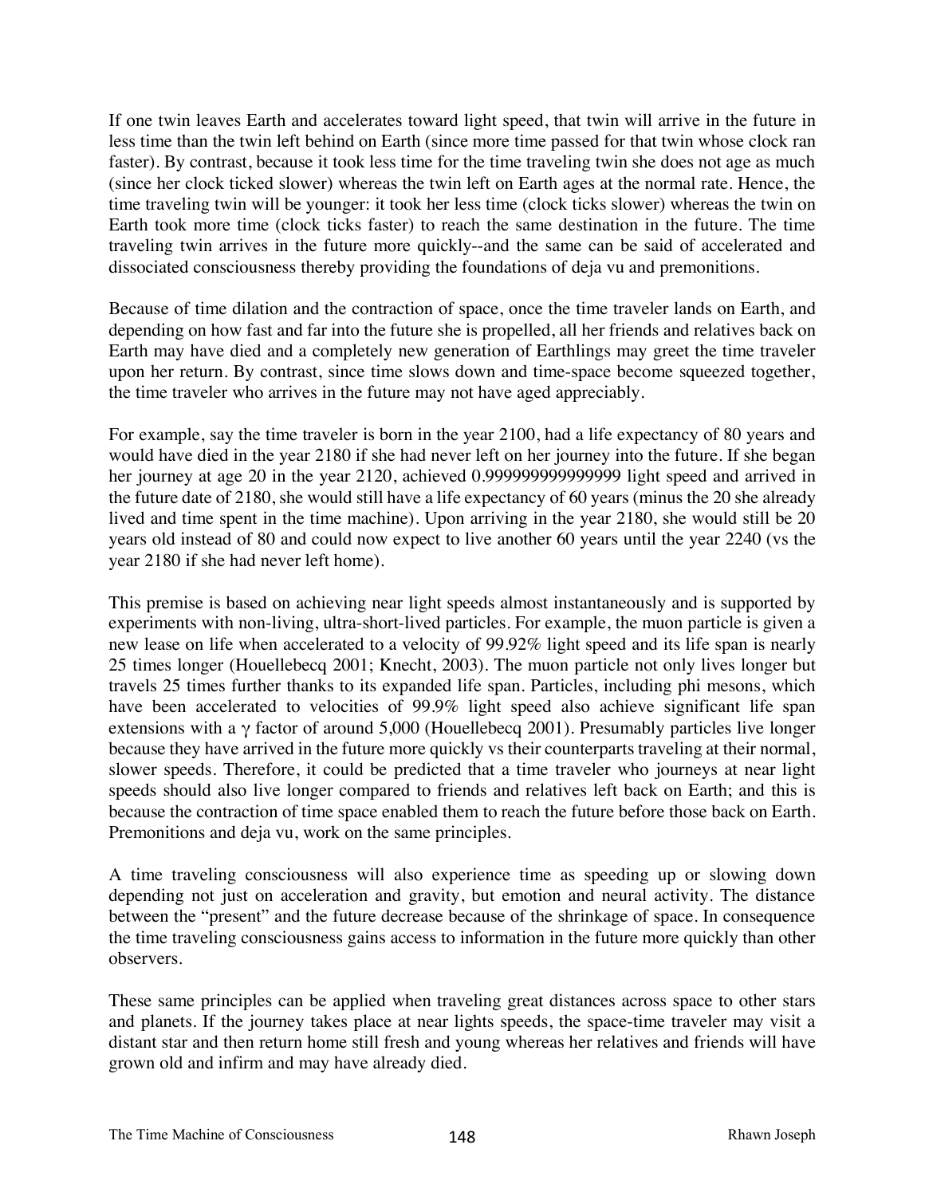If one twin leaves Earth and accelerates toward light speed, that twin will arrive in the future in less time than the twin left behind on Earth (since more time passed for that twin whose clock ran faster). By contrast, because it took less time for the time traveling twin she does not age as much (since her clock ticked slower) whereas the twin left on Earth ages at the normal rate. Hence, the time traveling twin will be younger: it took her less time (clock ticks slower) whereas the twin on Earth took more time (clock ticks faster) to reach the same destination in the future. The time traveling twin arrives in the future more quickly--and the same can be said of accelerated and dissociated consciousness thereby providing the foundations of deja vu and premonitions.

Because of time dilation and the contraction of space, once the time traveler lands on Earth, and depending on how fast and far into the future she is propelled, all her friends and relatives back on Earth may have died and a completely new generation of Earthlings may greet the time traveler upon her return. By contrast, since time slows down and time-space become squeezed together, the time traveler who arrives in the future may not have aged appreciably.

For example, say the time traveler is born in the year 2100, had a life expectancy of 80 years and would have died in the year 2180 if she had never left on her journey into the future. If she began her journey at age 20 in the year 2120, achieved 0.999999999999999 light speed and arrived in the future date of 2180, she would still have a life expectancy of 60 years (minus the 20 she already lived and time spent in the time machine). Upon arriving in the year 2180, she would still be 20 years old instead of 80 and could now expect to live another 60 years until the year 2240 (vs the year 2180 if she had never left home).

This premise is based on achieving near light speeds almost instantaneously and is supported by experiments with non-living, ultra-short-lived particles. For example, the muon particle is given a new lease on life when accelerated to a velocity of 99.92% light speed and its life span is nearly 25 times longer (Houellebecq 2001; Knecht, 2003). The muon particle not only lives longer but travels 25 times further thanks to its expanded life span. Particles, including phi mesons, which have been accelerated to velocities of 99.9% light speed also achieve significant life span extensions with a $\gamma$ factor of around 5,000 (Houellebecq 2001). Presumably particles live longer because they have arrived in the future more quickly vs their counterparts traveling at their normal, slower speeds. Therefore, it could be predicted that a time traveler who journeys at near light speeds should also live longer compared to friends and relatives left back on Earth; and this is because the contraction of time space enabled them to reach the future before those back on Earth. Premonitions and deja vu, work on the same principles.

A time traveling consciousness will also experience time as speeding up or slowing down depending not just on acceleration and gravity, but emotion and neural activity. The distance between the "present" and the future decrease because of the shrinkage of space. In consequence the time traveling consciousness gains access to information in the future more quickly than other observers.

These same principles can be applied when traveling great distances across space to other stars and planets. If the journey takes place at near lights speeds, the space-time traveler may visit a distant star and then return home still fresh and young whereas her relatives and friends will have grown old and infirm and may have already died.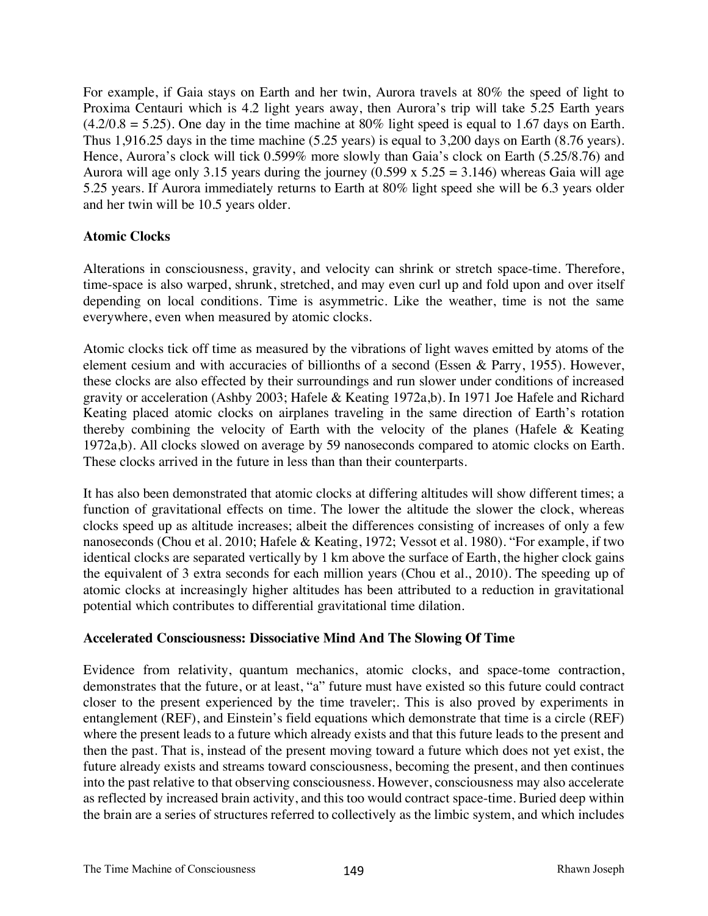For example, if Gaia stays on Earth and her twin, Aurora travels at 80% the speed of light to Proxima Centauri which is 4.2 light years away, then Aurora's trip will take 5.25 Earth years ($4.2/0.8 = 5.25$). One day in the time machine at 80% light speed is equal to 1.67 days on Earth. Thus 1,916.25 days in the time machine (5.25 years) is equal to 3,200 days on Earth (8.76 years). Hence, Aurora's clock will tick 0.599% more slowly than Gaia's clock on Earth (5.25/8.76) and Aurora will age only 3.15 years during the journey ($0.599 \times 5.25 = 3.146$) whereas Gaia will age 5.25 years. If Aurora immediately returns to Earth at 80% light speed she will be 6.3 years older and her twin will be 10.5 years older.

**Atomic Clocks**

Alterations in consciousness, gravity, and velocity can shrink or stretch space-time. Therefore, time-space is also warped, shrunk, stretched, and may even curl up and fold upon and over itself depending on local conditions. Time is asymmetric. Like the weather, time is not the same everywhere, even when measured by atomic clocks.

Atomic clocks tick off time as measured by the vibrations of light waves emitted by atoms of the element cesium and with accuracies of billionths of a second (Essen & Parry, 1955). However, these clocks are also effected by their surroundings and run slower under conditions of increased gravity or acceleration (Ashby 2003; Hafele & Keating 1972a,b). In 1971 Joe Hafele and Richard Keating placed atomic clocks on airplanes traveling in the same direction of Earth's rotation thereby combining the velocity of Earth with the velocity of the planes (Hafele & Keating 1972a,b). All clocks slowed on average by 59 nanoseconds compared to atomic clocks on Earth. These clocks arrived in the future in less than than their counterparts.

It has also been demonstrated that atomic clocks at differing altitudes will show different times; a function of gravitational effects on time. The lower the altitude the slower the clock, whereas clocks speed up as altitude increases; albeit the differences consisting of increases of only a few nanoseconds (Chou et al. 2010; Hafele & Keating, 1972; Vessot et al. 1980). "For example, if two identical clocks are separated vertically by 1 km above the surface of Earth, the higher clock gains the equivalent of 3 extra seconds for each million years (Chou et al., 2010). The speeding up of atomic clocks at increasingly higher altitudes has been attributed to a reduction in gravitational potential which contributes to differential gravitational time dilation.

**Accelerated Consciousness: Dissociative Mind And The Slowing Of Time**

Evidence from relativity, quantum mechanics, atomic clocks, and space-tome contraction, demonstrates that the future, or at least, "a" future must have existed so this future could contract closer to the present experienced by the time traveler;. This is also proved by experiments in entanglement (REF), and Einstein's field equations which demonstrate that time is a circle (REF) where the present leads to a future which already exists and that this future leads to the present and then the past. That is, instead of the present moving toward a future which does not yet exist, the future already exists and streams toward consciousness, becoming the present, and then continues into the past relative to that observing consciousness. However, consciousness may also accelerate as reflected by increased brain activity, and this too would contract space-time. Buried deep within the brain are a series of structures referred to collectively as the limbic system, and which includes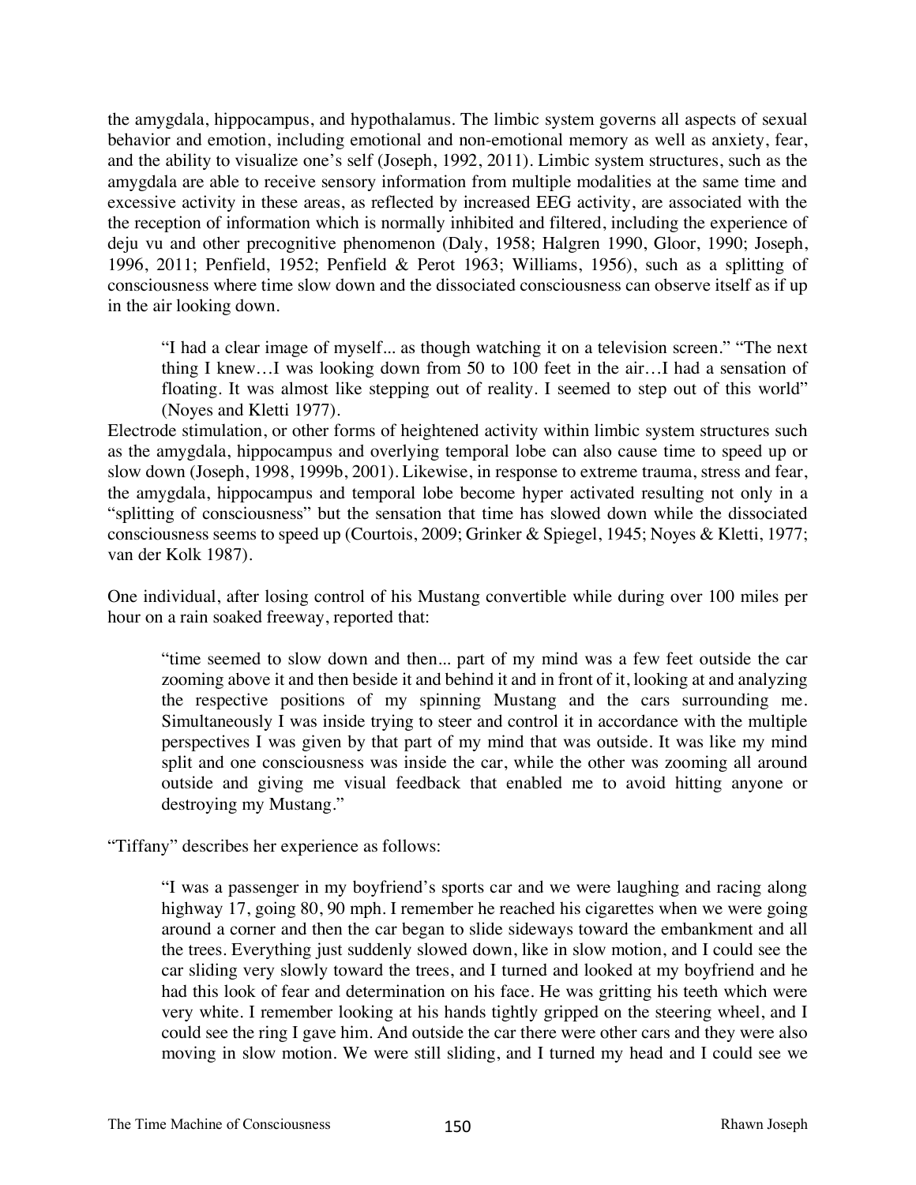the amygdala, hippocampus, and hypothalamus. The limbic system governs all aspects of sexual behavior and emotion, including emotional and non-emotional memory as well as anxiety, fear, and the ability to visualize one's self (Joseph, 1992, 2011). Limbic system structures, such as the amygdala are able to receive sensory information from multiple modalities at the same time and excessive activity in these areas, as reflected by increased EEG activity, are associated with the the reception of information which is normally inhibited and filtered, including the experience of deju vu and other precognitive phenomenon (Daly, 1958; Halgren 1990, Gloor, 1990; Joseph, 1996, 2011; Penfield, 1952; Penfield & Perot 1963; Williams, 1956), such as a splitting of consciousness where time slow down and the dissociated consciousness can observe itself as if up in the air looking down.

> "I had a clear image of myself... as though watching it on a television screen." "The next thing I knew…I was looking down from 50 to 100 feet in the air…I had a sensation of floating. It was almost like stepping out of reality. I seemed to step out of this world" (Noyes and Kletti 1977).

Electrode stimulation, or other forms of heightened activity within limbic system structures such as the amygdala, hippocampus and overlying temporal lobe can also cause time to speed up or slow down (Joseph, 1998, 1999b, 2001). Likewise, in response to extreme trauma, stress and fear, the amygdala, hippocampus and temporal lobe become hyper activated resulting not only in a "splitting of consciousness" but the sensation that time has slowed down while the dissociated consciousness seems to speed up (Courtois, 2009; Grinker & Spiegel, 1945; Noyes & Kletti, 1977; van der Kolk 1987).

One individual, after losing control of his Mustang convertible while during over 100 miles per hour on a rain soaked freeway, reported that:

> "time seemed to slow down and then... part of my mind was a few feet outside the car zooming above it and then beside it and behind it and in front of it, looking at and analyzing the respective positions of my spinning Mustang and the cars surrounding me. Simultaneously I was inside trying to steer and control it in accordance with the multiple perspectives I was given by that part of my mind that was outside. It was like my mind split and one consciousness was inside the car, while the other was zooming all around outside and giving me visual feedback that enabled me to avoid hitting anyone or destroying my Mustang."

"Tiffany" describes her experience as follows:

> "I was a passenger in my boyfriend's sports car and we were laughing and racing along highway 17, going 80, 90 mph. I remember he reached his cigarettes when we were going around a corner and then the car began to slide sideways toward the embankment and all the trees. Everything just suddenly slowed down, like in slow motion, and I could see the car sliding very slowly toward the trees, and I turned and looked at my boyfriend and he had this look of fear and determination on his face. He was gritting his teeth which were very white. I remember looking at his hands tightly gripped on the steering wheel, and I could see the ring I gave him. And outside the car there were other cars and they were also moving in slow motion. We were still sliding, and I turned my head and I could see we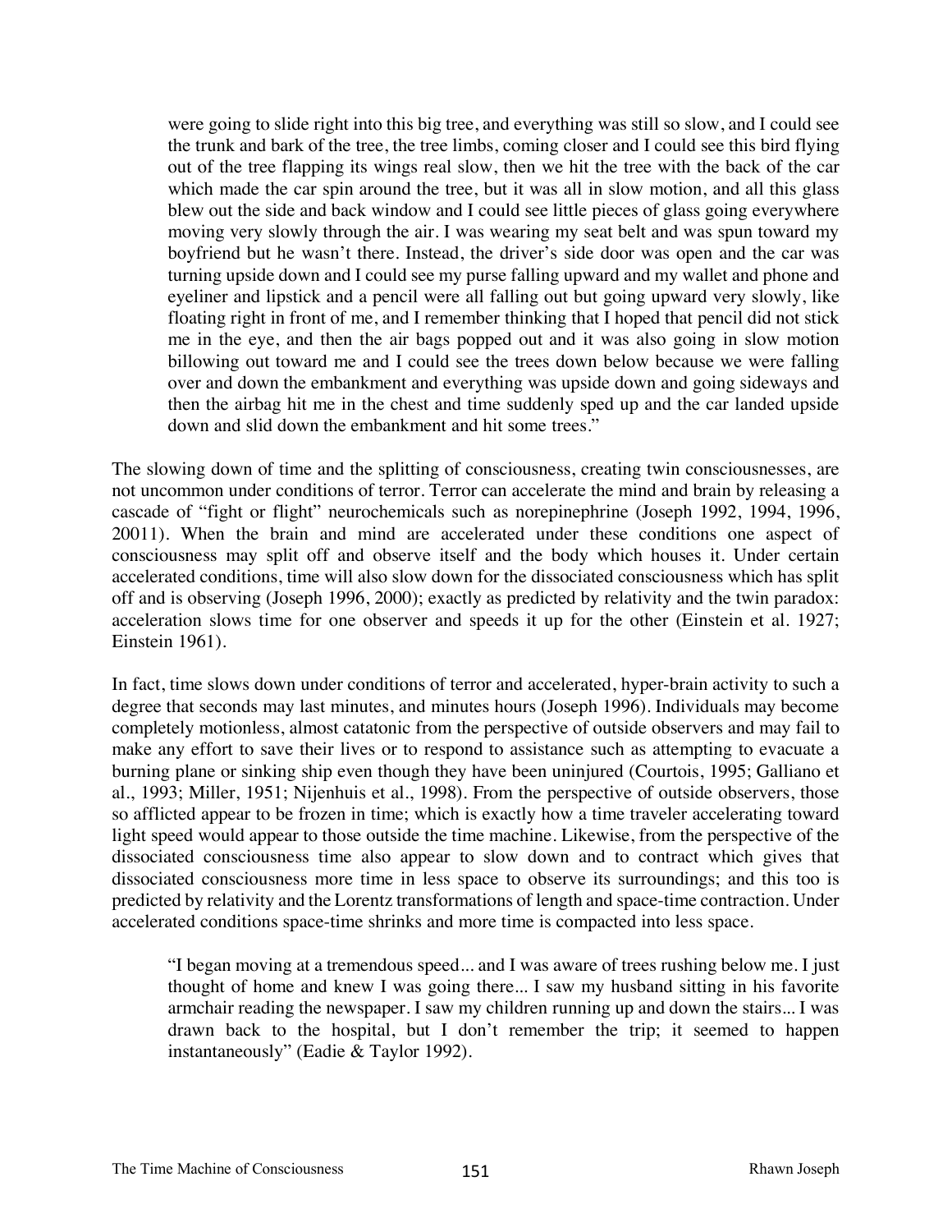> were going to slide right into this big tree, and everything was still so slow, and I could see the trunk and bark of the tree, the tree limbs, coming closer and I could see this bird flying out of the tree flapping its wings real slow, then we hit the tree with the back of the car which made the car spin around the tree, but it was all in slow motion, and all this glass blew out the side and back window and I could see little pieces of glass going everywhere moving very slowly through the air. I was wearing my seat belt and was spun toward my boyfriend but he wasn't there. Instead, the driver's side door was open and the car was turning upside down and I could see my purse falling upward and my wallet and phone and eyeliner and lipstick and a pencil were all falling out but going upward very slowly, like floating right in front of me, and I remember thinking that I hoped that pencil did not stick me in the eye, and then the air bags popped out and it was also going in slow motion billowing out toward me and I could see the trees down below because we were falling over and down the embankment and everything was upside down and going sideways and then the airbag hit me in the chest and time suddenly sped up and the car landed upside down and slid down the embankment and hit some trees."

The slowing down of time and the splitting of consciousness, creating twin consciousnesses, are not uncommon under conditions of terror. Terror can accelerate the mind and brain by releasing a cascade of "fight or flight" neurochemicals such as norepinephrine (Joseph 1992, 1994, 1996, 20011). When the brain and mind are accelerated under these conditions one aspect of consciousness may split off and observe itself and the body which houses it. Under certain accelerated conditions, time will also slow down for the dissociated consciousness which has split off and is observing (Joseph 1996, 2000); exactly as predicted by relativity and the twin paradox: acceleration slows time for one observer and speeds it up for the other (Einstein et al. 1927; Einstein 1961).

In fact, time slows down under conditions of terror and accelerated, hyper-brain activity to such a degree that seconds may last minutes, and minutes hours (Joseph 1996). Individuals may become completely motionless, almost catatonic from the perspective of outside observers and may fail to make any effort to save their lives or to respond to assistance such as attempting to evacuate a burning plane or sinking ship even though they have been uninjured (Courtois, 1995; Galliano et al., 1993; Miller, 1951; Nijenhuis et al., 1998). From the perspective of outside observers, those so afflicted appear to be frozen in time; which is exactly how a time traveler accelerating toward light speed would appear to those outside the time machine. Likewise, from the perspective of the dissociated consciousness time also appear to slow down and to contract which gives that dissociated consciousness more time in less space to observe its surroundings; and this too is predicted by relativity and the Lorentz transformations of length and space-time contraction. Under accelerated conditions space-time shrinks and more time is compacted into less space.

> "I began moving at a tremendous speed... and I was aware of trees rushing below me. I just thought of home and knew I was going there... I saw my husband sitting in his favorite armchair reading the newspaper. I saw my children running up and down the stairs... I was drawn back to the hospital, but I don't remember the trip; it seemed to happen instantaneously" (Eadie & Taylor 1992).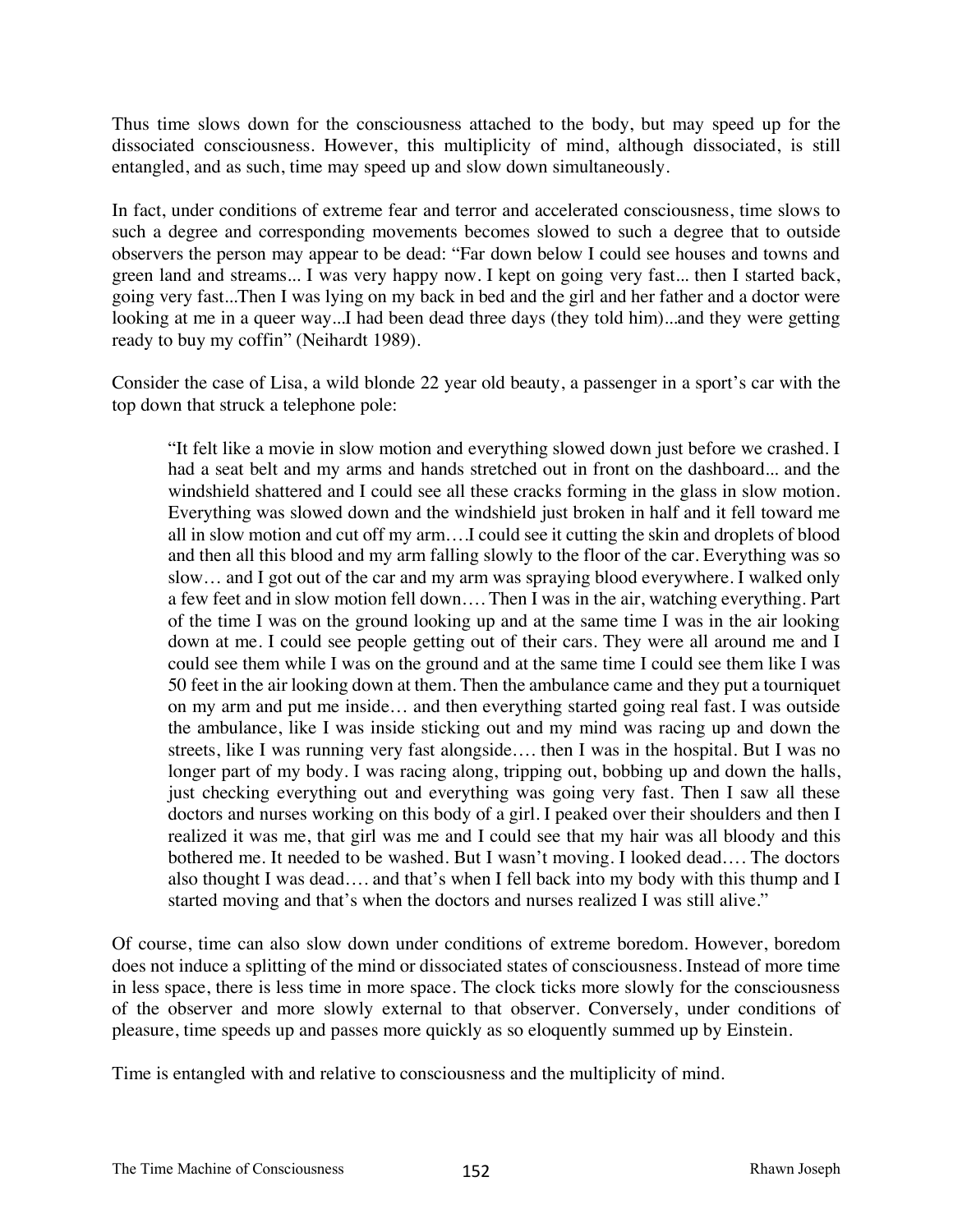Thus time slows down for the consciousness attached to the body, but may speed up for the dissociated consciousness. However, this multiplicity of mind, although dissociated, is still entangled, and as such, time may speed up and slow down simultaneously.

In fact, under conditions of extreme fear and terror and accelerated consciousness, time slows to such a degree and corresponding movements becomes slowed to such a degree that to outside observers the person may appear to be dead: "Far down below I could see houses and towns and green land and streams... I was very happy now. I kept on going very fast... then I started back, going very fast...Then I was lying on my back in bed and the girl and her father and a doctor were looking at me in a queer way...I had been dead three days (they told him)...and they were getting ready to buy my coffin" (Neihardt 1989).

Consider the case of Lisa, a wild blonde 22 year old beauty, a passenger in a sport's car with the top down that struck a telephone pole:

> "It felt like a movie in slow motion and everything slowed down just before we crashed. I had a seat belt and my arms and hands stretched out in front on the dashboard... and the windshield shattered and I could see all these cracks forming in the glass in slow motion. Everything was slowed down and the windshield just broken in half and it fell toward me all in slow motion and cut off my arm….I could see it cutting the skin and droplets of blood and then all this blood and my arm falling slowly to the floor of the car. Everything was so slow… and I got out of the car and my arm was spraying blood everywhere. I walked only a few feet and in slow motion fell down…. Then I was in the air, watching everything. Part of the time I was on the ground looking up and at the same time I was in the air looking down at me. I could see people getting out of their cars. They were all around me and I could see them while I was on the ground and at the same time I could see them like I was 50 feet in the air looking down at them. Then the ambulance came and they put a tourniquet on my arm and put me inside… and then everything started going real fast. I was outside the ambulance, like I was inside sticking out and my mind was racing up and down the streets, like I was running very fast alongside…. then I was in the hospital. But I was no longer part of my body. I was racing along, tripping out, bobbing up and down the halls, just checking everything out and everything was going very fast. Then I saw all these doctors and nurses working on this body of a girl. I peaked over their shoulders and then I realized it was me, that girl was me and I could see that my hair was all bloody and this bothered me. It needed to be washed. But I wasn't moving. I looked dead…. The doctors also thought I was dead…. and that's when I fell back into my body with this thump and I started moving and that's when the doctors and nurses realized I was still alive."

Of course, time can also slow down under conditions of extreme boredom. However, boredom does not induce a splitting of the mind or dissociated states of consciousness. Instead of more time in less space, there is less time in more space. The clock ticks more slowly for the consciousness of the observer and more slowly external to that observer. Conversely, under conditions of pleasure, time speeds up and passes more quickly as so eloquently summed up by Einstein.

Time is entangled with and relative to consciousness and the multiplicity of mind.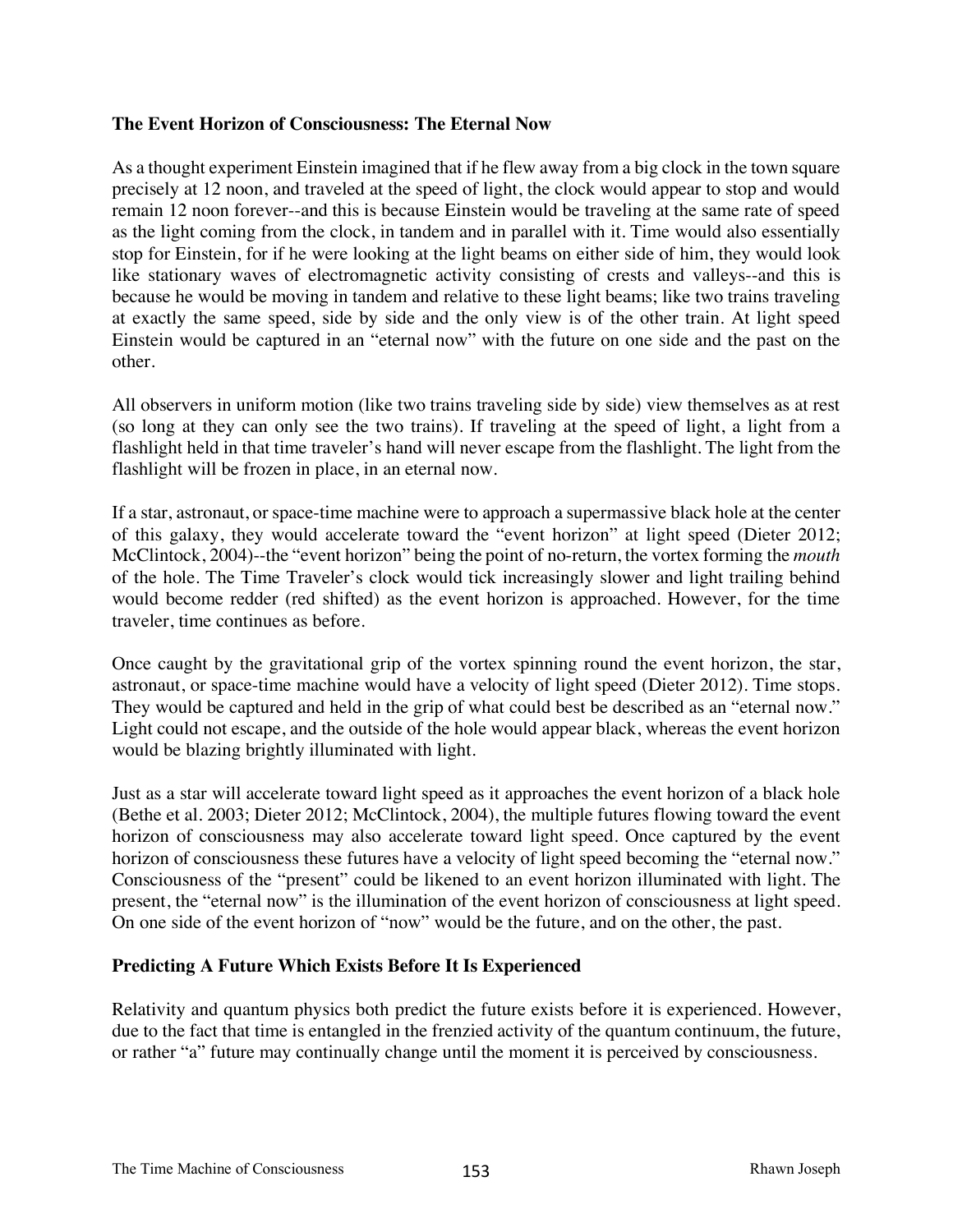**The Event Horizon of Consciousness: The Eternal Now**

As a thought experiment Einstein imagined that if he flew away from a big clock in the town square precisely at 12 noon, and traveled at the speed of light, the clock would appear to stop and would remain 12 noon forever--and this is because Einstein would be traveling at the same rate of speed as the light coming from the clock, in tandem and in parallel with it. Time would also essentially stop for Einstein, for if he were looking at the light beams on either side of him, they would look like stationary waves of electromagnetic activity consisting of crests and valleys--and this is because he would be moving in tandem and relative to these light beams; like two trains traveling at exactly the same speed, side by side and the only view is of the other train. At light speed Einstein would be captured in an "eternal now" with the future on one side and the past on the other.

All observers in uniform motion (like two trains traveling side by side) view themselves as at rest (so long at they can only see the two trains). If traveling at the speed of light, a light from a flashlight held in that time traveler's hand will never escape from the flashlight. The light from the flashlight will be frozen in place, in an eternal now.

If a star, astronaut, or space-time machine were to approach a supermassive black hole at the center of this galaxy, they would accelerate toward the "event horizon" at light speed (Dieter 2012; McClintock, 2004)--the "event horizon" being the point of no-return, the vortex forming the *mouth* of the hole. The Time Traveler's clock would tick increasingly slower and light trailing behind would become redder (red shifted) as the event horizon is approached. However, for the time traveler, time continues as before.

Once caught by the gravitational grip of the vortex spinning round the event horizon, the star, astronaut, or space-time machine would have a velocity of light speed (Dieter 2012). Time stops. They would be captured and held in the grip of what could best be described as an "eternal now." Light could not escape, and the outside of the hole would appear black, whereas the event horizon would be blazing brightly illuminated with light.

Just as a star will accelerate toward light speed as it approaches the event horizon of a black hole (Bethe et al. 2003; Dieter 2012; McClintock, 2004), the multiple futures flowing toward the event horizon of consciousness may also accelerate toward light speed. Once captured by the event horizon of consciousness these futures have a velocity of light speed becoming the "eternal now." Consciousness of the "present" could be likened to an event horizon illuminated with light. The present, the "eternal now" is the illumination of the event horizon of consciousness at light speed. On one side of the event horizon of "now" would be the future, and on the other, the past.

**Predicting A Future Which Exists Before It Is Experienced**

Relativity and quantum physics both predict the future exists before it is experienced. However, due to the fact that time is entangled in the frenzied activity of the quantum continuum, the future, or rather "a" future may continually change until the moment it is perceived by consciousness.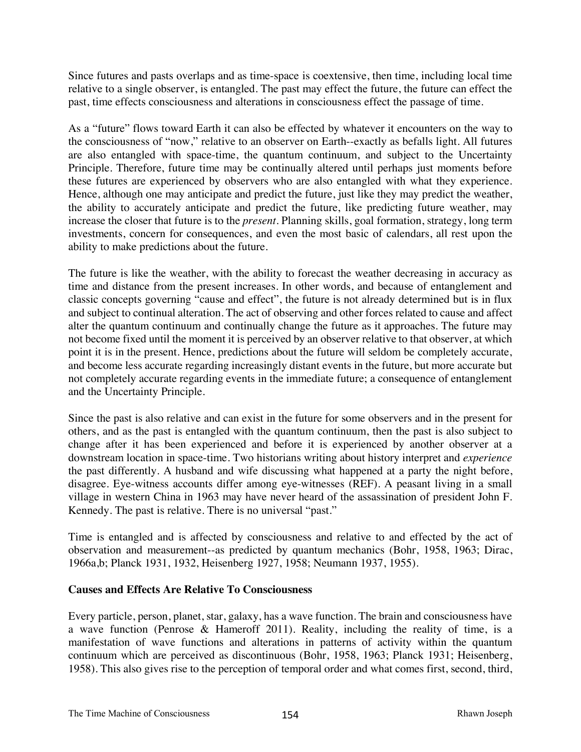Since futures and pasts overlaps and as time-space is coextensive, then time, including local time relative to a single observer, is entangled. The past may effect the future, the future can effect the past, time effects consciousness and alterations in consciousness effect the passage of time.

As a "future" flows toward Earth it can also be effected by whatever it encounters on the way to the consciousness of "now," relative to an observer on Earth--exactly as befalls light. All futures are also entangled with space-time, the quantum continuum, and subject to the Uncertainty Principle. Therefore, future time may be continually altered until perhaps just moments before these futures are experienced by observers who are also entangled with what they experience. Hence, although one may anticipate and predict the future, just like they may predict the weather, the ability to accurately anticipate and predict the future, like predicting future weather, may increase the closer that future is to the *present*. Planning skills, goal formation, strategy, long term investments, concern for consequences, and even the most basic of calendars, all rest upon the ability to make predictions about the future.

The future is like the weather, with the ability to forecast the weather decreasing in accuracy as time and distance from the present increases. In other words, and because of entanglement and classic concepts governing "cause and effect", the future is not already determined but is in flux and subject to continual alteration. The act of observing and other forces related to cause and affect alter the quantum continuum and continually change the future as it approaches. The future may not become fixed until the moment it is perceived by an observer relative to that observer, at which point it is in the present. Hence, predictions about the future will seldom be completely accurate, and become less accurate regarding increasingly distant events in the future, but more accurate but not completely accurate regarding events in the immediate future; a consequence of entanglement and the Uncertainty Principle.

Since the past is also relative and can exist in the future for some observers and in the present for others, and as the past is entangled with the quantum continuum, then the past is also subject to change after it has been experienced and before it is experienced by another observer at a downstream location in space-time. Two historians writing about history interpret and *experience* the past differently. A husband and wife discussing what happened at a party the night before, disagree. Eye-witness accounts differ among eye-witnesses (REF). A peasant living in a small village in western China in 1963 may have never heard of the assassination of president John F. Kennedy. The past is relative. There is no universal "past."

Time is entangled and is affected by consciousness and relative to and effected by the act of observation and measurement--as predicted by quantum mechanics (Bohr, 1958, 1963; Dirac, 1966a,b; Planck 1931, 1932, Heisenberg 1927, 1958; Neumann 1937, 1955).

**Causes and Effects Are Relative To Consciousness**

Every particle, person, planet, star, galaxy, has a wave function. The brain and consciousness have a wave function (Penrose & Hameroff 2011). Reality, including the reality of time, is a manifestation of wave functions and alterations in patterns of activity within the quantum continuum which are perceived as discontinuous (Bohr, 1958, 1963; Planck 1931; Heisenberg, 1958). This also gives rise to the perception of temporal order and what comes first, second, third,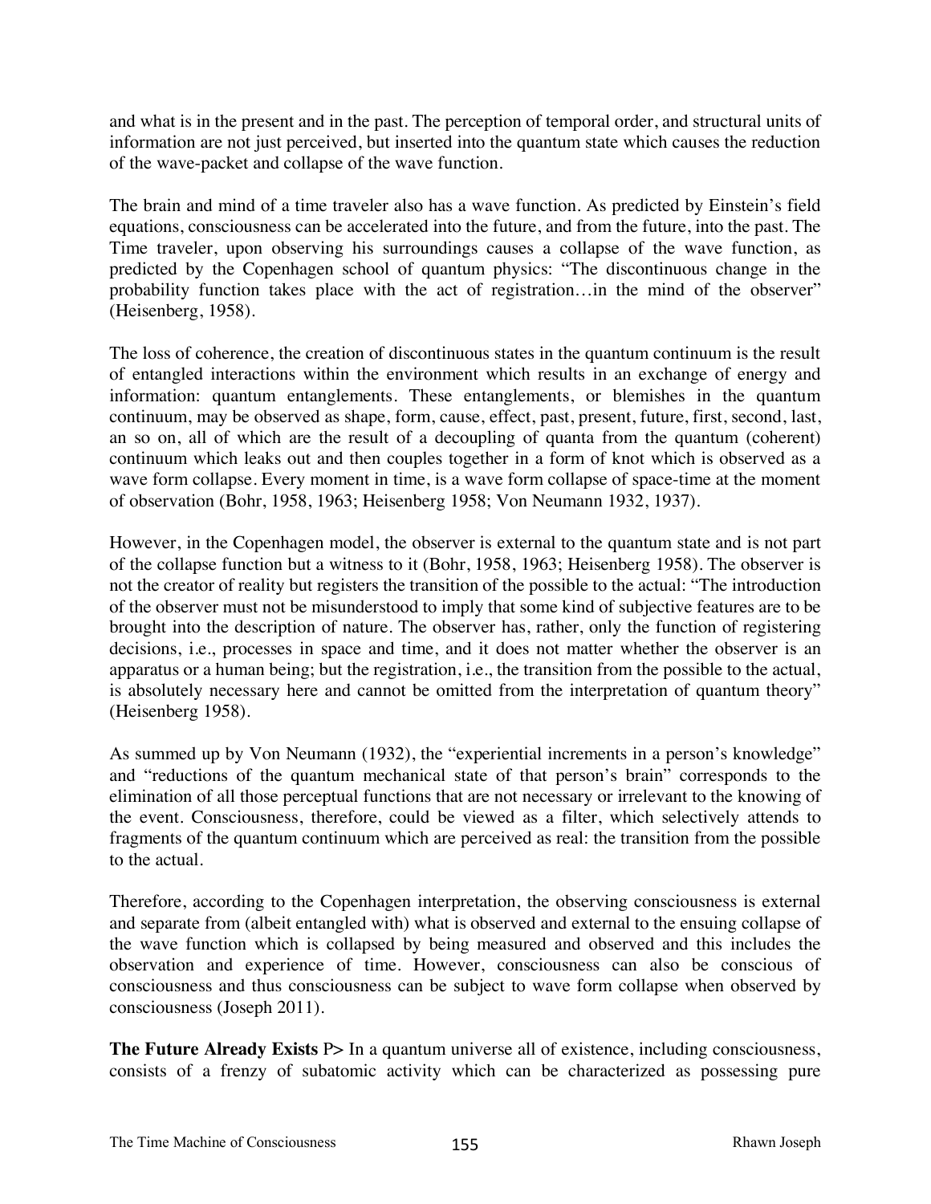and what is in the present and in the past. The perception of temporal order, and structural units of information are not just perceived, but inserted into the quantum state which causes the reduction of the wave-packet and collapse of the wave function.

The brain and mind of a time traveler also has a wave function. As predicted by Einstein's field equations, consciousness can be accelerated into the future, and from the future, into the past. The Time traveler, upon observing his surroundings causes a collapse of the wave function, as predicted by the Copenhagen school of quantum physics: "The discontinuous change in the probability function takes place with the act of registration…in the mind of the observer" (Heisenberg, 1958).

The loss of coherence, the creation of discontinuous states in the quantum continuum is the result of entangled interactions within the environment which results in an exchange of energy and information: quantum entanglements. These entanglements, or blemishes in the quantum continuum, may be observed as shape, form, cause, effect, past, present, future, first, second, last, an so on, all of which are the result of a decoupling of quanta from the quantum (coherent) continuum which leaks out and then couples together in a form of knot which is observed as a wave form collapse. Every moment in time, is a wave form collapse of space-time at the moment of observation (Bohr, 1958, 1963; Heisenberg 1958; Von Neumann 1932, 1937).

However, in the Copenhagen model, the observer is external to the quantum state and is not part of the collapse function but a witness to it (Bohr, 1958, 1963; Heisenberg 1958). The observer is not the creator of reality but registers the transition of the possible to the actual: "The introduction of the observer must not be misunderstood to imply that some kind of subjective features are to be brought into the description of nature. The observer has, rather, only the function of registering decisions, i.e., processes in space and time, and it does not matter whether the observer is an apparatus or a human being; but the registration, i.e., the transition from the possible to the actual, is absolutely necessary here and cannot be omitted from the interpretation of quantum theory" (Heisenberg 1958).

As summed up by Von Neumann (1932), the "experiential increments in a person's knowledge" and "reductions of the quantum mechanical state of that person's brain" corresponds to the elimination of all those perceptual functions that are not necessary or irrelevant to the knowing of the event. Consciousness, therefore, could be viewed as a filter, which selectively attends to fragments of the quantum continuum which are perceived as real: the transition from the possible to the actual.

Therefore, according to the Copenhagen interpretation, the observing consciousness is external and separate from (albeit entangled with) what is observed and external to the ensuing collapse of the wave function which is collapsed by being measured and observed and this includes the observation and experience of time. However, consciousness can also be conscious of consciousness and thus consciousness can be subject to wave form collapse when observed by consciousness (Joseph 2011).

**The Future Already Exists** P> In a quantum universe all of existence, including consciousness, consists of a frenzy of subatomic activity which can be characterized as possessing pure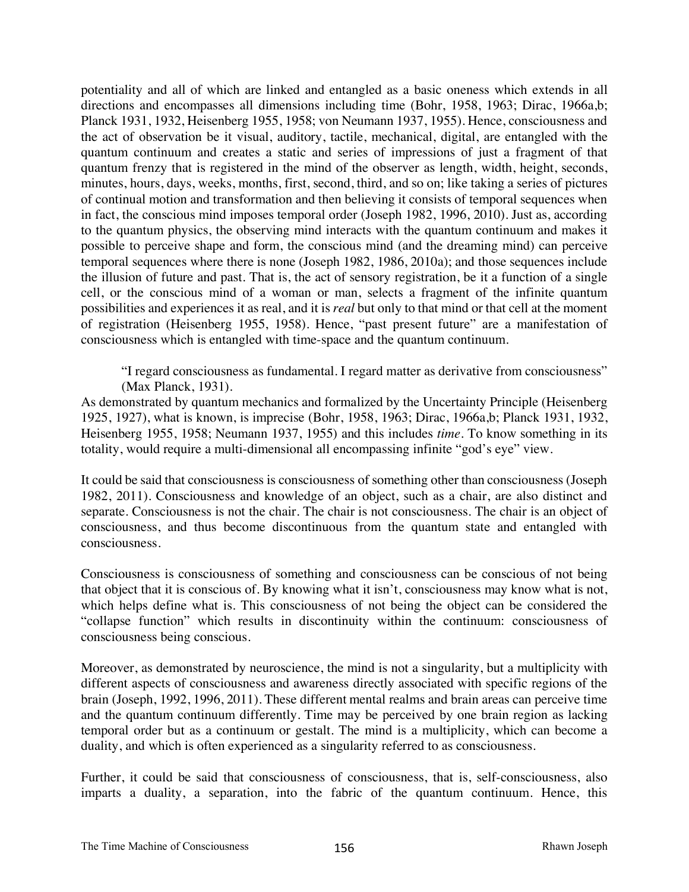potentiality and all of which are linked and entangled as a basic oneness which extends in all directions and encompasses all dimensions including time (Bohr, 1958, 1963; Dirac, 1966a,b; Planck 1931, 1932, Heisenberg 1955, 1958; von Neumann 1937, 1955). Hence, consciousness and the act of observation be it visual, auditory, tactile, mechanical, digital, are entangled with the quantum continuum and creates a static and series of impressions of just a fragment of that quantum frenzy that is registered in the mind of the observer as length, width, height, seconds, minutes, hours, days, weeks, months, first, second, third, and so on; like taking a series of pictures of continual motion and transformation and then believing it consists of temporal sequences when in fact, the conscious mind imposes temporal order (Joseph 1982, 1996, 2010). Just as, according to the quantum physics, the observing mind interacts with the quantum continuum and makes it possible to perceive shape and form, the conscious mind (and the dreaming mind) can perceive temporal sequences where there is none (Joseph 1982, 1986, 2010a); and those sequences include the illusion of future and past. That is, the act of sensory registration, be it a function of a single cell, or the conscious mind of a woman or man, selects a fragment of the infinite quantum possibilities and experiences it as real, and it is *real* but only to that mind or that cell at the moment of registration (Heisenberg 1955, 1958). Hence, "past present future" are a manifestation of consciousness which is entangled with time-space and the quantum continuum.

> "I regard consciousness as fundamental. I regard matter as derivative from consciousness" (Max Planck, 1931).

As demonstrated by quantum mechanics and formalized by the Uncertainty Principle (Heisenberg 1925, 1927), what is known, is imprecise (Bohr, 1958, 1963; Dirac, 1966a,b; Planck 1931, 1932, Heisenberg 1955, 1958; Neumann 1937, 1955) and this includes *time*. To know something in its totality, would require a multi-dimensional all encompassing infinite "god's eye" view.

It could be said that consciousness is consciousness of something other than consciousness (Joseph 1982, 2011). Consciousness and knowledge of an object, such as a chair, are also distinct and separate. Consciousness is not the chair. The chair is not consciousness. The chair is an object of consciousness, and thus become discontinuous from the quantum state and entangled with consciousness.

Consciousness is consciousness of something and consciousness can be conscious of not being that object that it is conscious of. By knowing what it isn't, consciousness may know what is not, which helps define what is. This consciousness of not being the object can be considered the "collapse function" which results in discontinuity within the continuum: consciousness of consciousness being conscious.

Moreover, as demonstrated by neuroscience, the mind is not a singularity, but a multiplicity with different aspects of consciousness and awareness directly associated with specific regions of the brain (Joseph, 1992, 1996, 2011). These different mental realms and brain areas can perceive time and the quantum continuum differently. Time may be perceived by one brain region as lacking temporal order but as a continuum or gestalt. The mind is a multiplicity, which can become a duality, and which is often experienced as a singularity referred to as consciousness.

Further, it could be said that consciousness of consciousness, that is, self-consciousness, also imparts a duality, a separation, into the fabric of the quantum continuum. Hence, this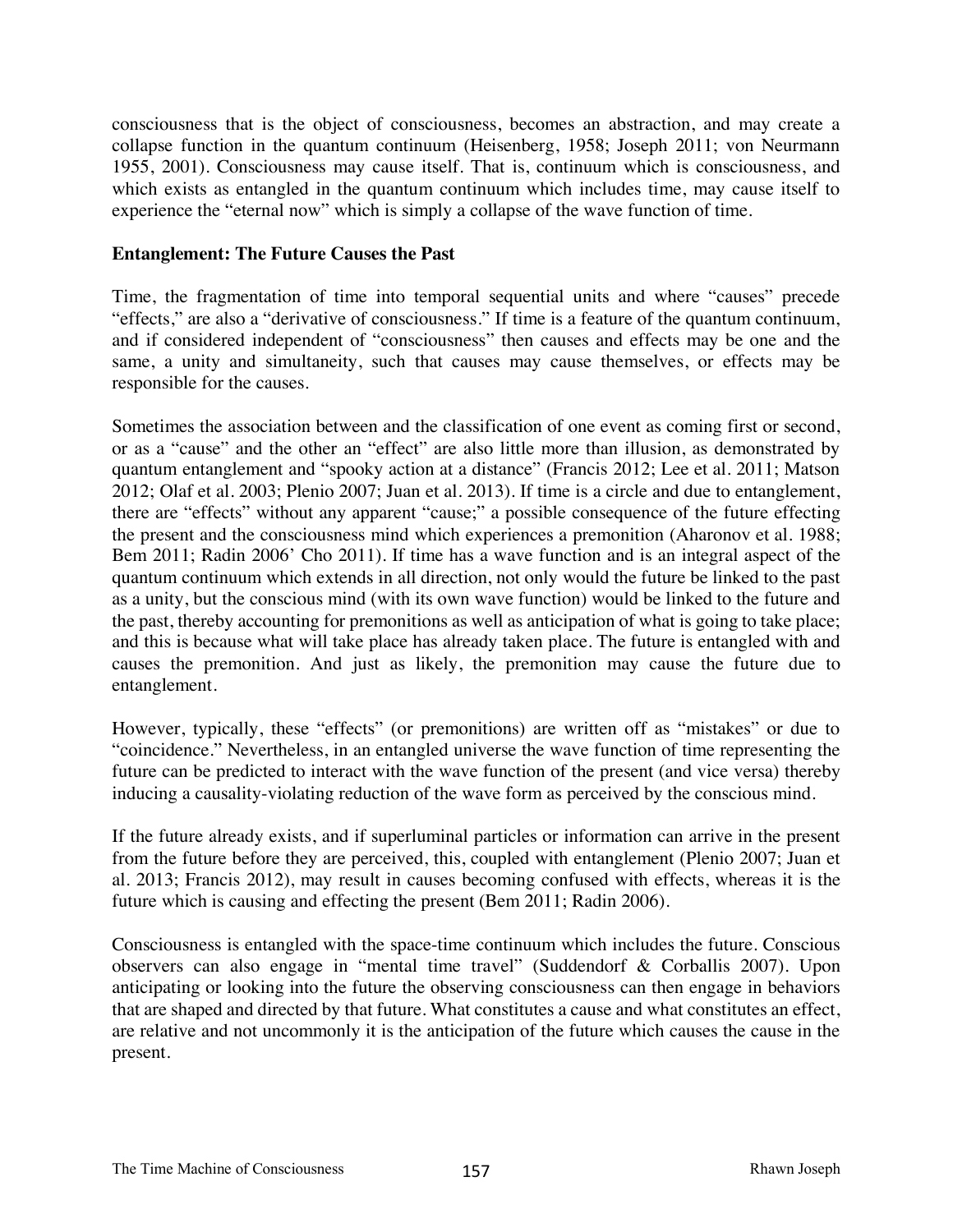consciousness that is the object of consciousness, becomes an abstraction, and may create a collapse function in the quantum continuum (Heisenberg, 1958; Joseph 2011; von Neurmann 1955, 2001). Consciousness may cause itself. That is, continuum which is consciousness, and which exists as entangled in the quantum continuum which includes time, may cause itself to experience the "eternal now" which is simply a collapse of the wave function of time.

**Entanglement: The Future Causes the Past**

Time, the fragmentation of time into temporal sequential units and where "causes" precede "effects," are also a "derivative of consciousness." If time is a feature of the quantum continuum, and if considered independent of "consciousness" then causes and effects may be one and the same, a unity and simultaneity, such that causes may cause themselves, or effects may be responsible for the causes.

Sometimes the association between and the classification of one event as coming first or second, or as a "cause" and the other an "effect" are also little more than illusion, as demonstrated by quantum entanglement and "spooky action at a distance" (Francis 2012; Lee et al. 2011; Matson 2012; Olaf et al. 2003; Plenio 2007; Juan et al. 2013). If time is a circle and due to entanglement, there are "effects" without any apparent "cause;" a possible consequence of the future effecting the present and the consciousness mind which experiences a premonition (Aharonov et al. 1988; Bem 2011; Radin 2006' Cho 2011). If time has a wave function and is an integral aspect of the quantum continuum which extends in all direction, not only would the future be linked to the past as a unity, but the conscious mind (with its own wave function) would be linked to the future and the past, thereby accounting for premonitions as well as anticipation of what is going to take place; and this is because what will take place has already taken place. The future is entangled with and causes the premonition. And just as likely, the premonition may cause the future due to entanglement.

However, typically, these "effects" (or premonitions) are written off as "mistakes" or due to "coincidence." Nevertheless, in an entangled universe the wave function of time representing the future can be predicted to interact with the wave function of the present (and vice versa) thereby inducing a causality-violating reduction of the wave form as perceived by the conscious mind.

If the future already exists, and if superluminal particles or information can arrive in the present from the future before they are perceived, this, coupled with entanglement (Plenio 2007; Juan et al. 2013; Francis 2012), may result in causes becoming confused with effects, whereas it is the future which is causing and effecting the present (Bem 2011; Radin 2006).

Consciousness is entangled with the space-time continuum which includes the future. Conscious observers can also engage in "mental time travel" (Suddendorf & Corballis 2007). Upon anticipating or looking into the future the observing consciousness can then engage in behaviors that are shaped and directed by that future. What constitutes a cause and what constitutes an effect, are relative and not uncommonly it is the anticipation of the future which causes the cause in the present.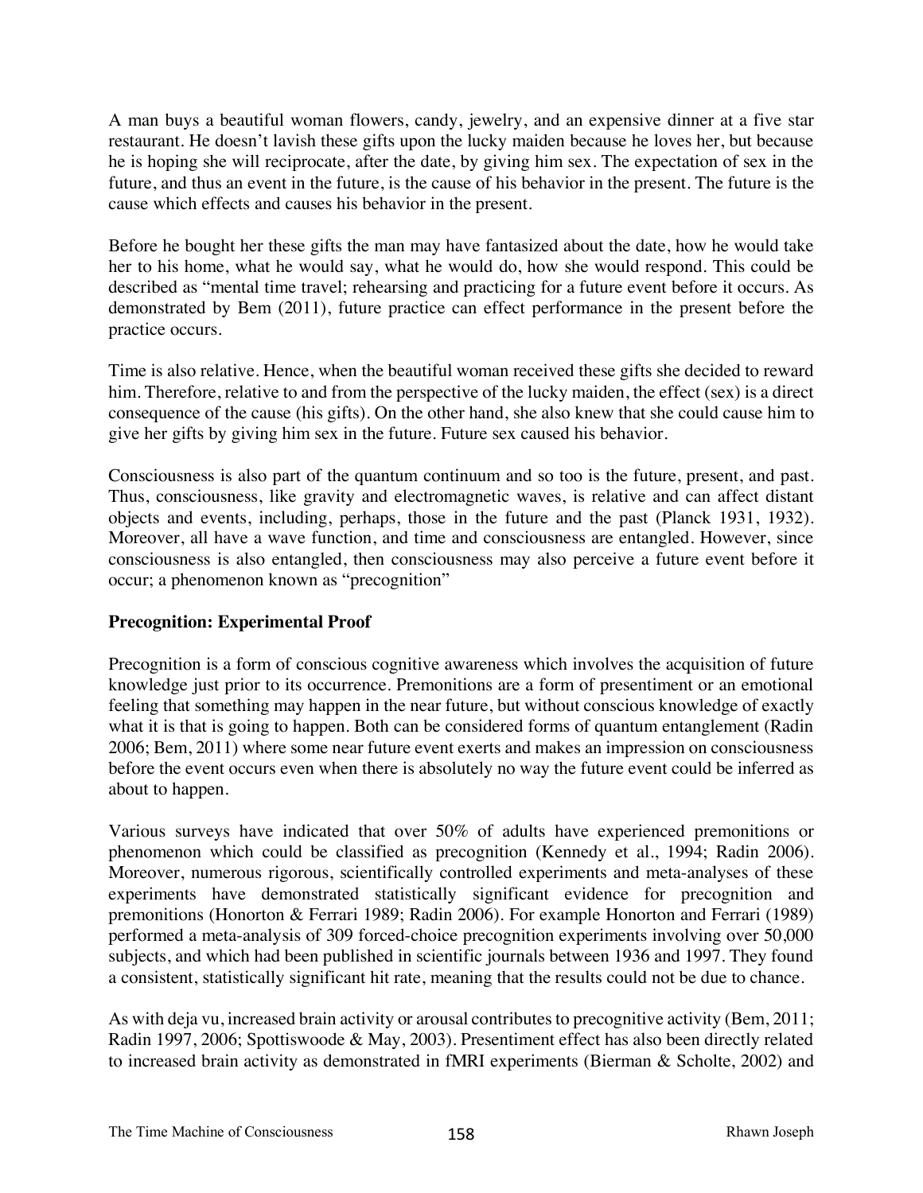A man buys a beautiful woman flowers, candy, jewelry, and an expensive dinner at a five star restaurant. He doesn't lavish these gifts upon the lucky maiden because he loves her, but because he is hoping she will reciprocate, after the date, by giving him sex. The expectation of sex in the future, and thus an event in the future, is the cause of his behavior in the present. The future is the cause which effects and causes his behavior in the present.

Before he bought her these gifts the man may have fantasized about the date, how he would take her to his home, what he would say, what he would do, how she would respond. This could be described as "mental time travel; rehearsing and practicing for a future event before it occurs. As demonstrated by Bem (2011), future practice can effect performance in the present before the practice occurs.

Time is also relative. Hence, when the beautiful woman received these gifts she decided to reward him. Therefore, relative to and from the perspective of the lucky maiden, the effect (sex) is a direct consequence of the cause (his gifts). On the other hand, she also knew that she could cause him to give her gifts by giving him sex in the future. Future sex caused his behavior.

Consciousness is also part of the quantum continuum and so too is the future, present, and past. Thus, consciousness, like gravity and electromagnetic waves, is relative and can affect distant objects and events, including, perhaps, those in the future and the past (Planck 1931, 1932). Moreover, all have a wave function, and time and consciousness are entangled. However, since consciousness is also entangled, then consciousness may also perceive a future event before it occur; a phenomenon known as "precognition"

**Precognition: Experimental Proof**

Precognition is a form of conscious cognitive awareness which involves the acquisition of future knowledge just prior to its occurrence. Premonitions are a form of presentiment or an emotional feeling that something may happen in the near future, but without conscious knowledge of exactly what it is that is going to happen. Both can be considered forms of quantum entanglement (Radin 2006; Bem, 2011) where some near future event exerts and makes an impression on consciousness before the event occurs even when there is absolutely no way the future event could be inferred as about to happen.

Various surveys have indicated that over 50% of adults have experienced premonitions or phenomenon which could be classified as precognition (Kennedy et al., 1994; Radin 2006). Moreover, numerous rigorous, scientifically controlled experiments and meta-analyses of these experiments have demonstrated statistically significant evidence for precognition and premonitions (Honorton & Ferrari 1989; Radin 2006). For example Honorton and Ferrari (1989) performed a meta-analysis of 309 forced-choice precognition experiments involving over 50,000 subjects, and which had been published in scientific journals between 1936 and 1997. They found a consistent, statistically significant hit rate, meaning that the results could not be due to chance.

As with deja vu, increased brain activity or arousal contributes to precognitive activity (Bem, 2011; Radin 1997, 2006; Spottiswoode & May, 2003). Presentiment effect has also been directly related to increased brain activity as demonstrated in fMRI experiments (Bierman & Scholte, 2002) and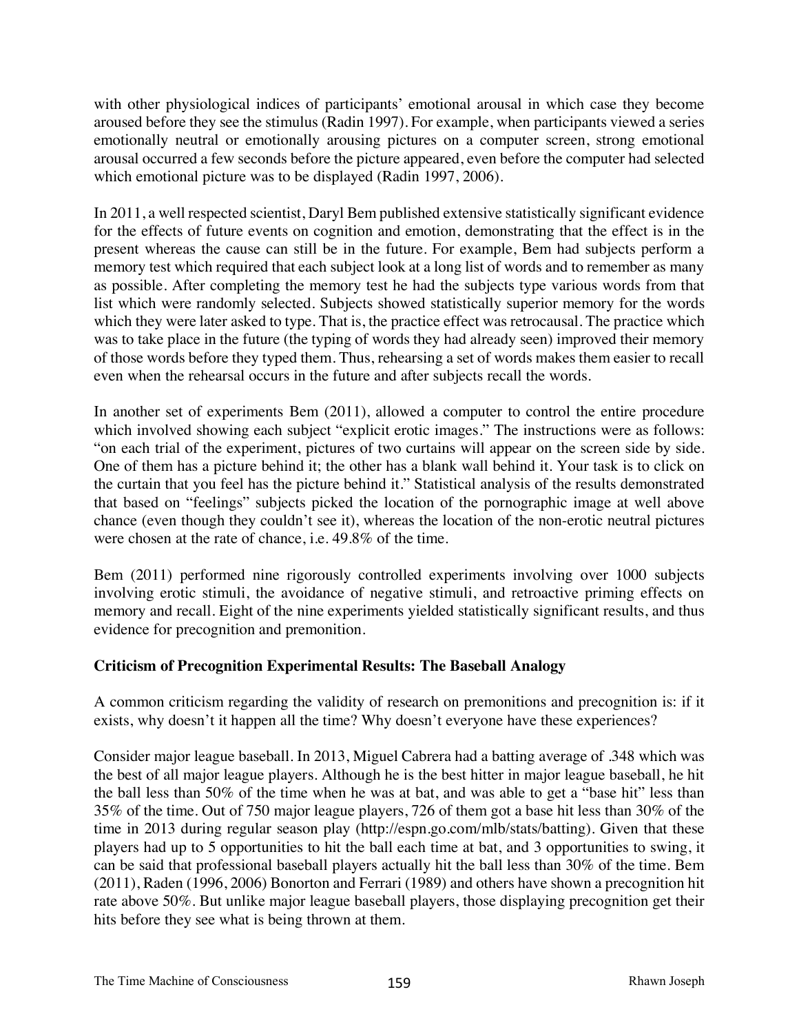with other physiological indices of participants' emotional arousal in which case they become aroused before they see the stimulus (Radin 1997). For example, when participants viewed a series emotionally neutral or emotionally arousing pictures on a computer screen, strong emotional arousal occurred a few seconds before the picture appeared, even before the computer had selected which emotional picture was to be displayed (Radin 1997, 2006).

In 2011, a well respected scientist, Daryl Bem published extensive statistically significant evidence for the effects of future events on cognition and emotion, demonstrating that the effect is in the present whereas the cause can still be in the future. For example, Bem had subjects perform a memory test which required that each subject look at a long list of words and to remember as many as possible. After completing the memory test he had the subjects type various words from that list which were randomly selected. Subjects showed statistically superior memory for the words which they were later asked to type. That is, the practice effect was retrocausal. The practice which was to take place in the future (the typing of words they had already seen) improved their memory of those words before they typed them. Thus, rehearsing a set of words makes them easier to recall even when the rehearsal occurs in the future and after subjects recall the words.

In another set of experiments Bem (2011), allowed a computer to control the entire procedure which involved showing each subject "explicit erotic images." The instructions were as follows: "on each trial of the experiment, pictures of two curtains will appear on the screen side by side. One of them has a picture behind it; the other has a blank wall behind it. Your task is to click on the curtain that you feel has the picture behind it." Statistical analysis of the results demonstrated that based on "feelings" subjects picked the location of the pornographic image at well above chance (even though they couldn't see it), whereas the location of the non-erotic neutral pictures were chosen at the rate of chance, i.e. 49.8% of the time.

Bem (2011) performed nine rigorously controlled experiments involving over 1000 subjects involving erotic stimuli, the avoidance of negative stimuli, and retroactive priming effects on memory and recall. Eight of the nine experiments yielded statistically significant results, and thus evidence for precognition and premonition.

## Criticism of Precognition Experimental Results: The Baseball Analogy

A common criticism regarding the validity of research on premonitions and precognition is: if it exists, why doesn't it happen all the time? Why doesn't everyone have these experiences?

Consider major league baseball. In 2013, Miguel Cabrera had a batting average of .348 which was the best of all major league players. Although he is the best hitter in major league baseball, he hit the ball less than 50% of the time when he was at bat, and was able to get a "base hit" less than 35% of the time. Out of 750 major league players, 726 of them got a base hit less than 30% of the time in 2013 during regular season play (http://espn.go.com/mlb/stats/batting). Given that these players had up to 5 opportunities to hit the ball each time at bat, and 3 opportunities to swing, it can be said that professional baseball players actually hit the ball less than 30% of the time. Bem (2011), Raden (1996, 2006) Bonorton and Ferrari (1989) and others have shown a precognition hit rate above 50%. But unlike major league baseball players, those displaying precognition get their hits before they see what is being thrown at them.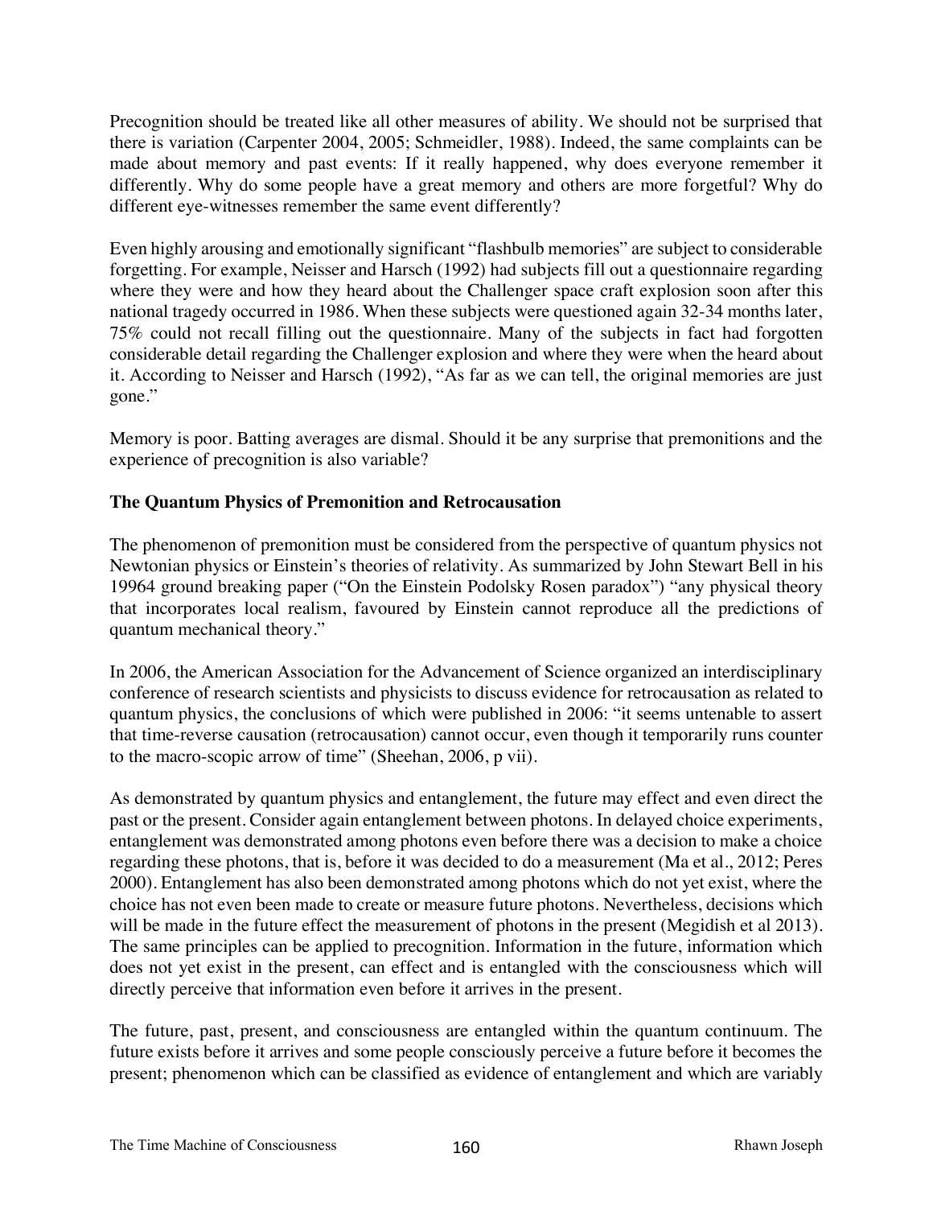Precognition should be treated like all other measures of ability. We should not be surprised that there is variation (Carpenter 2004, 2005; Schmeidler, 1988). Indeed, the same complaints can be made about memory and past events: If it really happened, why does everyone remember it differently. Why do some people have a great memory and others are more forgetful? Why do different eye-witnesses remember the same event differently?

Even highly arousing and emotionally significant "flashbulb memories" are subject to considerable forgetting. For example, Neisser and Harsch (1992) had subjects fill out a questionnaire regarding where they were and how they heard about the Challenger space craft explosion soon after this national tragedy occurred in 1986. When these subjects were questioned again 32-34 months later, 75% could not recall filling out the questionnaire. Many of the subjects in fact had forgotten considerable detail regarding the Challenger explosion and where they were when the heard about it. According to Neisser and Harsch (1992), "As far as we can tell, the original memories are just gone."

Memory is poor. Batting averages are dismal. Should it be any surprise that premonitions and the experience of precognition is also variable?

**The Quantum Physics of Premonition and Retrocausation**

The phenomenon of premonition must be considered from the perspective of quantum physics not Newtonian physics or Einstein's theories of relativity. As summarized by John Stewart Bell in his 19964 ground breaking paper ("On the Einstein Podolsky Rosen paradox") "any physical theory that incorporates local realism, favoured by Einstein cannot reproduce all the predictions of quantum mechanical theory."

In 2006, the American Association for the Advancement of Science organized an interdisciplinary conference of research scientists and physicists to discuss evidence for retrocausation as related to quantum physics, the conclusions of which were published in 2006: "it seems untenable to assert that time-reverse causation (retrocausation) cannot occur, even though it temporarily runs counter to the macro-scopic arrow of time" (Sheehan, 2006, p vii).

As demonstrated by quantum physics and entanglement, the future may effect and even direct the past or the present. Consider again entanglement between photons. In delayed choice experiments, entanglement was demonstrated among photons even before there was a decision to make a choice regarding these photons, that is, before it was decided to do a measurement (Ma et al., 2012; Peres 2000). Entanglement has also been demonstrated among photons which do not yet exist, where the choice has not even been made to create or measure future photons. Nevertheless, decisions which will be made in the future effect the measurement of photons in the present (Megidish et al 2013). The same principles can be applied to precognition. Information in the future, information which does not yet exist in the present, can effect and is entangled with the consciousness which will directly perceive that information even before it arrives in the present.

The future, past, present, and consciousness are entangled within the quantum continuum. The future exists before it arrives and some people consciously perceive a future before it becomes the present; phenomenon which can be classified as evidence of entanglement and which are variably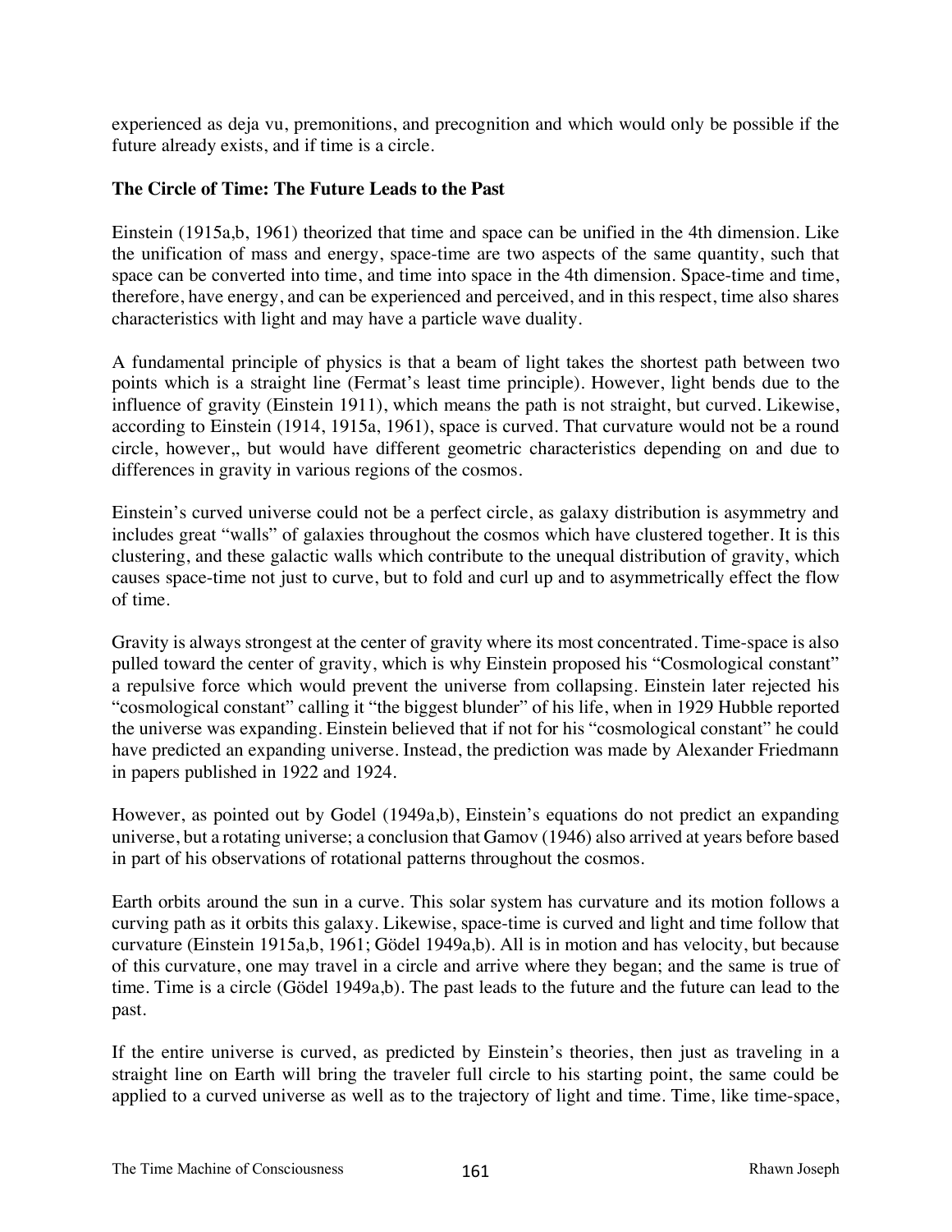experienced as deja vu, premonitions, and precognition and which would only be possible if the future already exists, and if time is a circle.

**The Circle of Time: The Future Leads to the Past**

Einstein (1915a,b, 1961) theorized that time and space can be unified in the 4th dimension. Like the unification of mass and energy, space-time are two aspects of the same quantity, such that space can be converted into time, and time into space in the 4th dimension. Space-time and time, therefore, have energy, and can be experienced and perceived, and in this respect, time also shares characteristics with light and may have a particle wave duality.

A fundamental principle of physics is that a beam of light takes the shortest path between two points which is a straight line (Fermat's least time principle). However, light bends due to the influence of gravity (Einstein 1911), which means the path is not straight, but curved. Likewise, according to Einstein (1914, 1915a, 1961), space is curved. That curvature would not be a round circle, however,, but would have different geometric characteristics depending on and due to differences in gravity in various regions of the cosmos.

Einstein's curved universe could not be a perfect circle, as galaxy distribution is asymmetry and includes great "walls" of galaxies throughout the cosmos which have clustered together. It is this clustering, and these galactic walls which contribute to the unequal distribution of gravity, which causes space-time not just to curve, but to fold and curl up and to asymmetrically effect the flow of time.

Gravity is always strongest at the center of gravity where its most concentrated. Time-space is also pulled toward the center of gravity, which is why Einstein proposed his "Cosmological constant" a repulsive force which would prevent the universe from collapsing. Einstein later rejected his "cosmological constant" calling it "the biggest blunder" of his life, when in 1929 Hubble reported the universe was expanding. Einstein believed that if not for his "cosmological constant" he could have predicted an expanding universe. Instead, the prediction was made by Alexander Friedmann in papers published in 1922 and 1924.

However, as pointed out by Godel (1949a,b), Einstein's equations do not predict an expanding universe, but a rotating universe; a conclusion that Gamov (1946) also arrived at years before based in part of his observations of rotational patterns throughout the cosmos.

Earth orbits around the sun in a curve. This solar system has curvature and its motion follows a curving path as it orbits this galaxy. Likewise, space-time is curved and light and time follow that curvature (Einstein 1915a,b, 1961; Gödel 1949a,b). All is in motion and has velocity, but because of this curvature, one may travel in a circle and arrive where they began; and the same is true of time. Time is a circle (Gödel 1949a,b). The past leads to the future and the future can lead to the past.

If the entire universe is curved, as predicted by Einstein's theories, then just as traveling in a straight line on Earth will bring the traveler full circle to his starting point, the same could be applied to a curved universe as well as to the trajectory of light and time. Time, like time-space,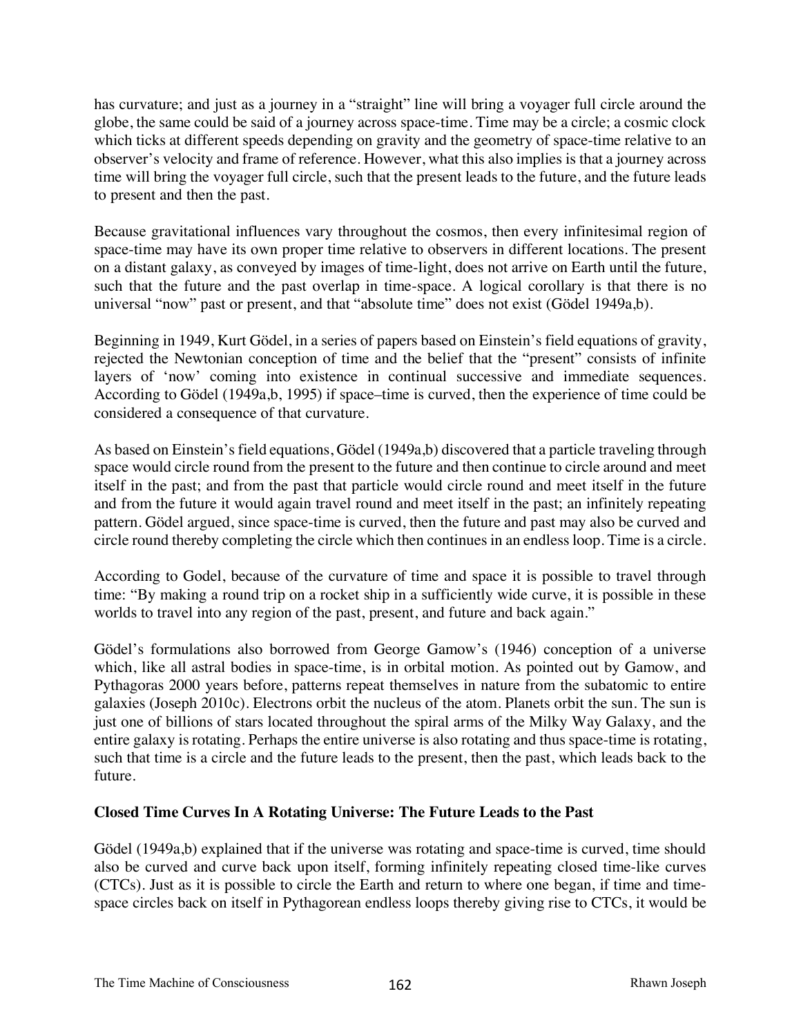has curvature; and just as a journey in a "straight" line will bring a voyager full circle around the globe, the same could be said of a journey across space-time. Time may be a circle; a cosmic clock which ticks at different speeds depending on gravity and the geometry of space-time relative to an observer's velocity and frame of reference. However, what this also implies is that a journey across time will bring the voyager full circle, such that the present leads to the future, and the future leads to present and then the past.

Because gravitational influences vary throughout the cosmos, then every infinitesimal region of space-time may have its own proper time relative to observers in different locations. The present on a distant galaxy, as conveyed by images of time-light, does not arrive on Earth until the future, such that the future and the past overlap in time-space. A logical corollary is that there is no universal "now" past or present, and that "absolute time" does not exist (Gödel 1949a,b).

Beginning in 1949, Kurt Gödel, in a series of papers based on Einstein's field equations of gravity, rejected the Newtonian conception of time and the belief that the "present" consists of infinite layers of 'now' coming into existence in continual successive and immediate sequences. According to Gödel (1949a,b, 1995) if space–time is curved, then the experience of time could be considered a consequence of that curvature.

As based on Einstein's field equations, Gödel (1949a,b) discovered that a particle traveling through space would circle round from the present to the future and then continue to circle around and meet itself in the past; and from the past that particle would circle round and meet itself in the future and from the future it would again travel round and meet itself in the past; an infinitely repeating pattern. Gödel argued, since space-time is curved, then the future and past may also be curved and circle round thereby completing the circle which then continues in an endless loop. Time is a circle.

According to Godel, because of the curvature of time and space it is possible to travel through time: "By making a round trip on a rocket ship in a sufficiently wide curve, it is possible in these worlds to travel into any region of the past, present, and future and back again."

Gödel's formulations also borrowed from George Gamow's (1946) conception of a universe which, like all astral bodies in space-time, is in orbital motion. As pointed out by Gamow, and Pythagoras 2000 years before, patterns repeat themselves in nature from the subatomic to entire galaxies (Joseph 2010c). Electrons orbit the nucleus of the atom. Planets orbit the sun. The sun is just one of billions of stars located throughout the spiral arms of the Milky Way Galaxy, and the entire galaxy is rotating. Perhaps the entire universe is also rotating and thus space-time is rotating, such that time is a circle and the future leads to the present, then the past, which leads back to the future.

### Closed Time Curves In A Rotating Universe: The Future Leads to the Past

Gödel (1949a,b) explained that if the universe was rotating and space-time is curved, time should also be curved and curve back upon itself, forming infinitely repeating closed time-like curves (CTCs). Just as it is possible to circle the Earth and return to where one began, if time and time-space circles back on itself in Pythagorean endless loops thereby giving rise to CTCs, it would be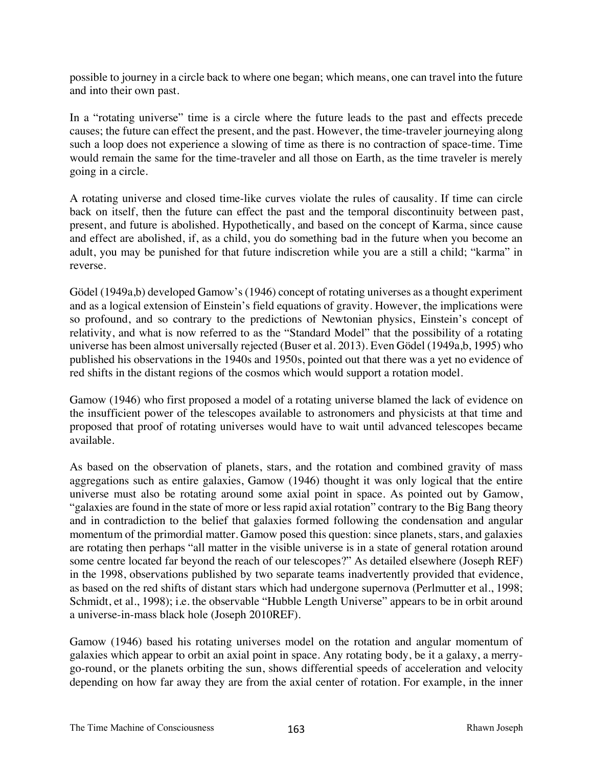possible to journey in a circle back to where one began; which means, one can travel into the future and into their own past.

In a "rotating universe" time is a circle where the future leads to the past and effects precede causes; the future can effect the present, and the past. However, the time-traveler journeying along such a loop does not experience a slowing of time as there is no contraction of space-time. Time would remain the same for the time-traveler and all those on Earth, as the time traveler is merely going in a circle.

A rotating universe and closed time-like curves violate the rules of causality. If time can circle back on itself, then the future can effect the past and the temporal discontinuity between past, present, and future is abolished. Hypothetically, and based on the concept of Karma, since cause and effect are abolished, if, as a child, you do something bad in the future when you become an adult, you may be punished for that future indiscretion while you are a still a child; "karma" in reverse.

Gödel (1949a,b) developed Gamow's (1946) concept of rotating universes as a thought experiment and as a logical extension of Einstein's field equations of gravity. However, the implications were so profound, and so contrary to the predictions of Newtonian physics, Einstein's concept of relativity, and what is now referred to as the "Standard Model" that the possibility of a rotating universe has been almost universally rejected (Buser et al. 2013). Even Gödel (1949a,b, 1995) who published his observations in the 1940s and 1950s, pointed out that there was a yet no evidence of red shifts in the distant regions of the cosmos which would support a rotation model.

Gamow (1946) who first proposed a model of a rotating universe blamed the lack of evidence on the insufficient power of the telescopes available to astronomers and physicists at that time and proposed that proof of rotating universes would have to wait until advanced telescopes became available.

As based on the observation of planets, stars, and the rotation and combined gravity of mass aggregations such as entire galaxies, Gamow (1946) thought it was only logical that the entire universe must also be rotating around some axial point in space. As pointed out by Gamow, "galaxies are found in the state of more or less rapid axial rotation" contrary to the Big Bang theory and in contradiction to the belief that galaxies formed following the condensation and angular momentum of the primordial matter. Gamow posed this question: since planets, stars, and galaxies are rotating then perhaps "all matter in the visible universe is in a state of general rotation around some centre located far beyond the reach of our telescopes?" As detailed elsewhere (Joseph REF) in the 1998, observations published by two separate teams inadvertently provided that evidence, as based on the red shifts of distant stars which had undergone supernova (Perlmutter et al., 1998; Schmidt, et al., 1998); i.e. the observable "Hubble Length Universe" appears to be in orbit around a universe-in-mass black hole (Joseph 2010REF).

Gamow (1946) based his rotating universes model on the rotation and angular momentum of galaxies which appear to orbit an axial point in space. Any rotating body, be it a galaxy, a merry-go-round, or the planets orbiting the sun, shows differential speeds of acceleration and velocity depending on how far away they are from the axial center of rotation. For example, in the inner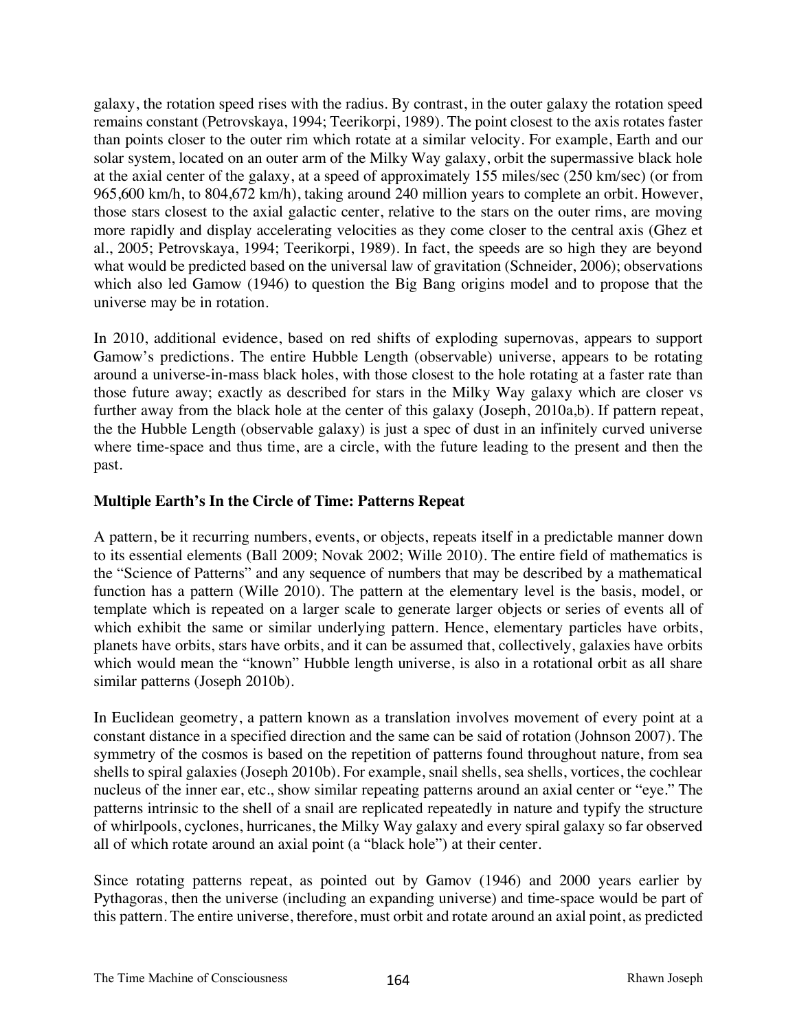galaxy, the rotation speed rises with the radius. By contrast, in the outer galaxy the rotation speed remains constant (Petrovskaya, 1994; Teerikorpi, 1989). The point closest to the axis rotates faster than points closer to the outer rim which rotate at a similar velocity. For example, Earth and our solar system, located on an outer arm of the Milky Way galaxy, orbit the supermassive black hole at the axial center of the galaxy, at a speed of approximately 155 miles/sec (250 km/sec) (or from 965,600 km/h, to 804,672 km/h), taking around 240 million years to complete an orbit. However, those stars closest to the axial galactic center, relative to the stars on the outer rims, are moving more rapidly and display accelerating velocities as they come closer to the central axis (Ghez et al., 2005; Petrovskaya, 1994; Teerikorpi, 1989). In fact, the speeds are so high they are beyond what would be predicted based on the universal law of gravitation (Schneider, 2006); observations which also led Gamow (1946) to question the Big Bang origins model and to propose that the universe may be in rotation.

In 2010, additional evidence, based on red shifts of exploding supernovas, appears to support Gamow's predictions. The entire Hubble Length (observable) universe, appears to be rotating around a universe-in-mass black holes, with those closest to the hole rotating at a faster rate than those future away; exactly as described for stars in the Milky Way galaxy which are closer vs further away from the black hole at the center of this galaxy (Joseph, 2010a,b). If pattern repeat, the the Hubble Length (observable galaxy) is just a spec of dust in an infinitely curved universe where time-space and thus time, are a circle, with the future leading to the present and then the past.

**Multiple Earth's In the Circle of Time: Patterns Repeat**

A pattern, be it recurring numbers, events, or objects, repeats itself in a predictable manner down to its essential elements (Ball 2009; Novak 2002; Wille 2010). The entire field of mathematics is the "Science of Patterns" and any sequence of numbers that may be described by a mathematical function has a pattern (Wille 2010). The pattern at the elementary level is the basis, model, or template which is repeated on a larger scale to generate larger objects or series of events all of which exhibit the same or similar underlying pattern. Hence, elementary particles have orbits, planets have orbits, stars have orbits, and it can be assumed that, collectively, galaxies have orbits which would mean the "known" Hubble length universe, is also in a rotational orbit as all share similar patterns (Joseph 2010b).

In Euclidean geometry, a pattern known as a translation involves movement of every point at a constant distance in a specified direction and the same can be said of rotation (Johnson 2007). The symmetry of the cosmos is based on the repetition of patterns found throughout nature, from sea shells to spiral galaxies (Joseph 2010b). For example, snail shells, sea shells, vortices, the cochlear nucleus of the inner ear, etc., show similar repeating patterns around an axial center or "eye." The patterns intrinsic to the shell of a snail are replicated repeatedly in nature and typify the structure of whirlpools, cyclones, hurricanes, the Milky Way galaxy and every spiral galaxy so far observed all of which rotate around an axial point (a "black hole") at their center.

Since rotating patterns repeat, as pointed out by Gamov (1946) and 2000 years earlier by Pythagoras, then the universe (including an expanding universe) and time-space would be part of this pattern. The entire universe, therefore, must orbit and rotate around an axial point, as predicted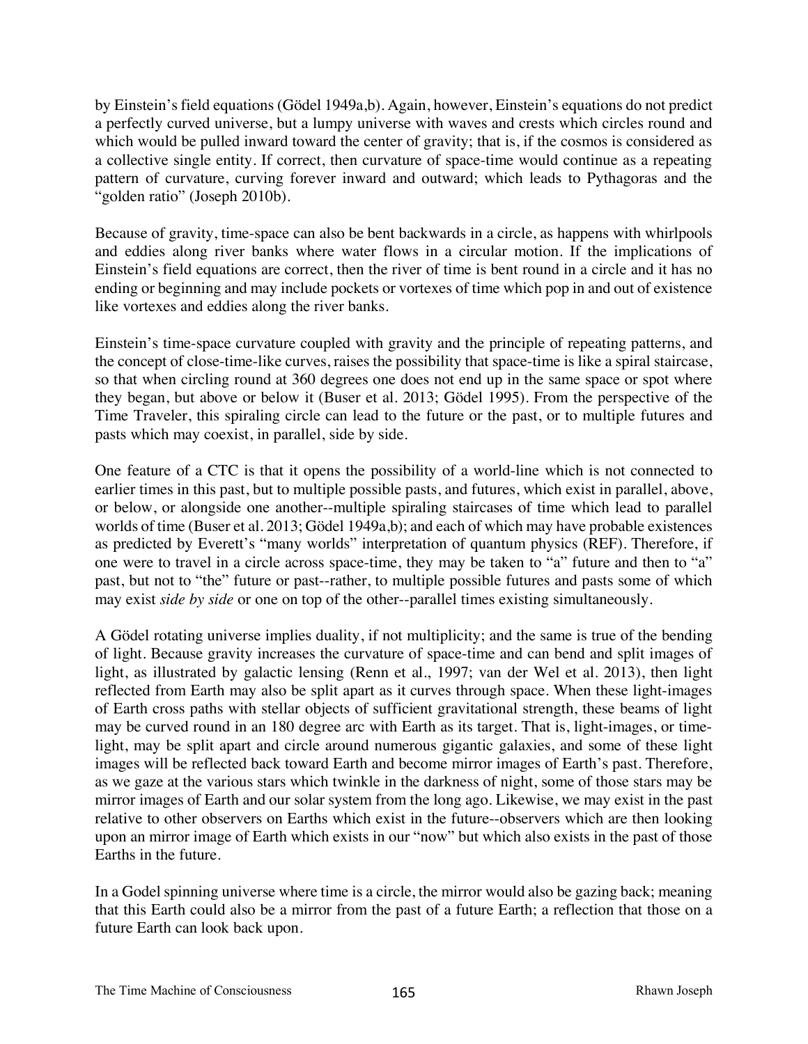by Einstein's field equations (Gödel 1949a,b). Again, however, Einstein's equations do not predict a perfectly curved universe, but a lumpy universe with waves and crests which circles round and which would be pulled inward toward the center of gravity; that is, if the cosmos is considered as a collective single entity. If correct, then curvature of space-time would continue as a repeating pattern of curvature, curving forever inward and outward; which leads to Pythagoras and the "golden ratio" (Joseph 2010b).

Because of gravity, time-space can also be bent backwards in a circle, as happens with whirlpools and eddies along river banks where water flows in a circular motion. If the implications of Einstein's field equations are correct, then the river of time is bent round in a circle and it has no ending or beginning and may include pockets or vortexes of time which pop in and out of existence like vortexes and eddies along the river banks.

Einstein's time-space curvature coupled with gravity and the principle of repeating patterns, and the concept of close-time-like curves, raises the possibility that space-time is like a spiral staircase, so that when circling round at 360 degrees one does not end up in the same space or spot where they began, but above or below it (Buser et al. 2013; Gödel 1995). From the perspective of the Time Traveler, this spiraling circle can lead to the future or the past, or to multiple futures and pasts which may coexist, in parallel, side by side.

One feature of a CTC is that it opens the possibility of a world-line which is not connected to earlier times in this past, but to multiple possible pasts, and futures, which exist in parallel, above, or below, or alongside one another--multiple spiraling staircases of time which lead to parallel worlds of time (Buser et al. 2013; Gödel 1949a,b); and each of which may have probable existences as predicted by Everett's "many worlds" interpretation of quantum physics (REF). Therefore, if one were to travel in a circle across space-time, they may be taken to "a" future and then to "a" past, but not to "the" future or past--rather, to multiple possible futures and pasts some of which may exist *side by side* or one on top of the other--parallel times existing simultaneously.

A Gödel rotating universe implies duality, if not multiplicity; and the same is true of the bending of light. Because gravity increases the curvature of space-time and can bend and split images of light, as illustrated by galactic lensing (Renn et al., 1997; van der Wel et al. 2013), then light reflected from Earth may also be split apart as it curves through space. When these light-images of Earth cross paths with stellar objects of sufficient gravitational strength, these beams of light may be curved round in an 180 degree arc with Earth as its target. That is, light-images, or time-light, may be split apart and circle around numerous gigantic galaxies, and some of these light images will be reflected back toward Earth and become mirror images of Earth's past. Therefore, as we gaze at the various stars which twinkle in the darkness of night, some of those stars may be mirror images of Earth and our solar system from the long ago. Likewise, we may exist in the past relative to other observers on Earths which exist in the future--observers which are then looking upon an mirror image of Earth which exists in our "now" but which also exists in the past of those Earths in the future.

In a Godel spinning universe where time is a circle, the mirror would also be gazing back; meaning that this Earth could also be a mirror from the past of a future Earth; a reflection that those on a future Earth can look back upon.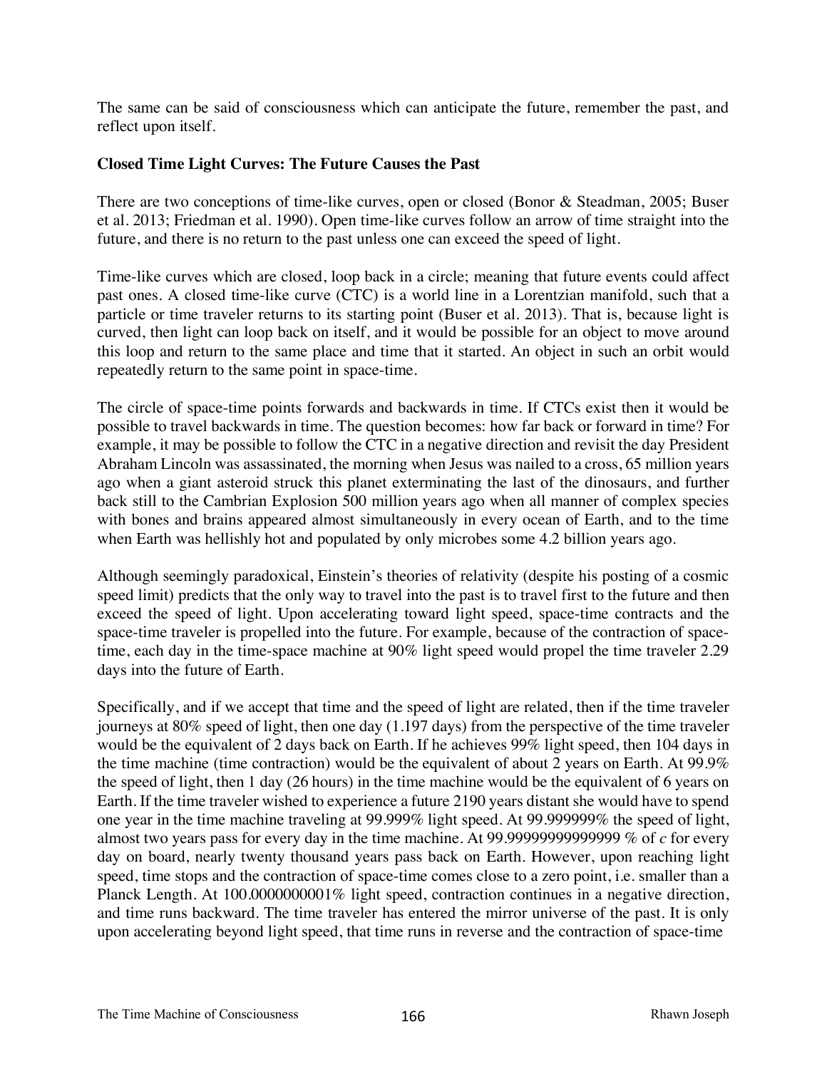The same can be said of consciousness which can anticipate the future, remember the past, and reflect upon itself.

**Closed Time Light Curves: The Future Causes the Past**

There are two conceptions of time-like curves, open or closed (Bonor & Steadman, 2005; Buser et al. 2013; Friedman et al. 1990). Open time-like curves follow an arrow of time straight into the future, and there is no return to the past unless one can exceed the speed of light.

Time-like curves which are closed, loop back in a circle; meaning that future events could affect past ones. A closed time-like curve (CTC) is a world line in a Lorentzian manifold, such that a particle or time traveler returns to its starting point (Buser et al. 2013). That is, because light is curved, then light can loop back on itself, and it would be possible for an object to move around this loop and return to the same place and time that it started. An object in such an orbit would repeatedly return to the same point in space-time.

The circle of space-time points forwards and backwards in time. If CTCs exist then it would be possible to travel backwards in time. The question becomes: how far back or forward in time? For example, it may be possible to follow the CTC in a negative direction and revisit the day President Abraham Lincoln was assassinated, the morning when Jesus was nailed to a cross, 65 million years ago when a giant asteroid struck this planet exterminating the last of the dinosaurs, and further back still to the Cambrian Explosion 500 million years ago when all manner of complex species with bones and brains appeared almost simultaneously in every ocean of Earth, and to the time when Earth was hellishly hot and populated by only microbes some 4.2 billion years ago.

Although seemingly paradoxical, Einstein's theories of relativity (despite his posting of a cosmic speed limit) predicts that the only way to travel into the past is to travel first to the future and then exceed the speed of light. Upon accelerating toward light speed, space-time contracts and the space-time traveler is propelled into the future. For example, because of the contraction of space-time, each day in the time-space machine at 90% light speed would propel the time traveler 2.29 days into the future of Earth.

Specifically, and if we accept that time and the speed of light are related, then if the time traveler journeys at 80% speed of light, then one day (1.197 days) from the perspective of the time traveler would be the equivalent of 2 days back on Earth. If he achieves 99% light speed, then 104 days in the time machine (time contraction) would be the equivalent of about 2 years on Earth. At 99.9% the speed of light, then 1 day (26 hours) in the time machine would be the equivalent of 6 years on Earth. If the time traveler wished to experience a future 2190 years distant she would have to spend one year in the time machine traveling at 99.999% light speed. At 99.999999% the speed of light, almost two years pass for every day in the time machine. At 99.99999999999999 % of *c* for every day on board, nearly twenty thousand years pass back on Earth. However, upon reaching light speed, time stops and the contraction of space-time comes close to a zero point, i.e. smaller than a Planck Length. At 100.0000000001% light speed, contraction continues in a negative direction, and time runs backward. The time traveler has entered the mirror universe of the past. It is only upon accelerating beyond light speed, that time runs in reverse and the contraction of space-time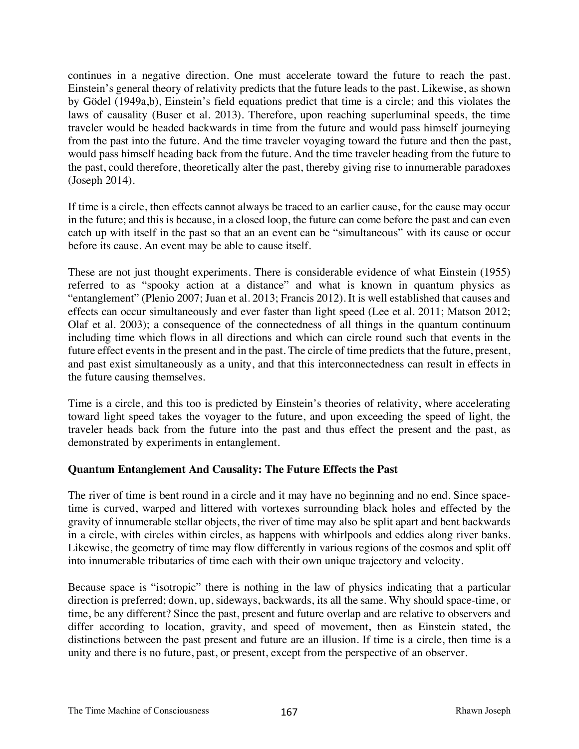continues in a negative direction. One must accelerate toward the future to reach the past. Einstein's general theory of relativity predicts that the future leads to the past. Likewise, as shown by Gödel (1949a,b), Einstein's field equations predict that time is a circle; and this violates the laws of causality (Buser et al. 2013). Therefore, upon reaching superluminal speeds, the time traveler would be headed backwards in time from the future and would pass himself journeying from the past into the future. And the time traveler voyaging toward the future and then the past, would pass himself heading back from the future. And the time traveler heading from the future to the past, could therefore, theoretically alter the past, thereby giving rise to innumerable paradoxes (Joseph 2014).

If time is a circle, then effects cannot always be traced to an earlier cause, for the cause may occur in the future; and this is because, in a closed loop, the future can come before the past and can even catch up with itself in the past so that an an event can be "simultaneous" with its cause or occur before its cause. An event may be able to cause itself.

These are not just thought experiments. There is considerable evidence of what Einstein (1955) referred to as "spooky action at a distance" and what is known in quantum physics as "entanglement" (Plenio 2007; Juan et al. 2013; Francis 2012). It is well established that causes and effects can occur simultaneously and ever faster than light speed (Lee et al. 2011; Matson 2012; Olaf et al. 2003); a consequence of the connectedness of all things in the quantum continuum including time which flows in all directions and which can circle round such that events in the future effect events in the present and in the past. The circle of time predicts that the future, present, and past exist simultaneously as a unity, and that this interconnectedness can result in effects in the future causing themselves.

Time is a circle, and this too is predicted by Einstein's theories of relativity, where accelerating toward light speed takes the voyager to the future, and upon exceeding the speed of light, the traveler heads back from the future into the past and thus effect the present and the past, as demonstrated by experiments in entanglement.

## Quantum Entanglement And Causality: The Future Effects the Past

The river of time is bent round in a circle and it may have no beginning and no end. Since space-time is curved, warped and littered with vortexes surrounding black holes and effected by the gravity of innumerable stellar objects, the river of time may also be split apart and bent backwards in a circle, with circles within circles, as happens with whirlpools and eddies along river banks. Likewise, the geometry of time may flow differently in various regions of the cosmos and split off into innumerable tributaries of time each with their own unique trajectory and velocity.

Because space is "isotropic" there is nothing in the law of physics indicating that a particular direction is preferred; down, up, sideways, backwards, its all the same. Why should space-time, or time, be any different? Since the past, present and future overlap and are relative to observers and differ according to location, gravity, and speed of movement, then as Einstein stated, the distinctions between the past present and future are an illusion. If time is a circle, then time is a unity and there is no future, past, or present, except from the perspective of an observer.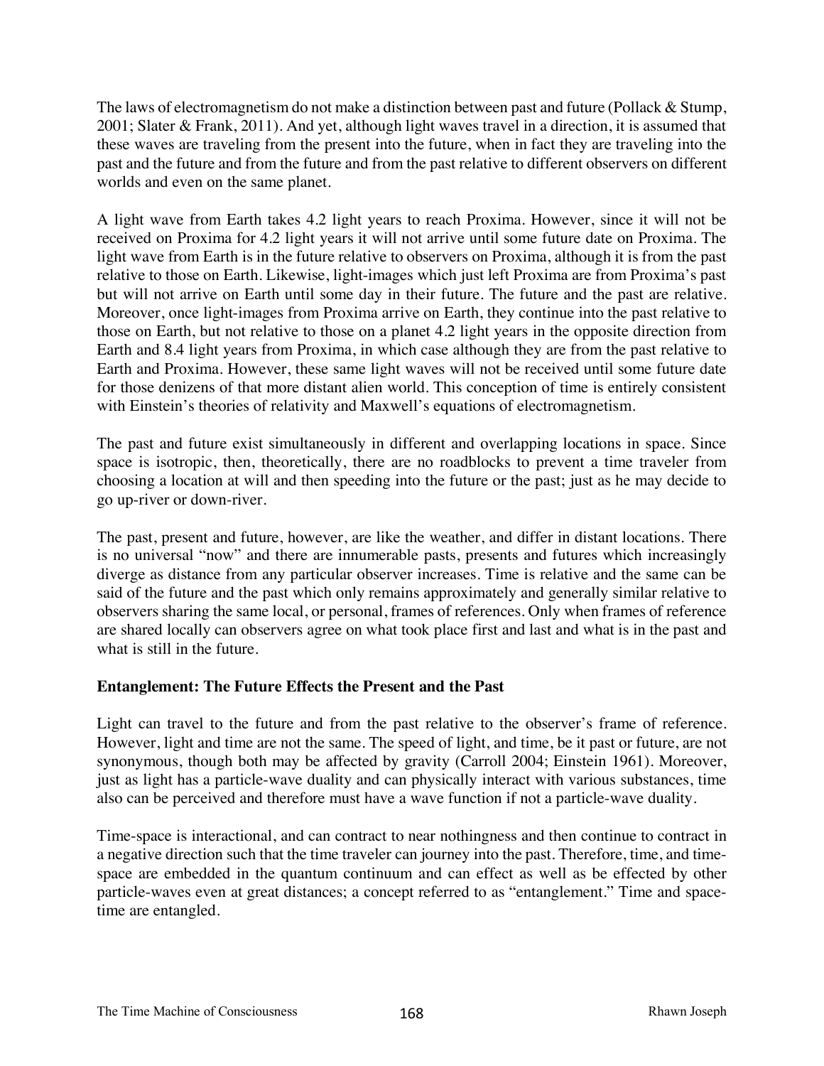The laws of electromagnetism do not make a distinction between past and future (Pollack & Stump, 2001; Slater & Frank, 2011). And yet, although light waves travel in a direction, it is assumed that these waves are traveling from the present into the future, when in fact they are traveling into the past and the future and from the future and from the past relative to different observers on different worlds and even on the same planet.

A light wave from Earth takes 4.2 light years to reach Proxima. However, since it will not be received on Proxima for 4.2 light years it will not arrive until some future date on Proxima. The light wave from Earth is in the future relative to observers on Proxima, although it is from the past relative to those on Earth. Likewise, light-images which just left Proxima are from Proxima's past but will not arrive on Earth until some day in their future. The future and the past are relative. Moreover, once light-images from Proxima arrive on Earth, they continue into the past relative to those on Earth, but not relative to those on a planet 4.2 light years in the opposite direction from Earth and 8.4 light years from Proxima, in which case although they are from the past relative to Earth and Proxima. However, these same light waves will not be received until some future date for those denizens of that more distant alien world. This conception of time is entirely consistent with Einstein's theories of relativity and Maxwell's equations of electromagnetism.

The past and future exist simultaneously in different and overlapping locations in space. Since space is isotropic, then, theoretically, there are no roadblocks to prevent a time traveler from choosing a location at will and then speeding into the future or the past; just as he may decide to go up-river or down-river.

The past, present and future, however, are like the weather, and differ in distant locations. There is no universal "now" and there are innumerable pasts, presents and futures which increasingly diverge as distance from any particular observer increases. Time is relative and the same can be said of the future and the past which only remains approximately and generally similar relative to observers sharing the same local, or personal, frames of references. Only when frames of reference are shared locally can observers agree on what took place first and last and what is in the past and what is still in the future.

**Entanglement: The Future Effects the Present and the Past**

Light can travel to the future and from the past relative to the observer's frame of reference. However, light and time are not the same. The speed of light, and time, be it past or future, are not synonymous, though both may be affected by gravity (Carroll 2004; Einstein 1961). Moreover, just as light has a particle-wave duality and can physically interact with various substances, time also can be perceived and therefore must have a wave function if not a particle-wave duality.

Time-space is interactional, and can contract to near nothingness and then continue to contract in a negative direction such that the time traveler can journey into the past. Therefore, time, and time-space are embedded in the quantum continuum and can effect as well as be effected by other particle-waves even at great distances; a concept referred to as "entanglement." Time and space-time are entangled.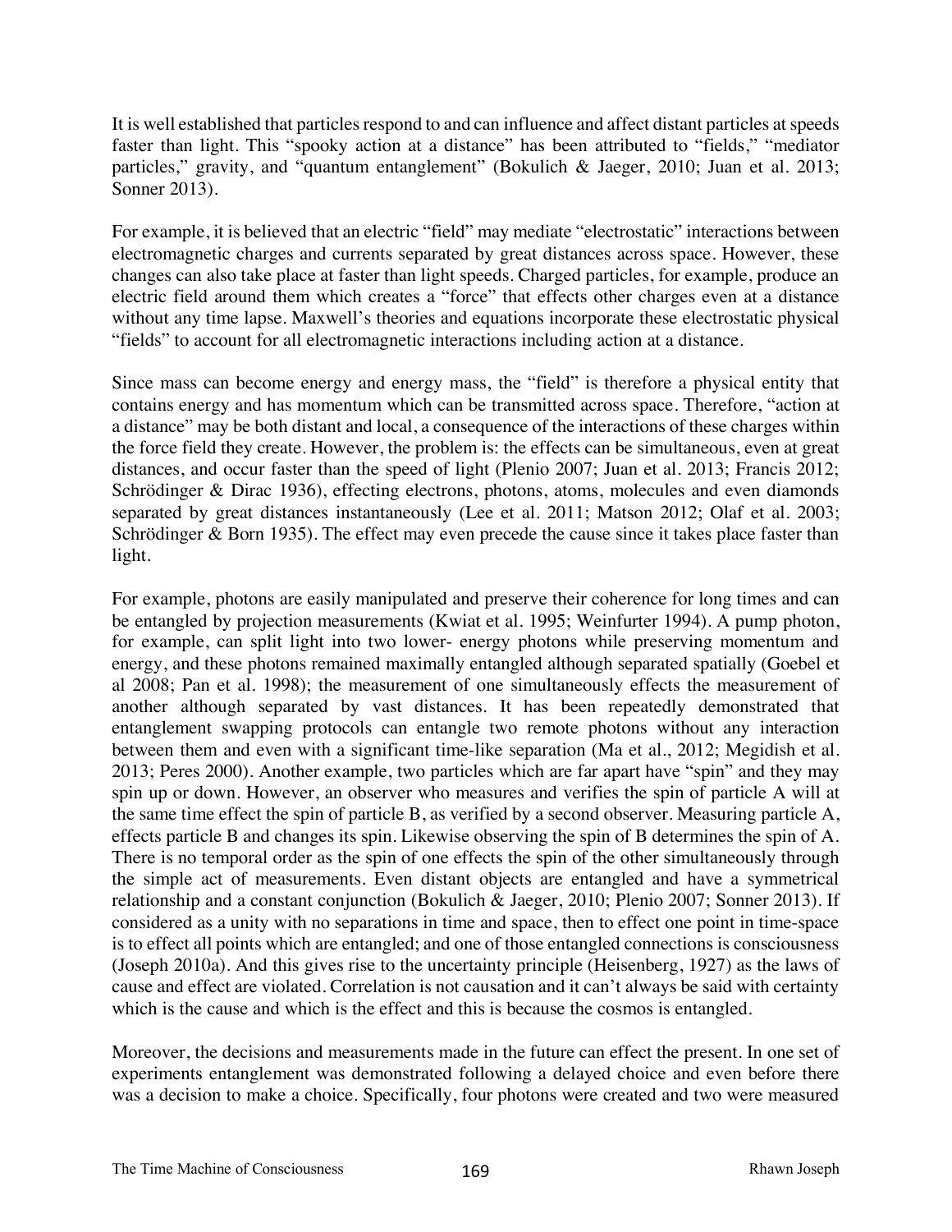It is well established that particles respond to and can influence and affect distant particles at speeds faster than light. This "spooky action at a distance" has been attributed to "fields," "mediator particles," gravity, and "quantum entanglement" (Bokulich & Jaeger, 2010; Juan et al. 2013; Sonner 2013).

For example, it is believed that an electric "field" may mediate "electrostatic" interactions between electromagnetic charges and currents separated by great distances across space. However, these changes can also take place at faster than light speeds. Charged particles, for example, produce an electric field around them which creates a "force" that effects other charges even at a distance without any time lapse. Maxwell's theories and equations incorporate these electrostatic physical "fields" to account for all electromagnetic interactions including action at a distance.

Since mass can become energy and energy mass, the "field" is therefore a physical entity that contains energy and has momentum which can be transmitted across space. Therefore, "action at a distance" may be both distant and local, a consequence of the interactions of these charges within the force field they create. However, the problem is: the effects can be simultaneous, even at great distances, and occur faster than the speed of light (Plenio 2007; Juan et al. 2013; Francis 2012; Schrödinger & Dirac 1936), effecting electrons, photons, atoms, molecules and even diamonds separated by great distances instantaneously (Lee et al. 2011; Matson 2012; Olaf et al. 2003; Schrödinger & Born 1935). The effect may even precede the cause since it takes place faster than light.

For example, photons are easily manipulated and preserve their coherence for long times and can be entangled by projection measurements (Kwiat et al. 1995; Weinfurter 1994). A pump photon, for example, can split light into two lower- energy photons while preserving momentum and energy, and these photons remained maximally entangled although separated spatially (Goebel et al 2008; Pan et al. 1998); the measurement of one simultaneously effects the measurement of another although separated by vast distances. It has been repeatedly demonstrated that entanglement swapping protocols can entangle two remote photons without any interaction between them and even with a significant time-like separation (Ma et al., 2012; Megidish et al. 2013; Peres 2000). Another example, two particles which are far apart have "spin" and they may spin up or down. However, an observer who measures and verifies the spin of particle A will at the same time effect the spin of particle B, as verified by a second observer. Measuring particle A, effects particle B and changes its spin. Likewise observing the spin of B determines the spin of A. There is no temporal order as the spin of one effects the spin of the other simultaneously through the simple act of measurements. Even distant objects are entangled and have a symmetrical relationship and a constant conjunction (Bokulich & Jaeger, 2010; Plenio 2007; Sonner 2013). If considered as a unity with no separations in time and space, then to effect one point in time-space is to effect all points which are entangled; and one of those entangled connections is consciousness (Joseph 2010a). And this gives rise to the uncertainty principle (Heisenberg, 1927) as the laws of cause and effect are violated. Correlation is not causation and it can't always be said with certainty which is the cause and which is the effect and this is because the cosmos is entangled.

Moreover, the decisions and measurements made in the future can effect the present. In one set of experiments entanglement was demonstrated following a delayed choice and even before there was a decision to make a choice. Specifically, four photons were created and two were measured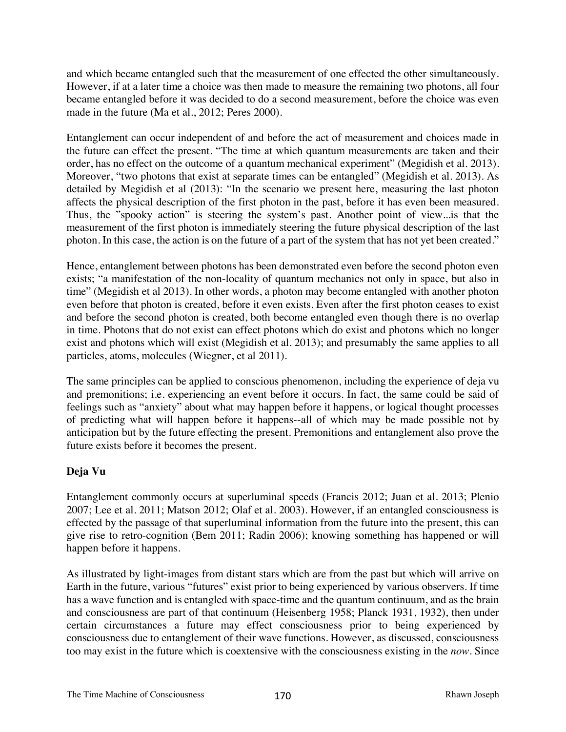and which became entangled such that the measurement of one effected the other simultaneously. However, if at a later time a choice was then made to measure the remaining two photons, all four became entangled before it was decided to do a second measurement, before the choice was even made in the future (Ma et al., 2012; Peres 2000).

Entanglement can occur independent of and before the act of measurement and choices made in the future can effect the present. "The time at which quantum measurements are taken and their order, has no effect on the outcome of a quantum mechanical experiment" (Megidish et al. 2013). Moreover, "two photons that exist at separate times can be entangled" (Megidish et al. 2013). As detailed by Megidish et al (2013): "In the scenario we present here, measuring the last photon affects the physical description of the first photon in the past, before it has even been measured. Thus, the "spooky action" is steering the system's past. Another point of view...is that the measurement of the first photon is immediately steering the future physical description of the last photon. In this case, the action is on the future of a part of the system that has not yet been created."

Hence, entanglement between photons has been demonstrated even before the second photon even exists; "a manifestation of the non-locality of quantum mechanics not only in space, but also in time" (Megidish et al 2013). In other words, a photon may become entangled with another photon even before that photon is created, before it even exists. Even after the first photon ceases to exist and before the second photon is created, both become entangled even though there is no overlap in time. Photons that do not exist can effect photons which do exist and photons which no longer exist and photons which will exist (Megidish et al. 2013); and presumably the same applies to all particles, atoms, molecules (Wiegner, et al 2011).

The same principles can be applied to conscious phenomenon, including the experience of deja vu and premonitions; i.e. experiencing an event before it occurs. In fact, the same could be said of feelings such as "anxiety" about what may happen before it happens, or logical thought processes of predicting what will happen before it happens--all of which may be made possible not by anticipation but by the future effecting the present. Premonitions and entanglement also prove the future exists before it becomes the present.

**Deja Vu**

Entanglement commonly occurs at superluminal speeds (Francis 2012; Juan et al. 2013; Plenio 2007; Lee et al. 2011; Matson 2012; Olaf et al. 2003). However, if an entangled consciousness is effected by the passage of that superluminal information from the future into the present, this can give rise to retro-cognition (Bem 2011; Radin 2006); knowing something has happened or will happen before it happens.

As illustrated by light-images from distant stars which are from the past but which will arrive on Earth in the future, various "futures" exist prior to being experienced by various observers. If time has a wave function and is entangled with space-time and the quantum continuum, and as the brain and consciousness are part of that continuum (Heisenberg 1958; Planck 1931, 1932), then under certain circumstances a future may effect consciousness prior to being experienced by consciousness due to entanglement of their wave functions. However, as discussed, consciousness too may exist in the future which is coextensive with the consciousness existing in the *now*. Since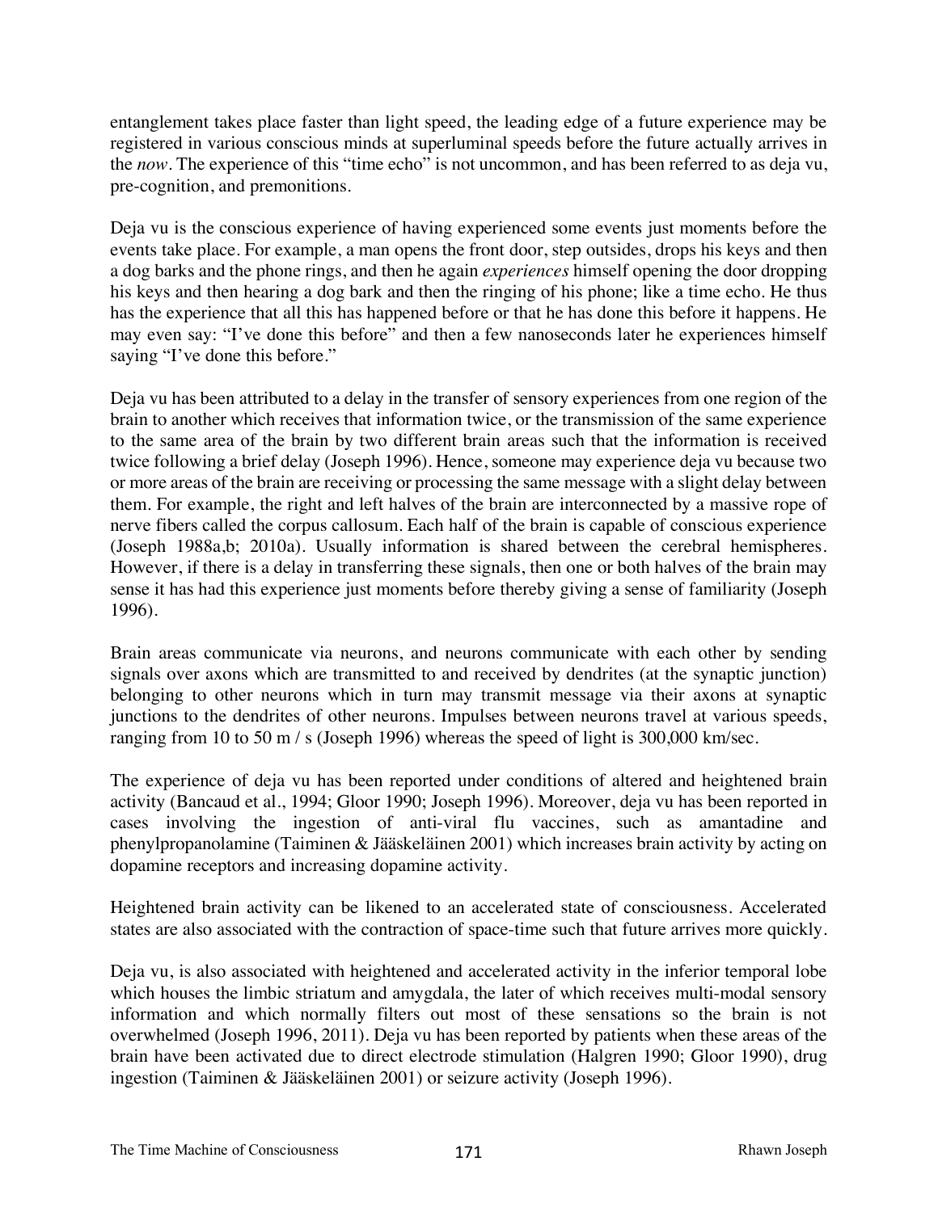entanglement takes place faster than light speed, the leading edge of a future experience may be registered in various conscious minds at superluminal speeds before the future actually arrives in the *now*. The experience of this "time echo" is not uncommon, and has been referred to as deja vu, pre-cognition, and premonitions.

Deja vu is the conscious experience of having experienced some events just moments before the events take place. For example, a man opens the front door, step outsides, drops his keys and then a dog barks and the phone rings, and then he again *experiences* himself opening the door dropping his keys and then hearing a dog bark and then the ringing of his phone; like a time echo. He thus has the experience that all this has happened before or that he has done this before it happens. He may even say: "I've done this before" and then a few nanoseconds later he experiences himself saying "I've done this before."

Deja vu has been attributed to a delay in the transfer of sensory experiences from one region of the brain to another which receives that information twice, or the transmission of the same experience to the same area of the brain by two different brain areas such that the information is received twice following a brief delay (Joseph 1996). Hence, someone may experience deja vu because two or more areas of the brain are receiving or processing the same message with a slight delay between them. For example, the right and left halves of the brain are interconnected by a massive rope of nerve fibers called the corpus callosum. Each half of the brain is capable of conscious experience (Joseph 1988a,b; 2010a). Usually information is shared between the cerebral hemispheres. However, if there is a delay in transferring these signals, then one or both halves of the brain may sense it has had this experience just moments before thereby giving a sense of familiarity (Joseph 1996).

Brain areas communicate via neurons, and neurons communicate with each other by sending signals over axons which are transmitted to and received by dendrites (at the synaptic junction) belonging to other neurons which in turn may transmit message via their axons at synaptic junctions to the dendrites of other neurons. Impulses between neurons travel at various speeds, ranging from 10 to 50 m / s (Joseph 1996) whereas the speed of light is 300,000 km/sec.

The experience of deja vu has been reported under conditions of altered and heightened brain activity (Bancaud et al., 1994; Gloor 1990; Joseph 1996). Moreover, deja vu has been reported in cases involving the ingestion of anti-viral flu vaccines, such as amantadine and phenylpropanolamine (Taiminen & Jääskeläinen 2001) which increases brain activity by acting on dopamine receptors and increasing dopamine activity.

Heightened brain activity can be likened to an accelerated state of consciousness. Accelerated states are also associated with the contraction of space-time such that future arrives more quickly.

Deja vu, is also associated with heightened and accelerated activity in the inferior temporal lobe which houses the limbic striatum and amygdala, the later of which receives multi-modal sensory information and which normally filters out most of these sensations so the brain is not overwhelmed (Joseph 1996, 2011). Deja vu has been reported by patients when these areas of the brain have been activated due to direct electrode stimulation (Halgren 1990; Gloor 1990), drug ingestion (Taiminen & Jääskeläinen 2001) or seizure activity (Joseph 1996).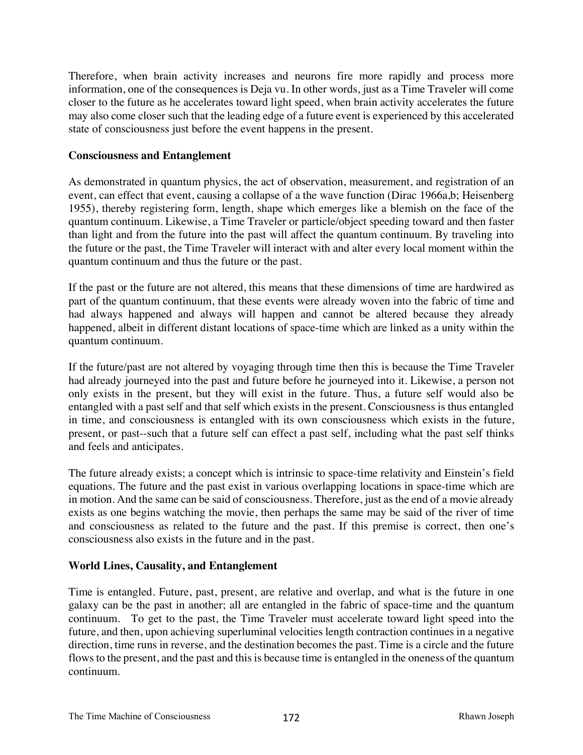Therefore, when brain activity increases and neurons fire more rapidly and process more information, one of the consequences is Deja vu. In other words, just as a Time Traveler will come closer to the future as he accelerates toward light speed, when brain activity accelerates the future may also come closer such that the leading edge of a future event is experienced by this accelerated state of consciousness just before the event happens in the present.

**Consciousness and Entanglement**

As demonstrated in quantum physics, the act of observation, measurement, and registration of an event, can effect that event, causing a collapse of a the wave function (Dirac 1966a,b; Heisenberg 1955), thereby registering form, length, shape which emerges like a blemish on the face of the quantum continuum. Likewise, a Time Traveler or particle/object speeding toward and then faster than light and from the future into the past will affect the quantum continuum. By traveling into the future or the past, the Time Traveler will interact with and alter every local moment within the quantum continuum and thus the future or the past.

If the past or the future are not altered, this means that these dimensions of time are hardwired as part of the quantum continuum, that these events were already woven into the fabric of time and had always happened and always will happen and cannot be altered because they already happened, albeit in different distant locations of space-time which are linked as a unity within the quantum continuum.

If the future/past are not altered by voyaging through time then this is because the Time Traveler had already journeyed into the past and future before he journeyed into it. Likewise, a person not only exists in the present, but they will exist in the future. Thus, a future self would also be entangled with a past self and that self which exists in the present. Consciousness is thus entangled in time, and consciousness is entangled with its own consciousness which exists in the future, present, or past--such that a future self can effect a past self, including what the past self thinks and feels and anticipates.

The future already exists; a concept which is intrinsic to space-time relativity and Einstein's field equations. The future and the past exist in various overlapping locations in space-time which are in motion. And the same can be said of consciousness. Therefore, just as the end of a movie already exists as one begins watching the movie, then perhaps the same may be said of the river of time and consciousness as related to the future and the past. If this premise is correct, then one's consciousness also exists in the future and in the past.

**World Lines, Causality, and Entanglement**

Time is entangled. Future, past, present, are relative and overlap, and what is the future in one galaxy can be the past in another; all are entangled in the fabric of space-time and the quantum continuum. To get to the past, the Time Traveler must accelerate toward light speed into the future, and then, upon achieving superluminal velocities length contraction continues in a negative direction, time runs in reverse, and the destination becomes the past. Time is a circle and the future flows to the present, and the past and this is because time is entangled in the oneness of the quantum continuum.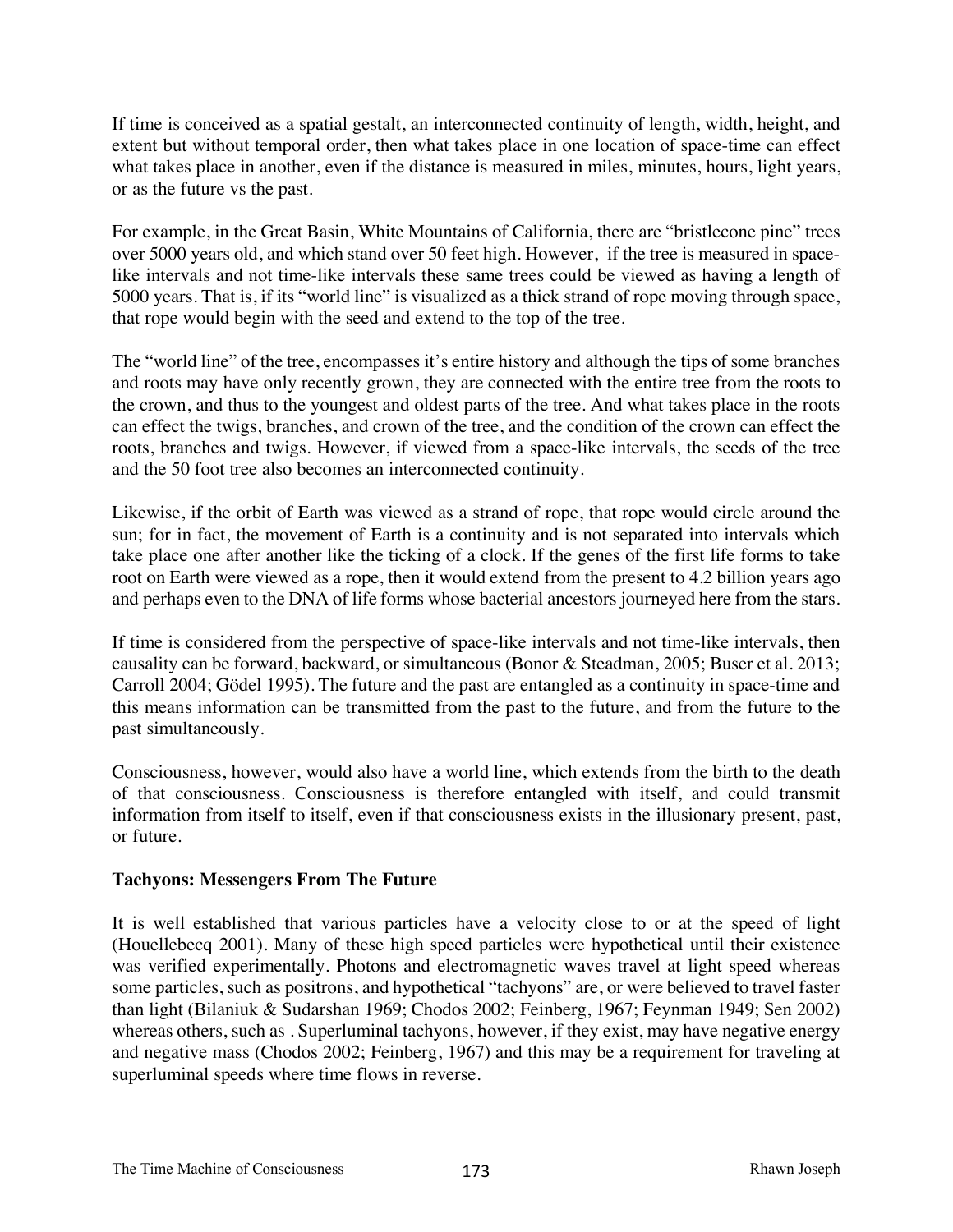If time is conceived as a spatial gestalt, an interconnected continuity of length, width, height, and extent but without temporal order, then what takes place in one location of space-time can effect what takes place in another, even if the distance is measured in miles, minutes, hours, light years, or as the future vs the past.

For example, in the Great Basin, White Mountains of California, there are "bristlecone pine" trees over 5000 years old, and which stand over 50 feet high. However, if the tree is measured in space-like intervals and not time-like intervals these same trees could be viewed as having a length of 5000 years. That is, if its "world line" is visualized as a thick strand of rope moving through space, that rope would begin with the seed and extend to the top of the tree.

The "world line" of the tree, encompasses it's entire history and although the tips of some branches and roots may have only recently grown, they are connected with the entire tree from the roots to the crown, and thus to the youngest and oldest parts of the tree. And what takes place in the roots can effect the twigs, branches, and crown of the tree, and the condition of the crown can effect the roots, branches and twigs. However, if viewed from a space-like intervals, the seeds of the tree and the 50 foot tree also becomes an interconnected continuity.

Likewise, if the orbit of Earth was viewed as a strand of rope, that rope would circle around the sun; for in fact, the movement of Earth is a continuity and is not separated into intervals which take place one after another like the ticking of a clock. If the genes of the first life forms to take root on Earth were viewed as a rope, then it would extend from the present to 4.2 billion years ago and perhaps even to the DNA of life forms whose bacterial ancestors journeyed here from the stars.

If time is considered from the perspective of space-like intervals and not time-like intervals, then causality can be forward, backward, or simultaneous (Bonor & Steadman, 2005; Buser et al. 2013; Carroll 2004; Gödel 1995). The future and the past are entangled as a continuity in space-time and this means information can be transmitted from the past to the future, and from the future to the past simultaneously.

Consciousness, however, would also have a world line, which extends from the birth to the death of that consciousness. Consciousness is therefore entangled with itself, and could transmit information from itself to itself, even if that consciousness exists in the illusionary present, past, or future.

## Tachyons: Messengers From The Future

It is well established that various particles have a velocity close to or at the speed of light (Houellebecq 2001). Many of these high speed particles were hypothetical until their existence was verified experimentally. Photons and electromagnetic waves travel at light speed whereas some particles, such as positrons, and hypothetical "tachyons" are, or were believed to travel faster than light (Bilaniuk & Sudarshan 1969; Chodos 2002; Feinberg, 1967; Feynman 1949; Sen 2002) whereas others, such as . Superluminal tachyons, however, if they exist, may have negative energy and negative mass (Chodos 2002; Feinberg, 1967) and this may be a requirement for traveling at superluminal speeds where time flows in reverse.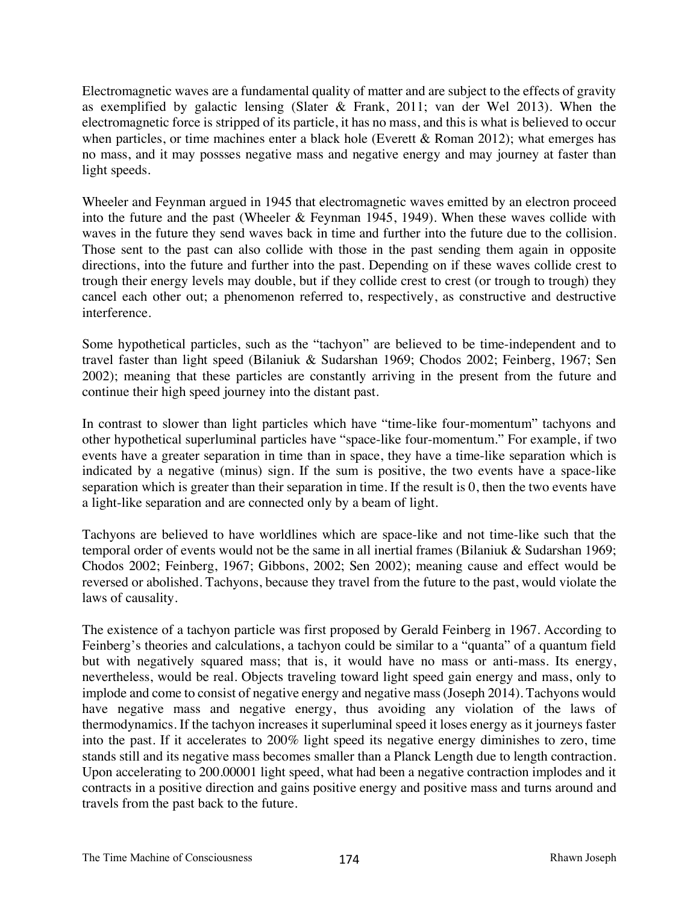Electromagnetic waves are a fundamental quality of matter and are subject to the effects of gravity as exemplified by galactic lensing (Slater & Frank, 2011; van der Wel 2013). When the electromagnetic force is stripped of its particle, it has no mass, and this is what is believed to occur when particles, or time machines enter a black hole (Everett & Roman 2012); what emerges has no mass, and it may possses negative mass and negative energy and may journey at faster than light speeds.

Wheeler and Feynman argued in 1945 that electromagnetic waves emitted by an electron proceed into the future and the past (Wheeler & Feynman 1945, 1949). When these waves collide with waves in the future they send waves back in time and further into the future due to the collision. Those sent to the past can also collide with those in the past sending them again in opposite directions, into the future and further into the past. Depending on if these waves collide crest to trough their energy levels may double, but if they collide crest to crest (or trough to trough) they cancel each other out; a phenomenon referred to, respectively, as constructive and destructive interference.

Some hypothetical particles, such as the "tachyon" are believed to be time-independent and to travel faster than light speed (Bilaniuk & Sudarshan 1969; Chodos 2002; Feinberg, 1967; Sen 2002); meaning that these particles are constantly arriving in the present from the future and continue their high speed journey into the distant past.

In contrast to slower than light particles which have "time-like four-momentum" tachyons and other hypothetical superluminal particles have "space-like four-momentum." For example, if two events have a greater separation in time than in space, they have a time-like separation which is indicated by a negative (minus) sign. If the sum is positive, the two events have a space-like separation which is greater than their separation in time. If the result is 0, then the two events have a light-like separation and are connected only by a beam of light.

Tachyons are believed to have worldlines which are space-like and not time-like such that the temporal order of events would not be the same in all inertial frames (Bilaniuk & Sudarshan 1969; Chodos 2002; Feinberg, 1967; Gibbons, 2002; Sen 2002); meaning cause and effect would be reversed or abolished. Tachyons, because they travel from the future to the past, would violate the laws of causality.

The existence of a tachyon particle was first proposed by Gerald Feinberg in 1967. According to Feinberg's theories and calculations, a tachyon could be similar to a "quanta" of a quantum field but with negatively squared mass; that is, it would have no mass or anti-mass. Its energy, nevertheless, would be real. Objects traveling toward light speed gain energy and mass, only to implode and come to consist of negative energy and negative mass (Joseph 2014). Tachyons would have negative mass and negative energy, thus avoiding any violation of the laws of thermodynamics. If the tachyon increases it superluminal speed it loses energy as it journeys faster into the past. If it accelerates to 200% light speed its negative energy diminishes to zero, time stands still and its negative mass becomes smaller than a Planck Length due to length contraction. Upon accelerating to 200.00001 light speed, what had been a negative contraction implodes and it contracts in a positive direction and gains positive energy and positive mass and turns around and travels from the past back to the future.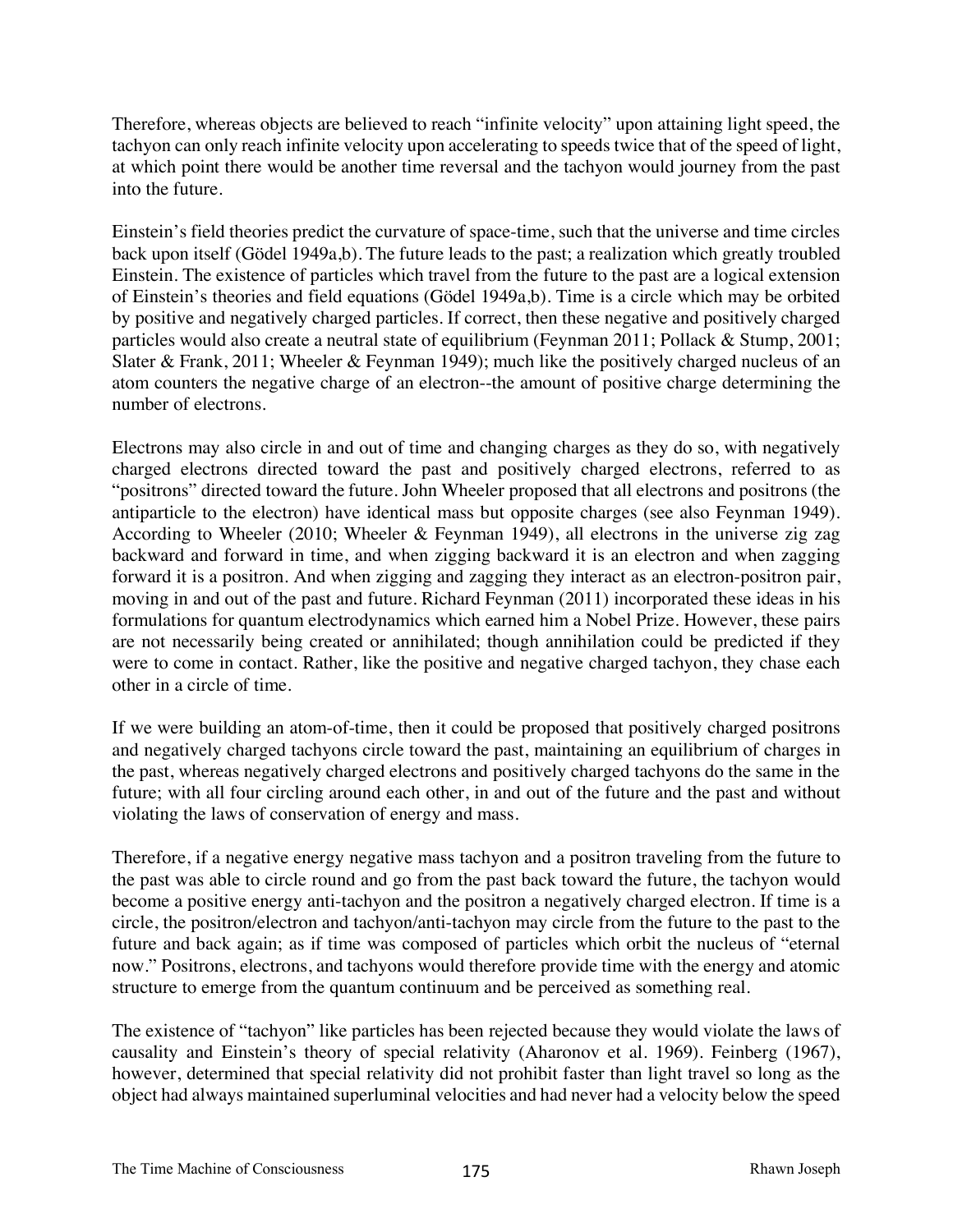Therefore, whereas objects are believed to reach "infinite velocity" upon attaining light speed, the tachyon can only reach infinite velocity upon accelerating to speeds twice that of the speed of light, at which point there would be another time reversal and the tachyon would journey from the past into the future.

Einstein's field theories predict the curvature of space-time, such that the universe and time circles back upon itself (Gödel 1949a,b). The future leads to the past; a realization which greatly troubled Einstein. The existence of particles which travel from the future to the past are a logical extension of Einstein's theories and field equations (Gödel 1949a,b). Time is a circle which may be orbited by positive and negatively charged particles. If correct, then these negative and positively charged particles would also create a neutral state of equilibrium (Feynman 2011; Pollack & Stump, 2001; Slater & Frank, 2011; Wheeler & Feynman 1949); much like the positively charged nucleus of an atom counters the negative charge of an electron--the amount of positive charge determining the number of electrons.

Electrons may also circle in and out of time and changing charges as they do so, with negatively charged electrons directed toward the past and positively charged electrons, referred to as "positrons" directed toward the future. John Wheeler proposed that all electrons and positrons (the antiparticle to the electron) have identical mass but opposite charges (see also Feynman 1949). According to Wheeler (2010; Wheeler & Feynman 1949), all electrons in the universe zig zag backward and forward in time, and when zigging backward it is an electron and when zagging forward it is a positron. And when zigging and zagging they interact as an electron-positron pair, moving in and out of the past and future. Richard Feynman (2011) incorporated these ideas in his formulations for quantum electrodynamics which earned him a Nobel Prize. However, these pairs are not necessarily being created or annihilated; though annihilation could be predicted if they were to come in contact. Rather, like the positive and negative charged tachyon, they chase each other in a circle of time.

If we were building an atom-of-time, then it could be proposed that positively charged positrons and negatively charged tachyons circle toward the past, maintaining an equilibrium of charges in the past, whereas negatively charged electrons and positively charged tachyons do the same in the future; with all four circling around each other, in and out of the future and the past and without violating the laws of conservation of energy and mass.

Therefore, if a negative energy negative mass tachyon and a positron traveling from the future to the past was able to circle round and go from the past back toward the future, the tachyon would become a positive energy anti-tachyon and the positron a negatively charged electron. If time is a circle, the positron/electron and tachyon/anti-tachyon may circle from the future to the past to the future and back again; as if time was composed of particles which orbit the nucleus of "eternal now." Positrons, electrons, and tachyons would therefore provide time with the energy and atomic structure to emerge from the quantum continuum and be perceived as something real.

The existence of "tachyon" like particles has been rejected because they would violate the laws of causality and Einstein's theory of special relativity (Aharonov et al. 1969). Feinberg (1967), however, determined that special relativity did not prohibit faster than light travel so long as the object had always maintained superluminal velocities and had never had a velocity below the speed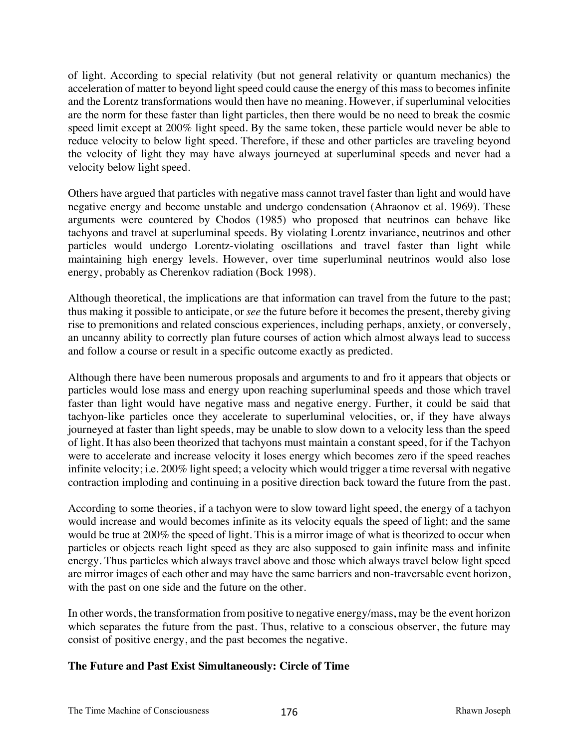of light. According to special relativity (but not general relativity or quantum mechanics) the acceleration of matter to beyond light speed could cause the energy of this mass to becomes infinite and the Lorentz transformations would then have no meaning. However, if superluminal velocities are the norm for these faster than light particles, then there would be no need to break the cosmic speed limit except at 200% light speed. By the same token, these particle would never be able to reduce velocity to below light speed. Therefore, if these and other particles are traveling beyond the velocity of light they may have always journeyed at superluminal speeds and never had a velocity below light speed.

Others have argued that particles with negative mass cannot travel faster than light and would have negative energy and become unstable and undergo condensation (Ahraonov et al. 1969). These arguments were countered by Chodos (1985) who proposed that neutrinos can behave like tachyons and travel at superluminal speeds. By violating Lorentz invariance, neutrinos and other particles would undergo Lorentz-violating oscillations and travel faster than light while maintaining high energy levels. However, over time superluminal neutrinos would also lose energy, probably as Cherenkov radiation (Bock 1998).

Although theoretical, the implications are that information can travel from the future to the past; thus making it possible to anticipate, or *see* the future before it becomes the present, thereby giving rise to premonitions and related conscious experiences, including perhaps, anxiety, or conversely, an uncanny ability to correctly plan future courses of action which almost always lead to success and follow a course or result in a specific outcome exactly as predicted.

Although there have been numerous proposals and arguments to and fro it appears that objects or particles would lose mass and energy upon reaching superluminal speeds and those which travel faster than light would have negative mass and negative energy. Further, it could be said that tachyon-like particles once they accelerate to superluminal velocities, or, if they have always journeyed at faster than light speeds, may be unable to slow down to a velocity less than the speed of light. It has also been theorized that tachyons must maintain a constant speed, for if the Tachyon were to accelerate and increase velocity it loses energy which becomes zero if the speed reaches infinite velocity; i.e. 200% light speed; a velocity which would trigger a time reversal with negative contraction imploding and continuing in a positive direction back toward the future from the past.

According to some theories, if a tachyon were to slow toward light speed, the energy of a tachyon would increase and would becomes infinite as its velocity equals the speed of light; and the same would be true at 200% the speed of light. This is a mirror image of what is theorized to occur when particles or objects reach light speed as they are also supposed to gain infinite mass and infinite energy. Thus particles which always travel above and those which always travel below light speed are mirror images of each other and may have the same barriers and non-traversable event horizon, with the past on one side and the future on the other.

In other words, the transformation from positive to negative energy/mass, may be the event horizon which separates the future from the past. Thus, relative to a conscious observer, the future may consist of positive energy, and the past becomes the negative.

**The Future and Past Exist Simultaneously: Circle of Time**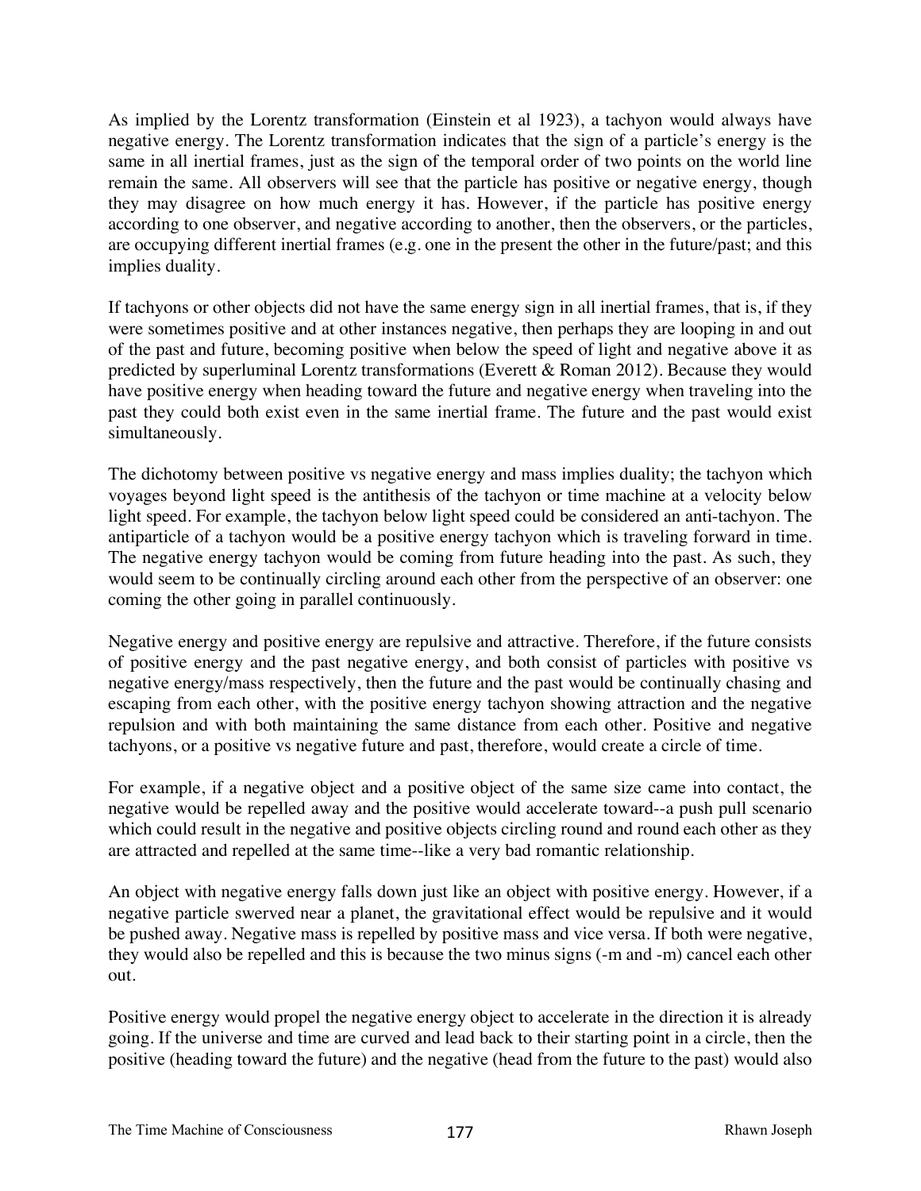As implied by the Lorentz transformation (Einstein et al 1923), a tachyon would always have negative energy. The Lorentz transformation indicates that the sign of a particle's energy is the same in all inertial frames, just as the sign of the temporal order of two points on the world line remain the same. All observers will see that the particle has positive or negative energy, though they may disagree on how much energy it has. However, if the particle has positive energy according to one observer, and negative according to another, then the observers, or the particles, are occupying different inertial frames (e.g. one in the present the other in the future/past; and this implies duality.

If tachyons or other objects did not have the same energy sign in all inertial frames, that is, if they were sometimes positive and at other instances negative, then perhaps they are looping in and out of the past and future, becoming positive when below the speed of light and negative above it as predicted by superluminal Lorentz transformations (Everett & Roman 2012). Because they would have positive energy when heading toward the future and negative energy when traveling into the past they could both exist even in the same inertial frame. The future and the past would exist simultaneously.

The dichotomy between positive vs negative energy and mass implies duality; the tachyon which voyages beyond light speed is the antithesis of the tachyon or time machine at a velocity below light speed. For example, the tachyon below light speed could be considered an anti-tachyon. The antiparticle of a tachyon would be a positive energy tachyon which is traveling forward in time. The negative energy tachyon would be coming from future heading into the past. As such, they would seem to be continually circling around each other from the perspective of an observer: one coming the other going in parallel continuously.

Negative energy and positive energy are repulsive and attractive. Therefore, if the future consists of positive energy and the past negative energy, and both consist of particles with positive vs negative energy/mass respectively, then the future and the past would be continually chasing and escaping from each other, with the positive energy tachyon showing attraction and the negative repulsion and with both maintaining the same distance from each other. Positive and negative tachyons, or a positive vs negative future and past, therefore, would create a circle of time.

For example, if a negative object and a positive object of the same size came into contact, the negative would be repelled away and the positive would accelerate toward--a push pull scenario which could result in the negative and positive objects circling round and round each other as they are attracted and repelled at the same time--like a very bad romantic relationship.

An object with negative energy falls down just like an object with positive energy. However, if a negative particle swerved near a planet, the gravitational effect would be repulsive and it would be pushed away. Negative mass is repelled by positive mass and vice versa. If both were negative, they would also be repelled and this is because the two minus signs (-m and -m) cancel each other out.

Positive energy would propel the negative energy object to accelerate in the direction it is already going. If the universe and time are curved and lead back to their starting point in a circle, then the positive (heading toward the future) and the negative (head from the future to the past) would also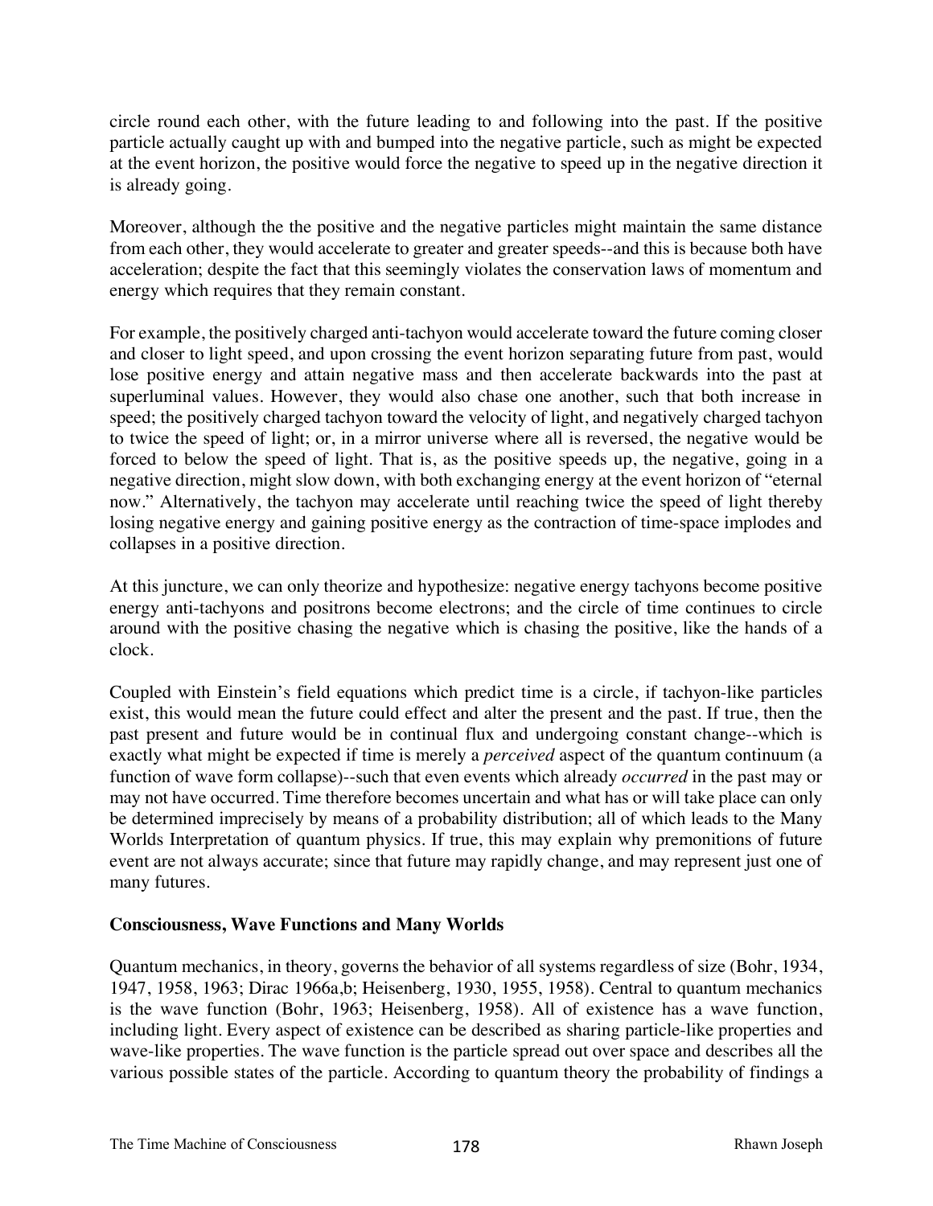circle round each other, with the future leading to and following into the past. If the positive particle actually caught up with and bumped into the negative particle, such as might be expected at the event horizon, the positive would force the negative to speed up in the negative direction it is already going.

Moreover, although the the positive and the negative particles might maintain the same distance from each other, they would accelerate to greater and greater speeds--and this is because both have acceleration; despite the fact that this seemingly violates the conservation laws of momentum and energy which requires that they remain constant.

For example, the positively charged anti-tachyon would accelerate toward the future coming closer and closer to light speed, and upon crossing the event horizon separating future from past, would lose positive energy and attain negative mass and then accelerate backwards into the past at superluminal values. However, they would also chase one another, such that both increase in speed; the positively charged tachyon toward the velocity of light, and negatively charged tachyon to twice the speed of light; or, in a mirror universe where all is reversed, the negative would be forced to below the speed of light. That is, as the positive speeds up, the negative, going in a negative direction, might slow down, with both exchanging energy at the event horizon of "eternal now." Alternatively, the tachyon may accelerate until reaching twice the speed of light thereby losing negative energy and gaining positive energy as the contraction of time-space implodes and collapses in a positive direction.

At this juncture, we can only theorize and hypothesize: negative energy tachyons become positive energy anti-tachyons and positrons become electrons; and the circle of time continues to circle around with the positive chasing the negative which is chasing the positive, like the hands of a clock.

Coupled with Einstein's field equations which predict time is a circle, if tachyon-like particles exist, this would mean the future could effect and alter the present and the past. If true, then the past present and future would be in continual flux and undergoing constant change--which is exactly what might be expected if time is merely a *perceived* aspect of the quantum continuum (a function of wave form collapse)--such that even events which already *occurred* in the past may or may not have occurred. Time therefore becomes uncertain and what has or will take place can only be determined imprecisely by means of a probability distribution; all of which leads to the Many Worlds Interpretation of quantum physics. If true, this may explain why premonitions of future event are not always accurate; since that future may rapidly change, and may represent just one of many futures.

## Consciousness, Wave Functions and Many Worlds

Quantum mechanics, in theory, governs the behavior of all systems regardless of size (Bohr, 1934, 1947, 1958, 1963; Dirac 1966a,b; Heisenberg, 1930, 1955, 1958). Central to quantum mechanics is the wave function (Bohr, 1963; Heisenberg, 1958). All of existence has a wave function, including light. Every aspect of existence can be described as sharing particle-like properties and wave-like properties. The wave function is the particle spread out over space and describes all the various possible states of the particle. According to quantum theory the probability of findings a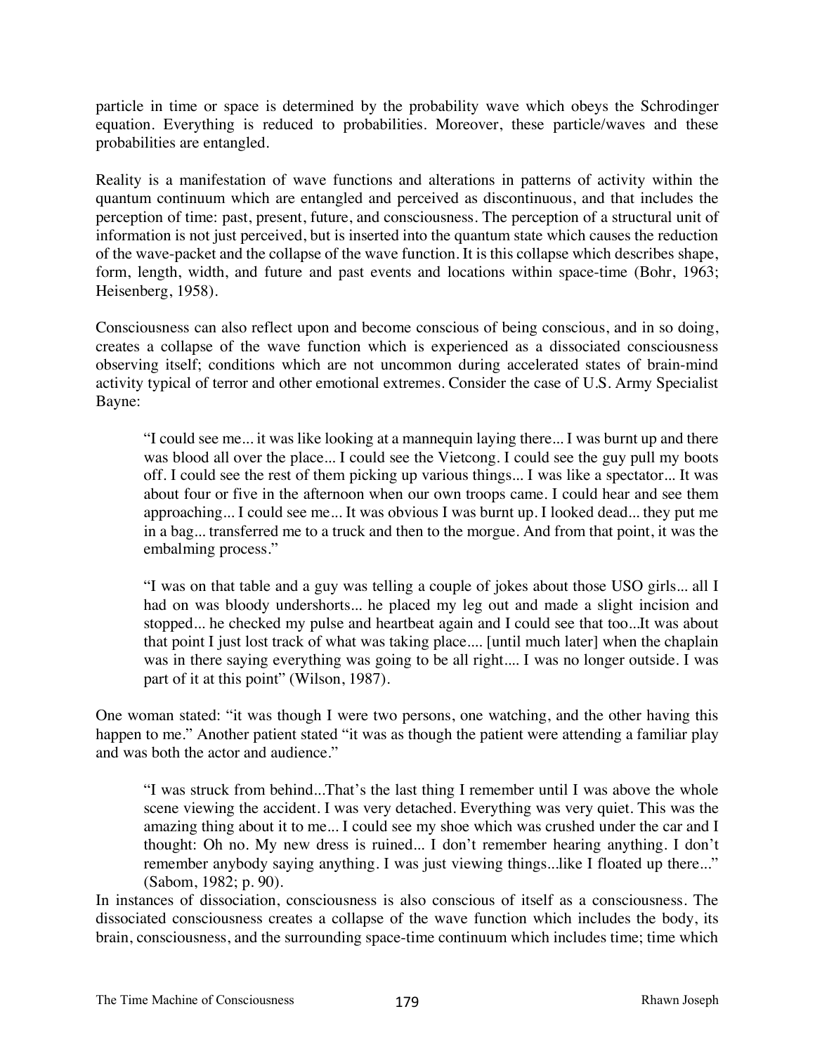particle in time or space is determined by the probability wave which obeys the Schrodinger equation. Everything is reduced to probabilities. Moreover, these particle/waves and these probabilities are entangled.

Reality is a manifestation of wave functions and alterations in patterns of activity within the quantum continuum which are entangled and perceived as discontinuous, and that includes the perception of time: past, present, future, and consciousness. The perception of a structural unit of information is not just perceived, but is inserted into the quantum state which causes the reduction of the wave-packet and the collapse of the wave function. It is this collapse which describes shape, form, length, width, and future and past events and locations within space-time (Bohr, 1963; Heisenberg, 1958).

Consciousness can also reflect upon and become conscious of being conscious, and in so doing, creates a collapse of the wave function which is experienced as a dissociated consciousness observing itself; conditions which are not uncommon during accelerated states of brain-mind activity typical of terror and other emotional extremes. Consider the case of U.S. Army Specialist Bayne:

> "I could see me... it was like looking at a mannequin laying there... I was burnt up and there was blood all over the place... I could see the Vietcong. I could see the guy pull my boots off. I could see the rest of them picking up various things... I was like a spectator... It was about four or five in the afternoon when our own troops came. I could hear and see them approaching... I could see me... It was obvious I was burnt up. I looked dead... they put me in a bag... transferred me to a truck and then to the morgue. And from that point, it was the embalming process."
>
> "I was on that table and a guy was telling a couple of jokes about those USO girls... all I had on was bloody undershorts... he placed my leg out and made a slight incision and stopped... he checked my pulse and heartbeat again and I could see that too...It was about that point I just lost track of what was taking place.... [until much later] when the chaplain was in there saying everything was going to be all right.... I was no longer outside. I was part of it at this point" (Wilson, 1987).

One woman stated: "it was though I were two persons, one watching, and the other having this happen to me." Another patient stated "it was as though the patient were attending a familiar play and was both the actor and audience."

> "I was struck from behind...That's the last thing I remember until I was above the whole scene viewing the accident. I was very detached. Everything was very quiet. This was the amazing thing about it to me... I could see my shoe which was crushed under the car and I thought: Oh no. My new dress is ruined... I don't remember hearing anything. I don't remember anybody saying anything. I was just viewing things...like I floated up there..." (Sabom, 1982; p. 90).

In instances of dissociation, consciousness is also conscious of itself as a consciousness. The dissociated consciousness creates a collapse of the wave function which includes the body, its brain, consciousness, and the surrounding space-time continuum which includes time; time which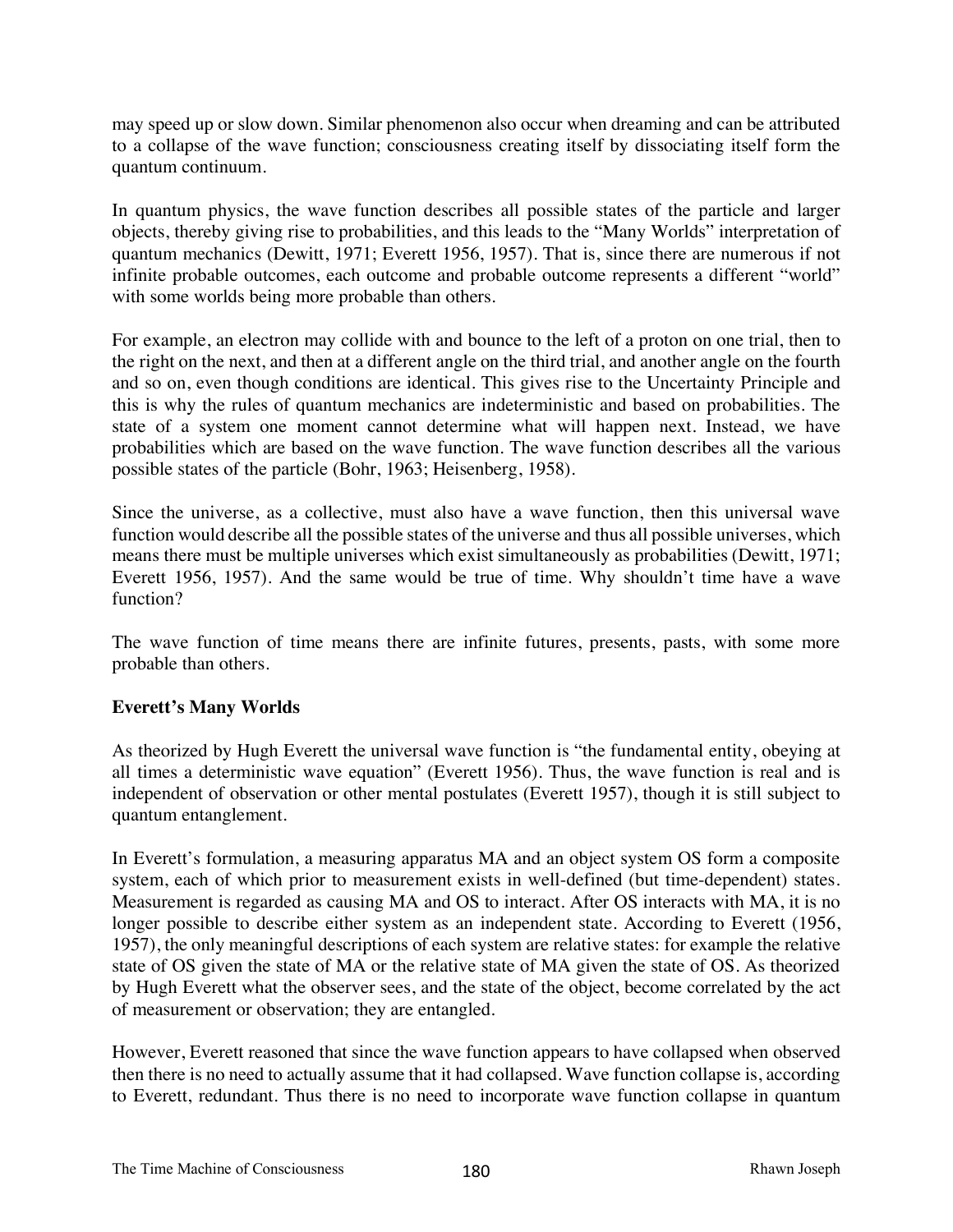may speed up or slow down. Similar phenomenon also occur when dreaming and can be attributed to a collapse of the wave function; consciousness creating itself by dissociating itself form the quantum continuum.

In quantum physics, the wave function describes all possible states of the particle and larger objects, thereby giving rise to probabilities, and this leads to the "Many Worlds" interpretation of quantum mechanics (Dewitt, 1971; Everett 1956, 1957). That is, since there are numerous if not infinite probable outcomes, each outcome and probable outcome represents a different "world" with some worlds being more probable than others.

For example, an electron may collide with and bounce to the left of a proton on one trial, then to the right on the next, and then at a different angle on the third trial, and another angle on the fourth and so on, even though conditions are identical. This gives rise to the Uncertainty Principle and this is why the rules of quantum mechanics are indeterministic and based on probabilities. The state of a system one moment cannot determine what will happen next. Instead, we have probabilities which are based on the wave function. The wave function describes all the various possible states of the particle (Bohr, 1963; Heisenberg, 1958).

Since the universe, as a collective, must also have a wave function, then this universal wave function would describe all the possible states of the universe and thus all possible universes, which means there must be multiple universes which exist simultaneously as probabilities (Dewitt, 1971; Everett 1956, 1957). And the same would be true of time. Why shouldn't time have a wave function?

The wave function of time means there are infinite futures, presents, pasts, with some more probable than others.

## Everett's Many Worlds

As theorized by Hugh Everett the universal wave function is "the fundamental entity, obeying at all times a deterministic wave equation" (Everett 1956). Thus, the wave function is real and is independent of observation or other mental postulates (Everett 1957), though it is still subject to quantum entanglement.

In Everett's formulation, a measuring apparatus MA and an object system OS form a composite system, each of which prior to measurement exists in well-defined (but time-dependent) states. Measurement is regarded as causing MA and OS to interact. After OS interacts with MA, it is no longer possible to describe either system as an independent state. According to Everett (1956, 1957), the only meaningful descriptions of each system are relative states: for example the relative state of OS given the state of MA or the relative state of MA given the state of OS. As theorized by Hugh Everett what the observer sees, and the state of the object, become correlated by the act of measurement or observation; they are entangled.

However, Everett reasoned that since the wave function appears to have collapsed when observed then there is no need to actually assume that it had collapsed. Wave function collapse is, according to Everett, redundant. Thus there is no need to incorporate wave function collapse in quantum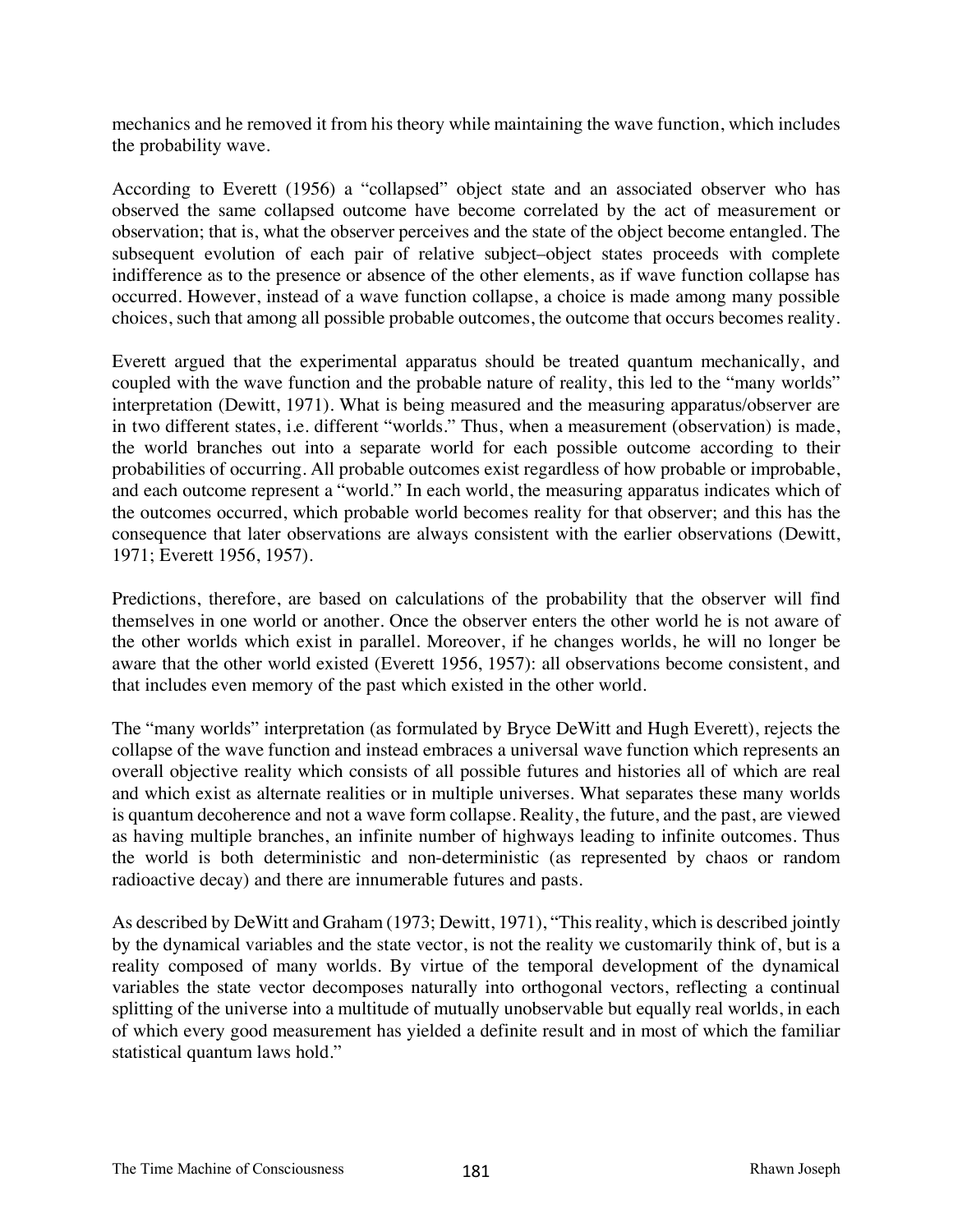mechanics and he removed it from his theory while maintaining the wave function, which includes the probability wave.

According to Everett (1956) a "collapsed" object state and an associated observer who has observed the same collapsed outcome have become correlated by the act of measurement or observation; that is, what the observer perceives and the state of the object become entangled. The subsequent evolution of each pair of relative subject–object states proceeds with complete indifference as to the presence or absence of the other elements, as if wave function collapse has occurred. However, instead of a wave function collapse, a choice is made among many possible choices, such that among all possible probable outcomes, the outcome that occurs becomes reality.

Everett argued that the experimental apparatus should be treated quantum mechanically, and coupled with the wave function and the probable nature of reality, this led to the "many worlds" interpretation (Dewitt, 1971). What is being measured and the measuring apparatus/observer are in two different states, i.e. different "worlds." Thus, when a measurement (observation) is made, the world branches out into a separate world for each possible outcome according to their probabilities of occurring. All probable outcomes exist regardless of how probable or improbable, and each outcome represent a "world." In each world, the measuring apparatus indicates which of the outcomes occurred, which probable world becomes reality for that observer; and this has the consequence that later observations are always consistent with the earlier observations (Dewitt, 1971; Everett 1956, 1957).

Predictions, therefore, are based on calculations of the probability that the observer will find themselves in one world or another. Once the observer enters the other world he is not aware of the other worlds which exist in parallel. Moreover, if he changes worlds, he will no longer be aware that the other world existed (Everett 1956, 1957): all observations become consistent, and that includes even memory of the past which existed in the other world.

The "many worlds" interpretation (as formulated by Bryce DeWitt and Hugh Everett), rejects the collapse of the wave function and instead embraces a universal wave function which represents an overall objective reality which consists of all possible futures and histories all of which are real and which exist as alternate realities or in multiple universes. What separates these many worlds is quantum decoherence and not a wave form collapse. Reality, the future, and the past, are viewed as having multiple branches, an infinite number of highways leading to infinite outcomes. Thus the world is both deterministic and non-deterministic (as represented by chaos or random radioactive decay) and there are innumerable futures and pasts.

As described by DeWitt and Graham (1973; Dewitt, 1971), "This reality, which is described jointly by the dynamical variables and the state vector, is not the reality we customarily think of, but is a reality composed of many worlds. By virtue of the temporal development of the dynamical variables the state vector decomposes naturally into orthogonal vectors, reflecting a continual splitting of the universe into a multitude of mutually unobservable but equally real worlds, in each of which every good measurement has yielded a definite result and in most of which the familiar statistical quantum laws hold."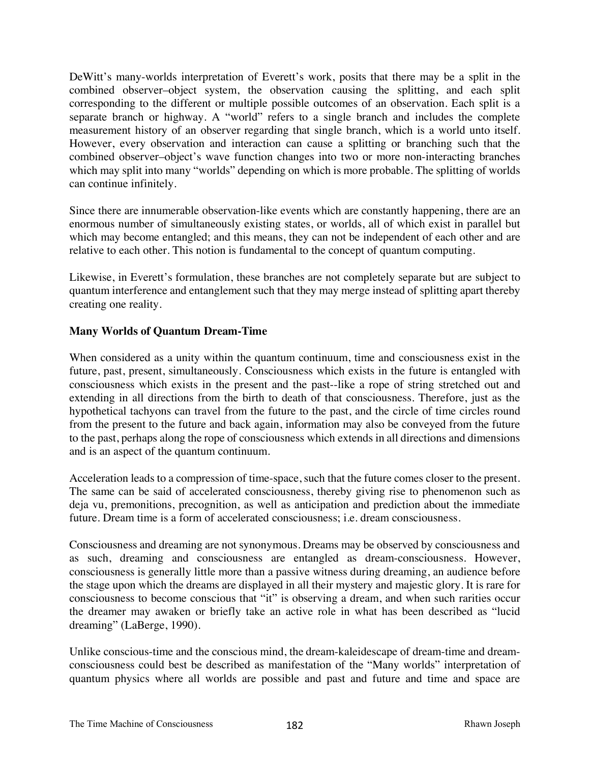DeWitt's many-worlds interpretation of Everett's work, posits that there may be a split in the combined observer–object system, the observation causing the splitting, and each split corresponding to the different or multiple possible outcomes of an observation. Each split is a separate branch or highway. A "world" refers to a single branch and includes the complete measurement history of an observer regarding that single branch, which is a world unto itself. However, every observation and interaction can cause a splitting or branching such that the combined observer–object's wave function changes into two or more non-interacting branches which may split into many "worlds" depending on which is more probable. The splitting of worlds can continue infinitely.

Since there are innumerable observation-like events which are constantly happening, there are an enormous number of simultaneously existing states, or worlds, all of which exist in parallel but which may become entangled; and this means, they can not be independent of each other and are relative to each other. This notion is fundamental to the concept of quantum computing.

Likewise, in Everett's formulation, these branches are not completely separate but are subject to quantum interference and entanglement such that they may merge instead of splitting apart thereby creating one reality.

**Many Worlds of Quantum Dream-Time**

When considered as a unity within the quantum continuum, time and consciousness exist in the future, past, present, simultaneously. Consciousness which exists in the future is entangled with consciousness which exists in the present and the past--like a rope of string stretched out and extending in all directions from the birth to death of that consciousness. Therefore, just as the hypothetical tachyons can travel from the future to the past, and the circle of time circles round from the present to the future and back again, information may also be conveyed from the future to the past, perhaps along the rope of consciousness which extends in all directions and dimensions and is an aspect of the quantum continuum.

Acceleration leads to a compression of time-space, such that the future comes closer to the present. The same can be said of accelerated consciousness, thereby giving rise to phenomenon such as deja vu, premonitions, precognition, as well as anticipation and prediction about the immediate future. Dream time is a form of accelerated consciousness; i.e. dream consciousness.

Consciousness and dreaming are not synonymous. Dreams may be observed by consciousness and as such, dreaming and consciousness are entangled as dream-consciousness. However, consciousness is generally little more than a passive witness during dreaming, an audience before the stage upon which the dreams are displayed in all their mystery and majestic glory. It is rare for consciousness to become conscious that "it" is observing a dream, and when such rarities occur the dreamer may awaken or briefly take an active role in what has been described as "lucid dreaming" (LaBerge, 1990).

Unlike conscious-time and the conscious mind, the dream-kaleidescape of dream-time and dream-consciousness could best be described as manifestation of the "Many worlds" interpretation of quantum physics where all worlds are possible and past and future and time and space are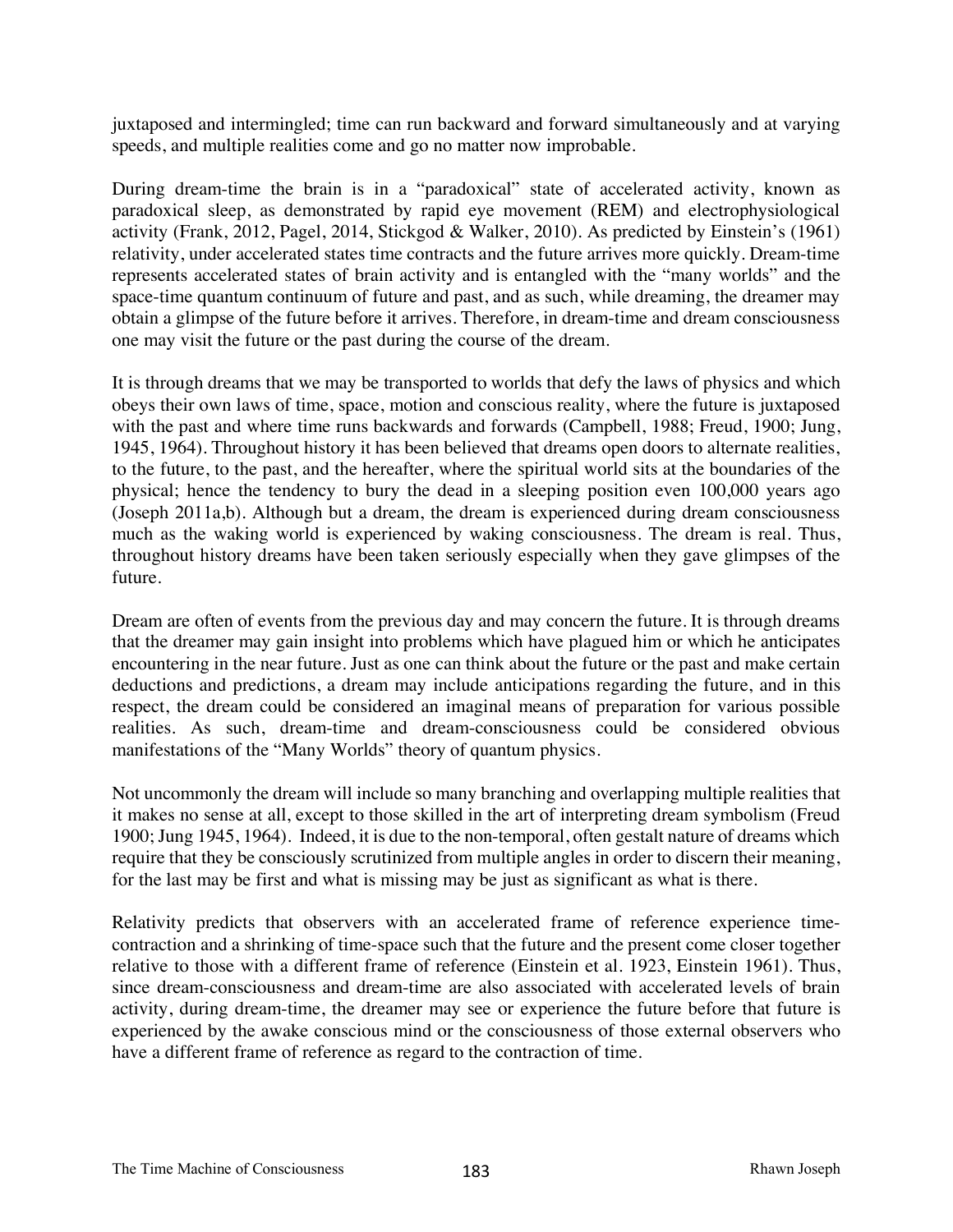juxtaposed and intermingled; time can run backward and forward simultaneously and at varying speeds, and multiple realities come and go no matter now improbable.

During dream-time the brain is in a "paradoxical" state of accelerated activity, known as paradoxical sleep, as demonstrated by rapid eye movement (REM) and electrophysiological activity (Frank, 2012, Pagel, 2014, Stickgod & Walker, 2010). As predicted by Einstein's (1961) relativity, under accelerated states time contracts and the future arrives more quickly. Dream-time represents accelerated states of brain activity and is entangled with the "many worlds" and the space-time quantum continuum of future and past, and as such, while dreaming, the dreamer may obtain a glimpse of the future before it arrives. Therefore, in dream-time and dream consciousness one may visit the future or the past during the course of the dream.

It is through dreams that we may be transported to worlds that defy the laws of physics and which obeys their own laws of time, space, motion and conscious reality, where the future is juxtaposed with the past and where time runs backwards and forwards (Campbell, 1988; Freud, 1900; Jung, 1945, 1964). Throughout history it has been believed that dreams open doors to alternate realities, to the future, to the past, and the hereafter, where the spiritual world sits at the boundaries of the physical; hence the tendency to bury the dead in a sleeping position even 100,000 years ago (Joseph 2011a,b). Although but a dream, the dream is experienced during dream consciousness much as the waking world is experienced by waking consciousness. The dream is real. Thus, throughout history dreams have been taken seriously especially when they gave glimpses of the future.

Dream are often of events from the previous day and may concern the future. It is through dreams that the dreamer may gain insight into problems which have plagued him or which he anticipates encountering in the near future. Just as one can think about the future or the past and make certain deductions and predictions, a dream may include anticipations regarding the future, and in this respect, the dream could be considered an imaginal means of preparation for various possible realities. As such, dream-time and dream-consciousness could be considered obvious manifestations of the "Many Worlds" theory of quantum physics.

Not uncommonly the dream will include so many branching and overlapping multiple realities that it makes no sense at all, except to those skilled in the art of interpreting dream symbolism (Freud 1900; Jung 1945, 1964). Indeed, it is due to the non-temporal, often gestalt nature of dreams which require that they be consciously scrutinized from multiple angles in order to discern their meaning, for the last may be first and what is missing may be just as significant as what is there.

Relativity predicts that observers with an accelerated frame of reference experience time-contraction and a shrinking of time-space such that the future and the present come closer together relative to those with a different frame of reference (Einstein et al. 1923, Einstein 1961). Thus, since dream-consciousness and dream-time are also associated with accelerated levels of brain activity, during dream-time, the dreamer may see or experience the future before that future is experienced by the awake conscious mind or the consciousness of those external observers who have a different frame of reference as regard to the contraction of time.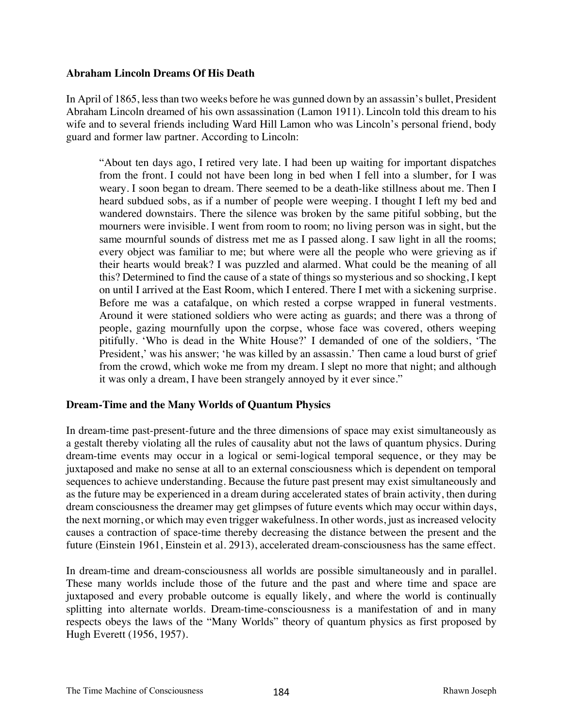**Abraham Lincoln Dreams Of His Death**

In April of 1865, less than two weeks before he was gunned down by an assassin's bullet, President Abraham Lincoln dreamed of his own assassination (Lamon 1911). Lincoln told this dream to his wife and to several friends including Ward Hill Lamon who was Lincoln's personal friend, body guard and former law partner. According to Lincoln:

> "About ten days ago, I retired very late. I had been up waiting for important dispatches from the front. I could not have been long in bed when I fell into a slumber, for I was weary. I soon began to dream. There seemed to be a death-like stillness about me. Then I heard subdued sobs, as if a number of people were weeping. I thought I left my bed and wandered downstairs. There the silence was broken by the same pitiful sobbing, but the mourners were invisible. I went from room to room; no living person was in sight, but the same mournful sounds of distress met me as I passed along. I saw light in all the rooms; every object was familiar to me; but where were all the people who were grieving as if their hearts would break? I was puzzled and alarmed. What could be the meaning of all this? Determined to find the cause of a state of things so mysterious and so shocking, I kept on until I arrived at the East Room, which I entered. There I met with a sickening surprise. Before me was a catafalque, on which rested a corpse wrapped in funeral vestments. Around it were stationed soldiers who were acting as guards; and there was a throng of people, gazing mournfully upon the corpse, whose face was covered, others weeping pitifully. 'Who is dead in the White House?' I demanded of one of the soldiers, 'The President,' was his answer; 'he was killed by an assassin.' Then came a loud burst of grief from the crowd, which woke me from my dream. I slept no more that night; and although it was only a dream, I have been strangely annoyed by it ever since."

**Dream-Time and the Many Worlds of Quantum Physics**

In dream-time past-present-future and the three dimensions of space may exist simultaneously as a gestalt thereby violating all the rules of causality abut not the laws of quantum physics. During dream-time events may occur in a logical or semi-logical temporal sequence, or they may be juxtaposed and make no sense at all to an external consciousness which is dependent on temporal sequences to achieve understanding. Because the future past present may exist simultaneously and as the future may be experienced in a dream during accelerated states of brain activity, then during dream consciousness the dreamer may get glimpses of future events which may occur within days, the next morning, or which may even trigger wakefulness. In other words, just as increased velocity causes a contraction of space-time thereby decreasing the distance between the present and the future (Einstein 1961, Einstein et al. 2913), accelerated dream-consciousness has the same effect.

In dream-time and dream-consciousness all worlds are possible simultaneously and in parallel. These many worlds include those of the future and the past and where time and space are juxtaposed and every probable outcome is equally likely, and where the world is continually splitting into alternate worlds. Dream-time-consciousness is a manifestation of and in many respects obeys the laws of the "Many Worlds" theory of quantum physics as first proposed by Hugh Everett (1956, 1957).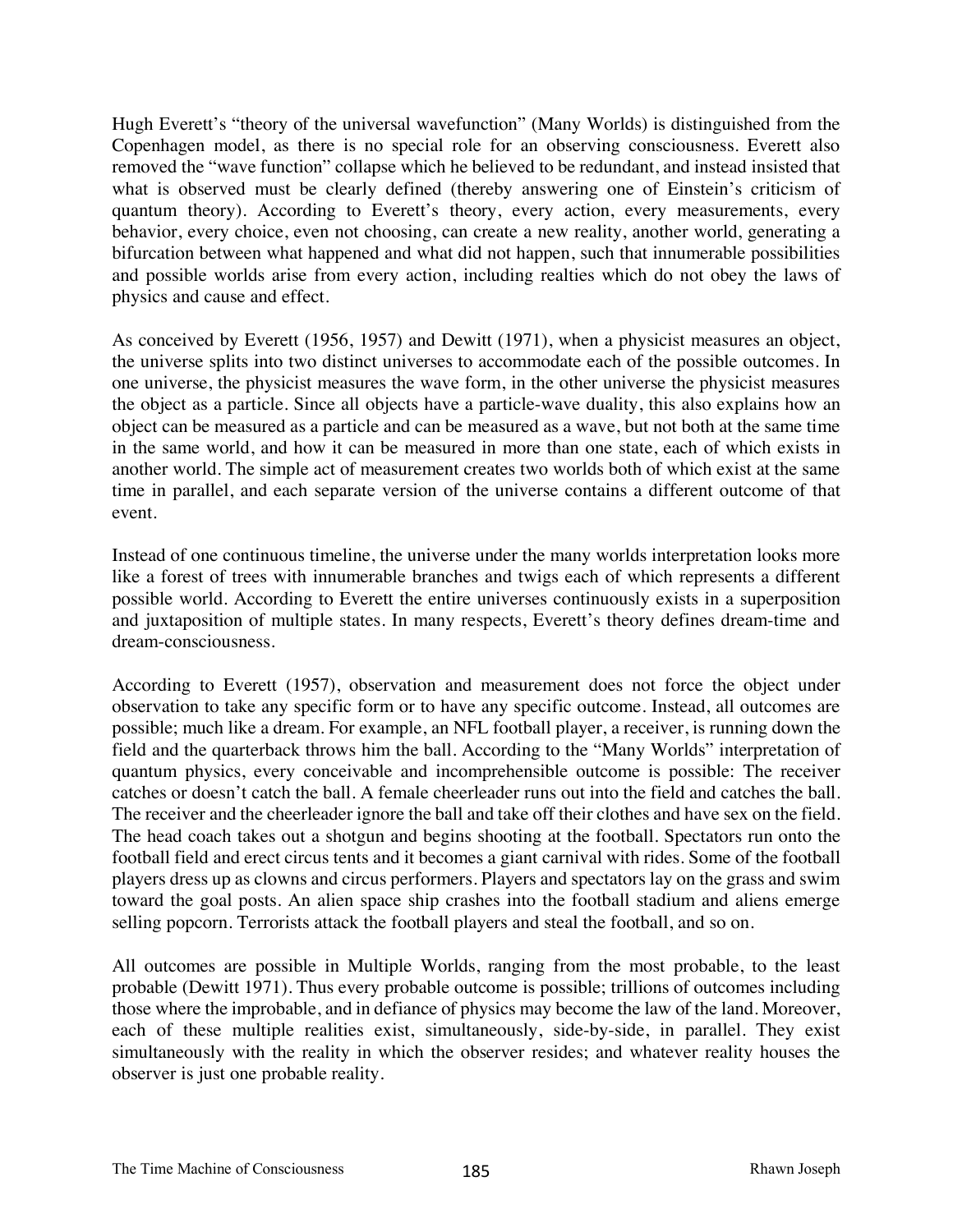Hugh Everett's "theory of the universal wavefunction" (Many Worlds) is distinguished from the Copenhagen model, as there is no special role for an observing consciousness. Everett also removed the "wave function" collapse which he believed to be redundant, and instead insisted that what is observed must be clearly defined (thereby answering one of Einstein's criticism of quantum theory). According to Everett's theory, every action, every measurements, every behavior, every choice, even not choosing, can create a new reality, another world, generating a bifurcation between what happened and what did not happen, such that innumerable possibilities and possible worlds arise from every action, including realties which do not obey the laws of physics and cause and effect.

As conceived by Everett (1956, 1957) and Dewitt (1971), when a physicist measures an object, the universe splits into two distinct universes to accommodate each of the possible outcomes. In one universe, the physicist measures the wave form, in the other universe the physicist measures the object as a particle. Since all objects have a particle-wave duality, this also explains how an object can be measured as a particle and can be measured as a wave, but not both at the same time in the same world, and how it can be measured in more than one state, each of which exists in another world. The simple act of measurement creates two worlds both of which exist at the same time in parallel, and each separate version of the universe contains a different outcome of that event.

Instead of one continuous timeline, the universe under the many worlds interpretation looks more like a forest of trees with innumerable branches and twigs each of which represents a different possible world. According to Everett the entire universes continuously exists in a superposition and juxtaposition of multiple states. In many respects, Everett's theory defines dream-time and dream-consciousness.

According to Everett (1957), observation and measurement does not force the object under observation to take any specific form or to have any specific outcome. Instead, all outcomes are possible; much like a dream. For example, an NFL football player, a receiver, is running down the field and the quarterback throws him the ball. According to the "Many Worlds" interpretation of quantum physics, every conceivable and incomprehensible outcome is possible: The receiver catches or doesn't catch the ball. A female cheerleader runs out into the field and catches the ball. The receiver and the cheerleader ignore the ball and take off their clothes and have sex on the field. The head coach takes out a shotgun and begins shooting at the football. Spectators run onto the football field and erect circus tents and it becomes a giant carnival with rides. Some of the football players dress up as clowns and circus performers. Players and spectators lay on the grass and swim toward the goal posts. An alien space ship crashes into the football stadium and aliens emerge selling popcorn. Terrorists attack the football players and steal the football, and so on.

All outcomes are possible in Multiple Worlds, ranging from the most probable, to the least probable (Dewitt 1971). Thus every probable outcome is possible; trillions of outcomes including those where the improbable, and in defiance of physics may become the law of the land. Moreover, each of these multiple realities exist, simultaneously, side-by-side, in parallel. They exist simultaneously with the reality in which the observer resides; and whatever reality houses the observer is just one probable reality.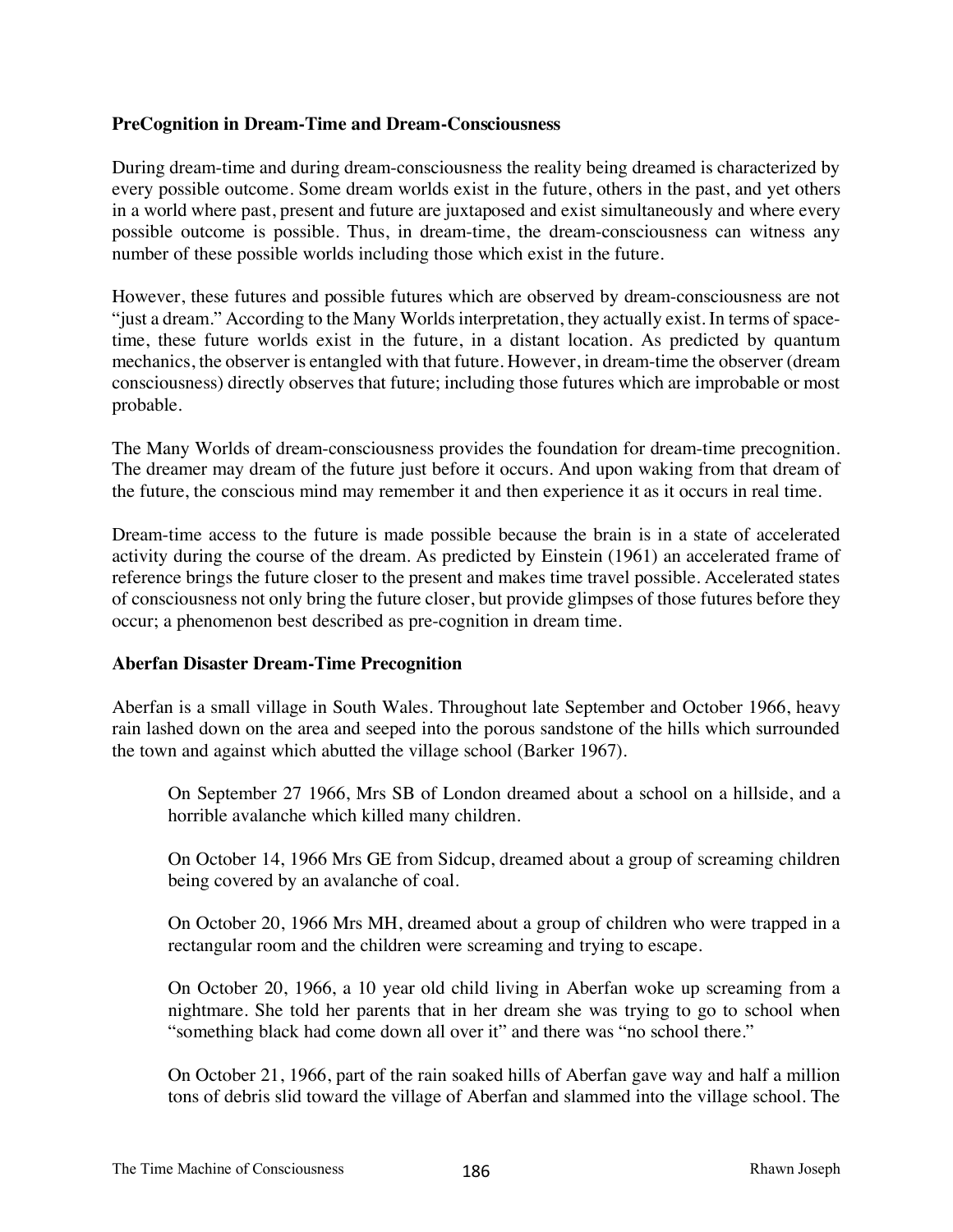**PreCognition in Dream-Time and Dream-Consciousness**

During dream-time and during dream-consciousness the reality being dreamed is characterized by every possible outcome. Some dream worlds exist in the future, others in the past, and yet others in a world where past, present and future are juxtaposed and exist simultaneously and where every possible outcome is possible. Thus, in dream-time, the dream-consciousness can witness any number of these possible worlds including those which exist in the future.

However, these futures and possible futures which are observed by dream-consciousness are not "just a dream." According to the Many Worlds interpretation, they actually exist. In terms of space-time, these future worlds exist in the future, in a distant location. As predicted by quantum mechanics, the observer is entangled with that future. However, in dream-time the observer (dream consciousness) directly observes that future; including those futures which are improbable or most probable.

The Many Worlds of dream-consciousness provides the foundation for dream-time precognition. The dreamer may dream of the future just before it occurs. And upon waking from that dream of the future, the conscious mind may remember it and then experience it as it occurs in real time.

Dream-time access to the future is made possible because the brain is in a state of accelerated activity during the course of the dream. As predicted by Einstein (1961) an accelerated frame of reference brings the future closer to the present and makes time travel possible. Accelerated states of consciousness not only bring the future closer, but provide glimpses of those futures before they occur; a phenomenon best described as pre-cognition in dream time.

**Aberfan Disaster Dream-Time Precognition**

Aberfan is a small village in South Wales. Throughout late September and October 1966, heavy rain lashed down on the area and seeped into the porous sandstone of the hills which surrounded the town and against which abutted the village school (Barker 1967).

> On September 27 1966, Mrs SB of London dreamed about a school on a hillside, and a horrible avalanche which killed many children.
>
> On October 14, 1966 Mrs GE from Sidcup, dreamed about a group of screaming children being covered by an avalanche of coal.
>
> On October 20, 1966 Mrs MH, dreamed about a group of children who were trapped in a rectangular room and the children were screaming and trying to escape.
>
> On October 20, 1966, a 10 year old child living in Aberfan woke up screaming from a nightmare. She told her parents that in her dream she was trying to go to school when "something black had come down all over it" and there was "no school there."
>
> On October 21, 1966, part of the rain soaked hills of Aberfan gave way and half a million tons of debris slid toward the village of Aberfan and slammed into the village school. The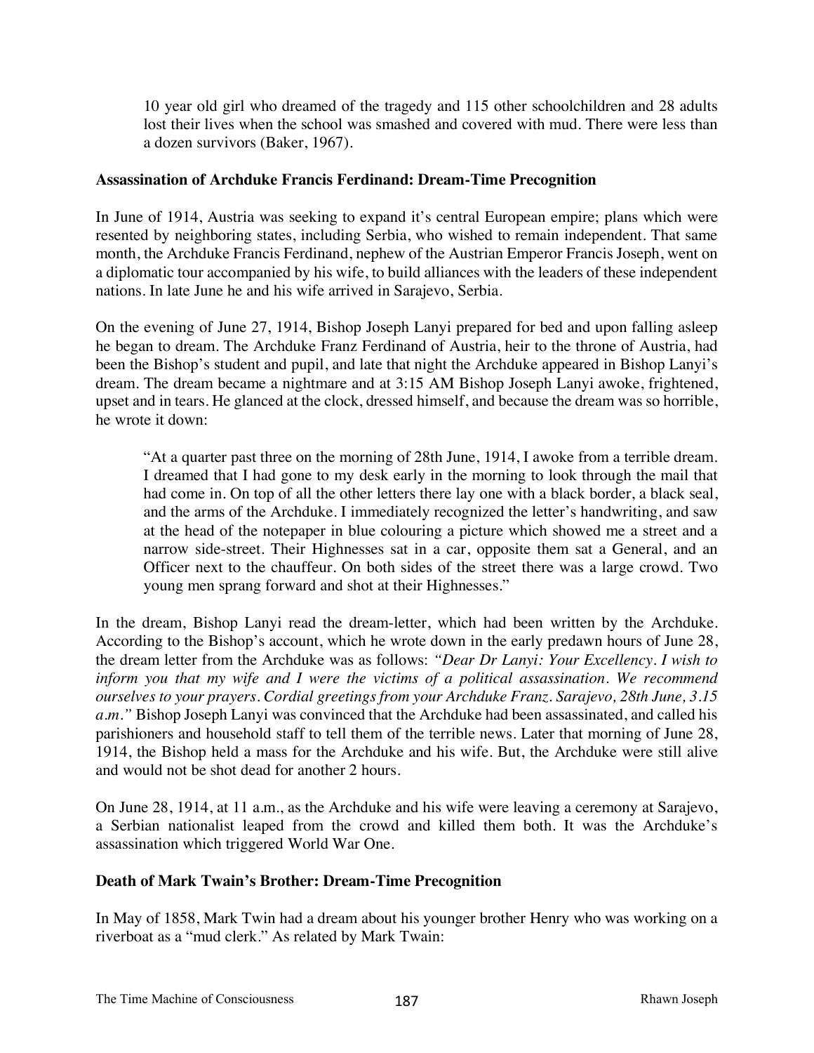10 year old girl who dreamed of the tragedy and 115 other schoolchildren and 28 adults lost their lives when the school was smashed and covered with mud. There were less than a dozen survivors (Baker, 1967).

**Assassination of Archduke Francis Ferdinand: Dream-Time Precognition**

In June of 1914, Austria was seeking to expand it's central European empire; plans which were resented by neighboring states, including Serbia, who wished to remain independent. That same month, the Archduke Francis Ferdinand, nephew of the Austrian Emperor Francis Joseph, went on a diplomatic tour accompanied by his wife, to build alliances with the leaders of these independent nations. In late June he and his wife arrived in Sarajevo, Serbia.

On the evening of June 27, 1914, Bishop Joseph Lanyi prepared for bed and upon falling asleep he began to dream. The Archduke Franz Ferdinand of Austria, heir to the throne of Austria, had been the Bishop's student and pupil, and late that night the Archduke appeared in Bishop Lanyi's dream. The dream became a nightmare and at 3:15 AM Bishop Joseph Lanyi awoke, frightened, upset and in tears. He glanced at the clock, dressed himself, and because the dream was so horrible, he wrote it down:

> "At a quarter past three on the morning of 28th June, 1914, I awoke from a terrible dream. I dreamed that I had gone to my desk early in the morning to look through the mail that had come in. On top of all the other letters there lay one with a black border, a black seal, and the arms of the Archduke. I immediately recognized the letter's handwriting, and saw at the head of the notepaper in blue colouring a picture which showed me a street and a narrow side-street. Their Highnesses sat in a car, opposite them sat a General, and an Officer next to the chauffeur. On both sides of the street there was a large crowd. Two young men sprang forward and shot at their Highnesses."

In the dream, Bishop Lanyi read the dream-letter, which had been written by the Archduke. According to the Bishop's account, which he wrote down in the early predawn hours of June 28, the dream letter from the Archduke was as follows: *"Dear Dr Lanyi: Your Excellency. I wish to inform you that my wife and I were the victims of a political assassination. We recommend ourselves to your prayers. Cordial greetings from your Archduke Franz. Sarajevo, 28th June, 3.15 a.m."* Bishop Joseph Lanyi was convinced that the Archduke had been assassinated, and called his parishioners and household staff to tell them of the terrible news. Later that morning of June 28, 1914, the Bishop held a mass for the Archduke and his wife. But, the Archduke were still alive and would not be shot dead for another 2 hours.

On June 28, 1914, at 11 a.m., as the Archduke and his wife were leaving a ceremony at Sarajevo, a Serbian nationalist leaped from the crowd and killed them both. It was the Archduke's assassination which triggered World War One.

**Death of Mark Twain's Brother: Dream-Time Precognition**

In May of 1858, Mark Twin had a dream about his younger brother Henry who was working on a riverboat as a "mud clerk." As related by Mark Twain: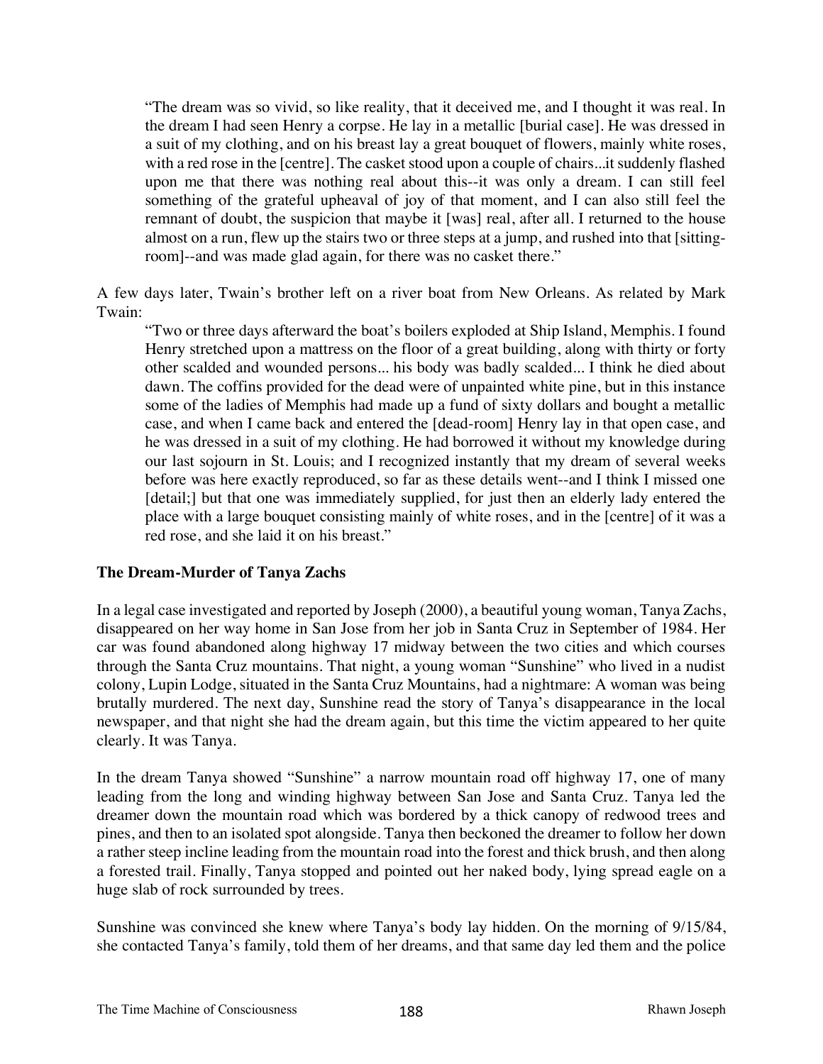> "The dream was so vivid, so like reality, that it deceived me, and I thought it was real. In the dream I had seen Henry a corpse. He lay in a metallic [burial case]. He was dressed in a suit of my clothing, and on his breast lay a great bouquet of flowers, mainly white roses, with a red rose in the [centre]. The casket stood upon a couple of chairs...it suddenly flashed upon me that there was nothing real about this--it was only a dream. I can still feel something of the grateful upheaval of joy of that moment, and I can also still feel the remnant of doubt, the suspicion that maybe it [was] real, after all. I returned to the house almost on a run, flew up the stairs two or three steps at a jump, and rushed into that [sitting-room]--and was made glad again, for there was no casket there."

A few days later, Twain's brother left on a river boat from New Orleans. As related by Mark Twain:

> "Two or three days afterward the boat's boilers exploded at Ship Island, Memphis. I found Henry stretched upon a mattress on the floor of a great building, along with thirty or forty other scalded and wounded persons... his body was badly scalded... I think he died about dawn. The coffins provided for the dead were of unpainted white pine, but in this instance some of the ladies of Memphis had made up a fund of sixty dollars and bought a metallic case, and when I came back and entered the [dead-room] Henry lay in that open case, and he was dressed in a suit of my clothing. He had borrowed it without my knowledge during our last sojourn in St. Louis; and I recognized instantly that my dream of several weeks before was here exactly reproduced, so far as these details went--and I think I missed one [detail;] but that one was immediately supplied, for just then an elderly lady entered the place with a large bouquet consisting mainly of white roses, and in the [centre] of it was a red rose, and she laid it on his breast."

### The Dream-Murder of Tanya Zachs

In a legal case investigated and reported by Joseph (2000), a beautiful young woman, Tanya Zachs, disappeared on her way home in San Jose from her job in Santa Cruz in September of 1984. Her car was found abandoned along highway 17 midway between the two cities and which courses through the Santa Cruz mountains. That night, a young woman "Sunshine" who lived in a nudist colony, Lupin Lodge, situated in the Santa Cruz Mountains, had a nightmare: A woman was being brutally murdered. The next day, Sunshine read the story of Tanya's disappearance in the local newspaper, and that night she had the dream again, but this time the victim appeared to her quite clearly. It was Tanya.

In the dream Tanya showed "Sunshine" a narrow mountain road off highway 17, one of many leading from the long and winding highway between San Jose and Santa Cruz. Tanya led the dreamer down the mountain road which was bordered by a thick canopy of redwood trees and pines, and then to an isolated spot alongside. Tanya then beckoned the dreamer to follow her down a rather steep incline leading from the mountain road into the forest and thick brush, and then along a forested trail. Finally, Tanya stopped and pointed out her naked body, lying spread eagle on a huge slab of rock surrounded by trees.

Sunshine was convinced she knew where Tanya's body lay hidden. On the morning of 9/15/84, she contacted Tanya's family, told them of her dreams, and that same day led them and the police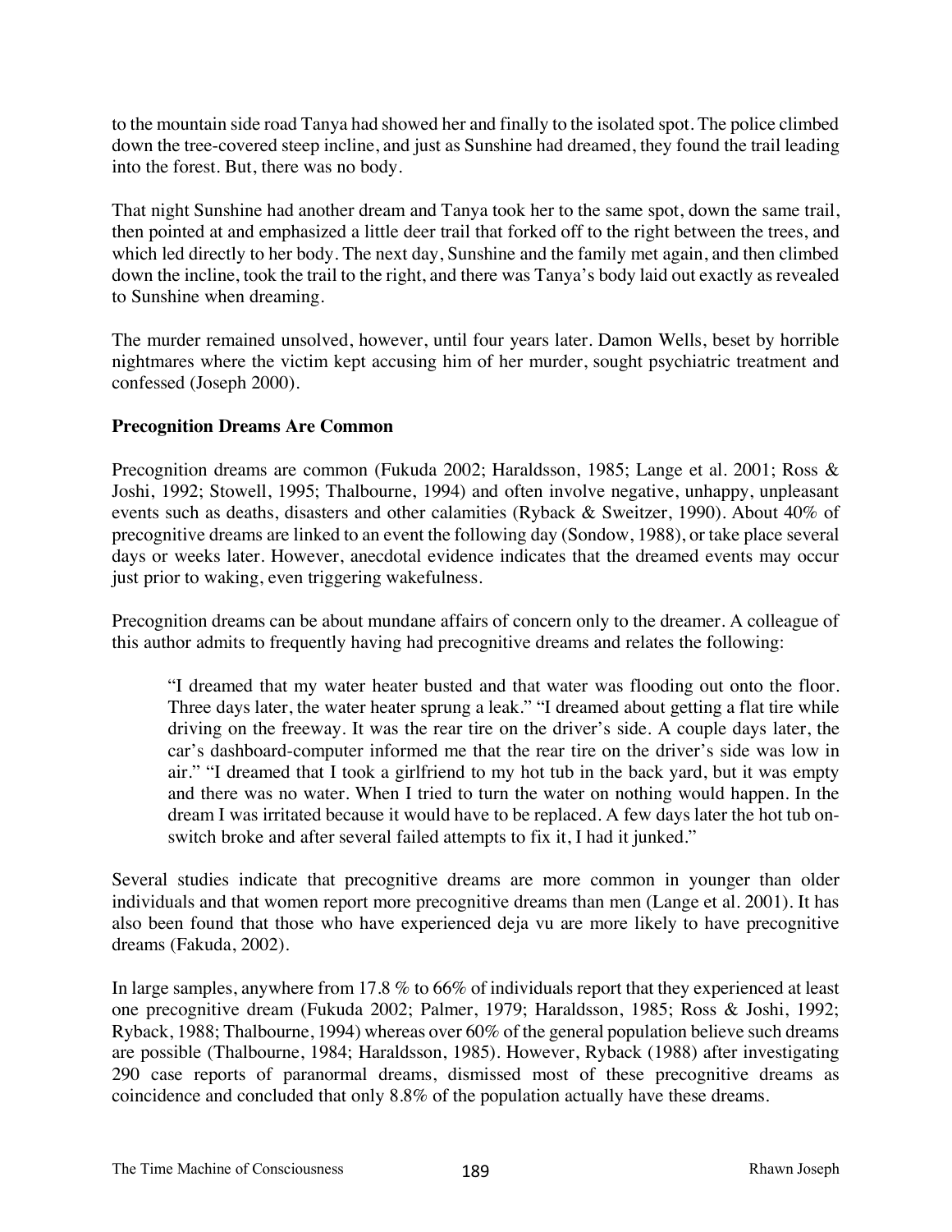to the mountain side road Tanya had showed her and finally to the isolated spot. The police climbed down the tree-covered steep incline, and just as Sunshine had dreamed, they found the trail leading into the forest. But, there was no body.

That night Sunshine had another dream and Tanya took her to the same spot, down the same trail, then pointed at and emphasized a little deer trail that forked off to the right between the trees, and which led directly to her body. The next day, Sunshine and the family met again, and then climbed down the incline, took the trail to the right, and there was Tanya's body laid out exactly as revealed to Sunshine when dreaming.

The murder remained unsolved, however, until four years later. Damon Wells, beset by horrible nightmares where the victim kept accusing him of her murder, sought psychiatric treatment and confessed (Joseph 2000).

**Precognition Dreams Are Common**

Precognition dreams are common (Fukuda 2002; Haraldsson, 1985; Lange et al. 2001; Ross & Joshi, 1992; Stowell, 1995; Thalbourne, 1994) and often involve negative, unhappy, unpleasant events such as deaths, disasters and other calamities (Ryback & Sweitzer, 1990). About 40% of precognitive dreams are linked to an event the following day (Sondow, 1988), or take place several days or weeks later. However, anecdotal evidence indicates that the dreamed events may occur just prior to waking, even triggering wakefulness.

Precognition dreams can be about mundane affairs of concern only to the dreamer. A colleague of this author admits to frequently having had precognitive dreams and relates the following:

> "I dreamed that my water heater busted and that water was flooding out onto the floor. Three days later, the water heater sprung a leak." "I dreamed about getting a flat tire while driving on the freeway. It was the rear tire on the driver's side. A couple days later, the car's dashboard-computer informed me that the rear tire on the driver's side was low in air." "I dreamed that I took a girlfriend to my hot tub in the back yard, but it was empty and there was no water. When I tried to turn the water on nothing would happen. In the dream I was irritated because it would have to be replaced. A few days later the hot tub on-switch broke and after several failed attempts to fix it, I had it junked."

Several studies indicate that precognitive dreams are more common in younger than older individuals and that women report more precognitive dreams than men (Lange et al. 2001). It has also been found that those who have experienced deja vu are more likely to have precognitive dreams (Fakuda, 2002).

In large samples, anywhere from 17.8 % to 66% of individuals report that they experienced at least one precognitive dream (Fukuda 2002; Palmer, 1979; Haraldsson, 1985; Ross & Joshi, 1992; Ryback, 1988; Thalbourne, 1994) whereas over 60% of the general population believe such dreams are possible (Thalbourne, 1984; Haraldsson, 1985). However, Ryback (1988) after investigating 290 case reports of paranormal dreams, dismissed most of these precognitive dreams as coincidence and concluded that only 8.8% of the population actually have these dreams.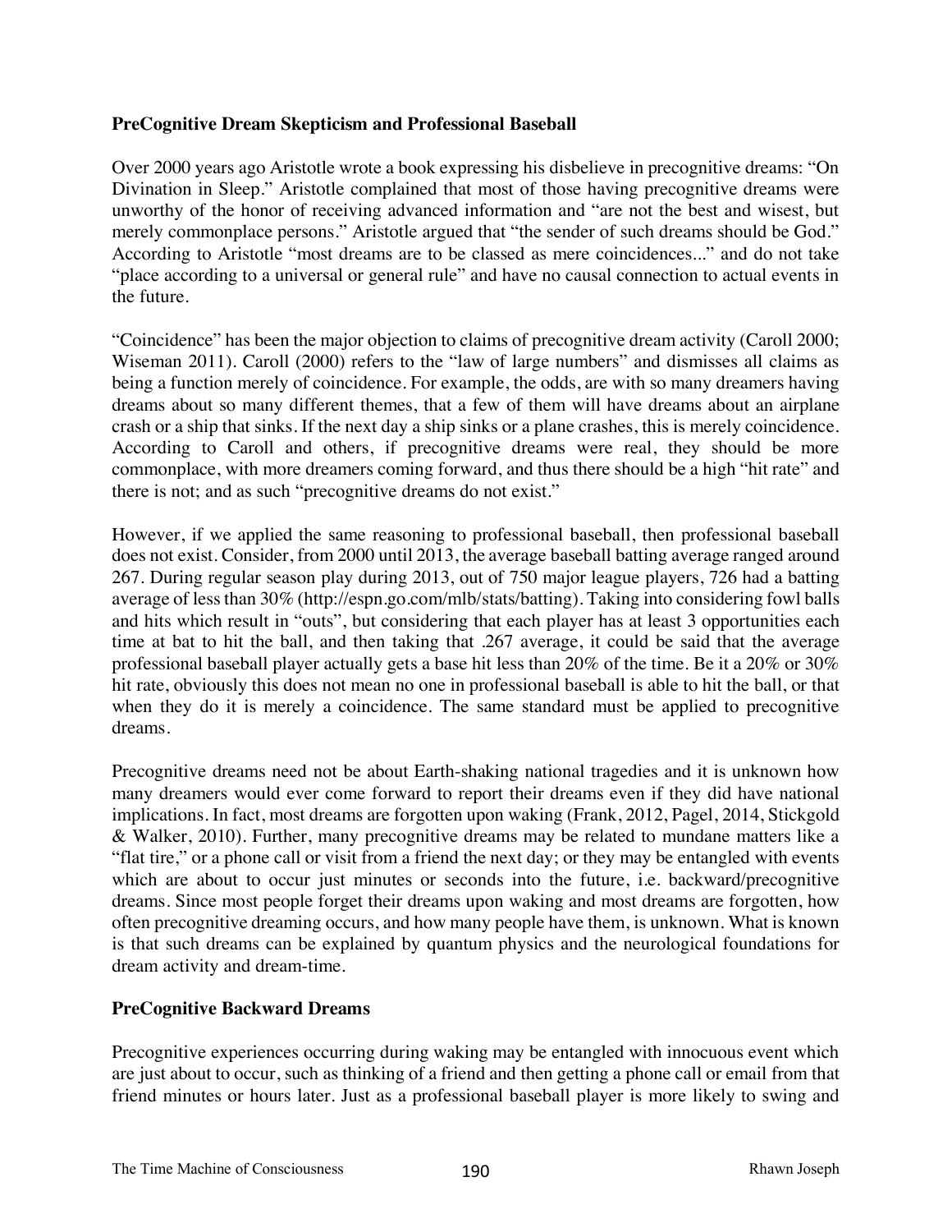**PreCognitive Dream Skepticism and Professional Baseball**

Over 2000 years ago Aristotle wrote a book expressing his disbelieve in precognitive dreams: "On Divination in Sleep." Aristotle complained that most of those having precognitive dreams were unworthy of the honor of receiving advanced information and "are not the best and wisest, but merely commonplace persons." Aristotle argued that "the sender of such dreams should be God." According to Aristotle "most dreams are to be classed as mere coincidences..." and do not take "place according to a universal or general rule" and have no causal connection to actual events in the future.

"Coincidence" has been the major objection to claims of precognitive dream activity (Caroll 2000; Wiseman 2011). Caroll (2000) refers to the "law of large numbers" and dismisses all claims as being a function merely of coincidence. For example, the odds, are with so many dreamers having dreams about so many different themes, that a few of them will have dreams about an airplane crash or a ship that sinks. If the next day a ship sinks or a plane crashes, this is merely coincidence. According to Caroll and others, if precognitive dreams were real, they should be more commonplace, with more dreamers coming forward, and thus there should be a high "hit rate" and there is not; and as such "precognitive dreams do not exist."

However, if we applied the same reasoning to professional baseball, then professional baseball does not exist. Consider, from 2000 until 2013, the average baseball batting average ranged around 267. During regular season play during 2013, out of 750 major league players, 726 had a batting average of less than 30% (http://espn.go.com/mlb/stats/batting). Taking into considering fowl balls and hits which result in "outs", but considering that each player has at least 3 opportunities each time at bat to hit the ball, and then taking that .267 average, it could be said that the average professional baseball player actually gets a base hit less than 20% of the time. Be it a 20% or 30% hit rate, obviously this does not mean no one in professional baseball is able to hit the ball, or that when they do it is merely a coincidence. The same standard must be applied to precognitive dreams.

Precognitive dreams need not be about Earth-shaking national tragedies and it is unknown how many dreamers would ever come forward to report their dreams even if they did have national implications. In fact, most dreams are forgotten upon waking (Frank, 2012, Pagel, 2014, Stickgold & Walker, 2010). Further, many precognitive dreams may be related to mundane matters like a "flat tire," or a phone call or visit from a friend the next day; or they may be entangled with events which are about to occur just minutes or seconds into the future, i.e. backward/precognitive dreams. Since most people forget their dreams upon waking and most dreams are forgotten, how often precognitive dreaming occurs, and how many people have them, is unknown. What is known is that such dreams can be explained by quantum physics and the neurological foundations for dream activity and dream-time.

**PreCognitive Backward Dreams**

Precognitive experiences occurring during waking may be entangled with innocuous event which are just about to occur, such as thinking of a friend and then getting a phone call or email from that friend minutes or hours later. Just as a professional baseball player is more likely to swing and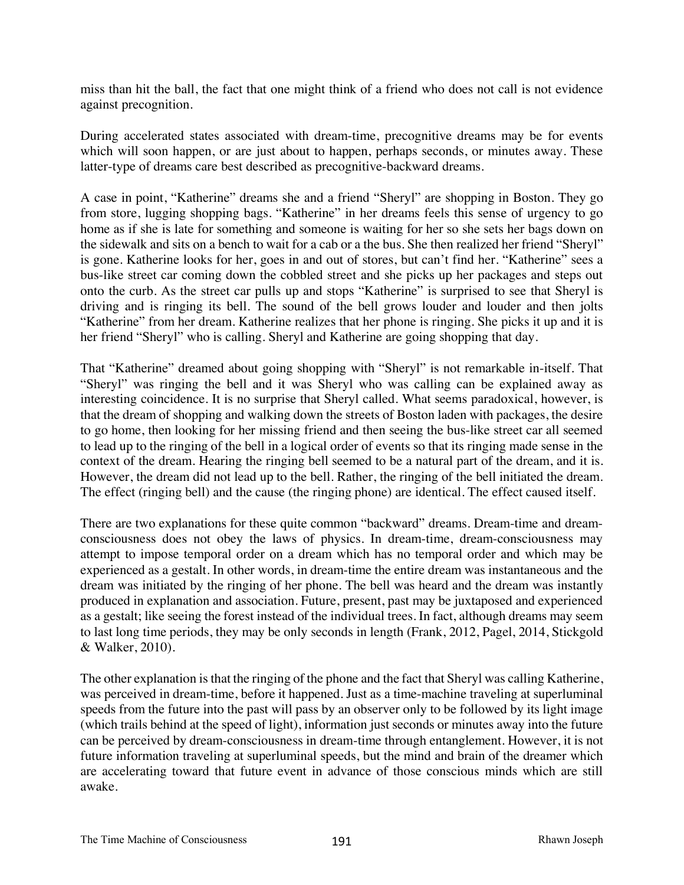miss than hit the ball, the fact that one might think of a friend who does not call is not evidence against precognition.

During accelerated states associated with dream-time, precognitive dreams may be for events which will soon happen, or are just about to happen, perhaps seconds, or minutes away. These latter-type of dreams care best described as precognitive-backward dreams.

A case in point, "Katherine" dreams she and a friend "Sheryl" are shopping in Boston. They go from store, lugging shopping bags. "Katherine" in her dreams feels this sense of urgency to go home as if she is late for something and someone is waiting for her so she sets her bags down on the sidewalk and sits on a bench to wait for a cab or a the bus. She then realized her friend "Sheryl" is gone. Katherine looks for her, goes in and out of stores, but can't find her. "Katherine" sees a bus-like street car coming down the cobbled street and she picks up her packages and steps out onto the curb. As the street car pulls up and stops "Katherine" is surprised to see that Sheryl is driving and is ringing its bell. The sound of the bell grows louder and louder and then jolts "Katherine" from her dream. Katherine realizes that her phone is ringing. She picks it up and it is her friend "Sheryl" who is calling. Sheryl and Katherine are going shopping that day.

That "Katherine" dreamed about going shopping with "Sheryl" is not remarkable in-itself. That "Sheryl" was ringing the bell and it was Sheryl who was calling can be explained away as interesting coincidence. It is no surprise that Sheryl called. What seems paradoxical, however, is that the dream of shopping and walking down the streets of Boston laden with packages, the desire to go home, then looking for her missing friend and then seeing the bus-like street car all seemed to lead up to the ringing of the bell in a logical order of events so that its ringing made sense in the context of the dream. Hearing the ringing bell seemed to be a natural part of the dream, and it is. However, the dream did not lead up to the bell. Rather, the ringing of the bell initiated the dream. The effect (ringing bell) and the cause (the ringing phone) are identical. The effect caused itself.

There are two explanations for these quite common "backward" dreams. Dream-time and dream-consciousness does not obey the laws of physics. In dream-time, dream-consciousness may attempt to impose temporal order on a dream which has no temporal order and which may be experienced as a gestalt. In other words, in dream-time the entire dream was instantaneous and the dream was initiated by the ringing of her phone. The bell was heard and the dream was instantly produced in explanation and association. Future, present, past may be juxtaposed and experienced as a gestalt; like seeing the forest instead of the individual trees. In fact, although dreams may seem to last long time periods, they may be only seconds in length (Frank, 2012, Pagel, 2014, Stickgold & Walker, 2010).

The other explanation is that the ringing of the phone and the fact that Sheryl was calling Katherine, was perceived in dream-time, before it happened. Just as a time-machine traveling at superluminal speeds from the future into the past will pass by an observer only to be followed by its light image (which trails behind at the speed of light), information just seconds or minutes away into the future can be perceived by dream-consciousness in dream-time through entanglement. However, it is not future information traveling at superluminal speeds, but the mind and brain of the dreamer which are accelerating toward that future event in advance of those conscious minds which are still awake.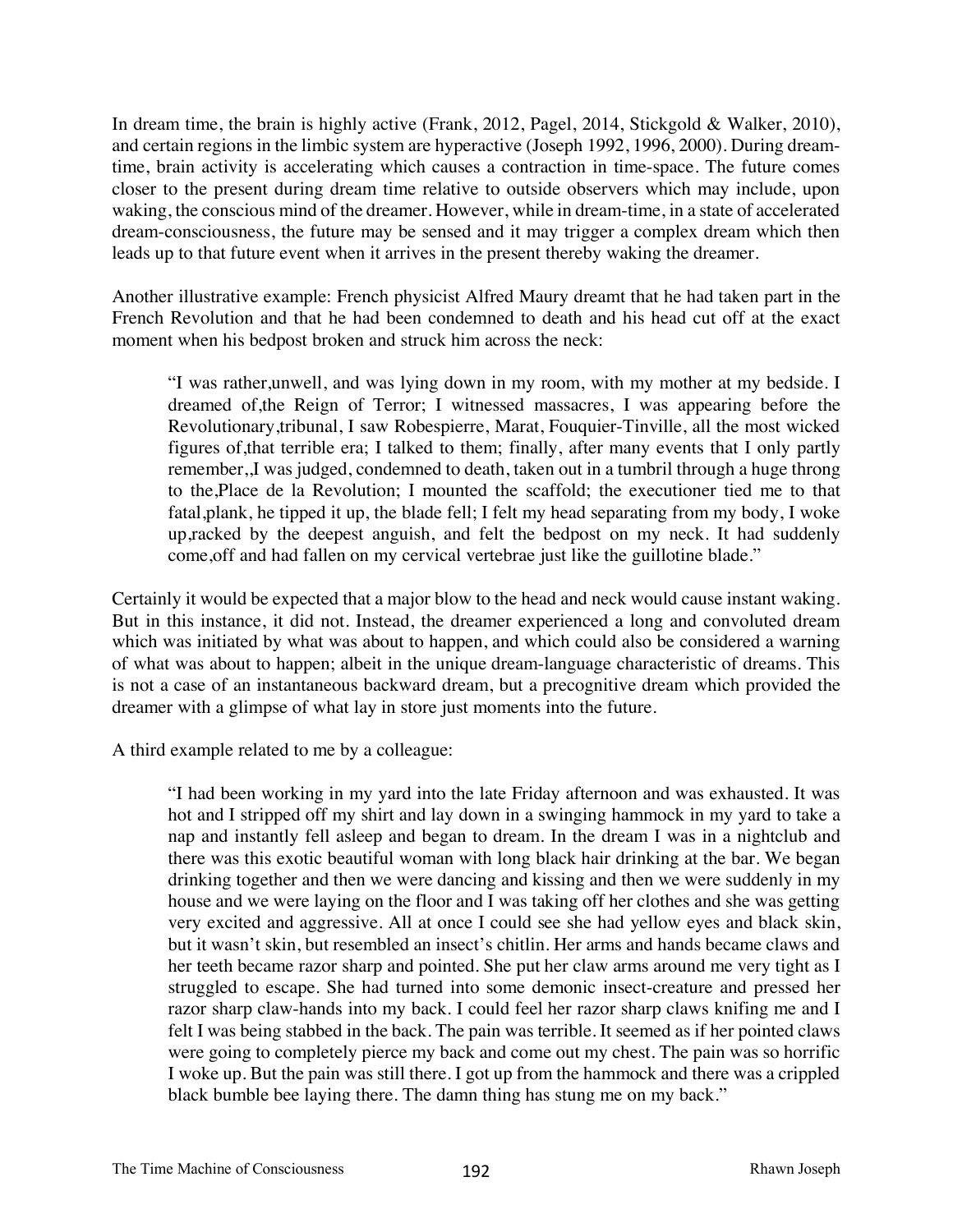In dream time, the brain is highly active (Frank, 2012, Pagel, 2014, Stickgold & Walker, 2010), and certain regions in the limbic system are hyperactive (Joseph 1992, 1996, 2000). During dream-time, brain activity is accelerating which causes a contraction in time-space. The future comes closer to the present during dream time relative to outside observers which may include, upon waking, the conscious mind of the dreamer. However, while in dream-time, in a state of accelerated dream-consciousness, the future may be sensed and it may trigger a complex dream which then leads up to that future event when it arrives in the present thereby waking the dreamer.

Another illustrative example: French physicist Alfred Maury dreamt that he had taken part in the French Revolution and that he had been condemned to death and his head cut off at the exact moment when his bedpost broken and struck him across the neck:

> "I was rather,unwell, and was lying down in my room, with my mother at my bedside. I dreamed of,the Reign of Terror; I witnessed massacres, I was appearing before the Revolutionary,tribunal, I saw Robespierre, Marat, Fouquier-Tinville, all the most wicked figures of,that terrible era; I talked to them; finally, after many events that I only partly remember,,I was judged, condemned to death, taken out in a tumbril through a huge throng to the,Place de la Revolution; I mounted the scaffold; the executioner tied me to that fatal,plank, he tipped it up, the blade fell; I felt my head separating from my body, I woke up,racked by the deepest anguish, and felt the bedpost on my neck. It had suddenly come,off and had fallen on my cervical vertebrae just like the guillotine blade."

Certainly it would be expected that a major blow to the head and neck would cause instant waking. But in this instance, it did not. Instead, the dreamer experienced a long and convoluted dream which was initiated by what was about to happen, and which could also be considered a warning of what was about to happen; albeit in the unique dream-language characteristic of dreams. This is not a case of an instantaneous backward dream, but a precognitive dream which provided the dreamer with a glimpse of what lay in store just moments into the future.

A third example related to me by a colleague:

> "I had been working in my yard into the late Friday afternoon and was exhausted. It was hot and I stripped off my shirt and lay down in a swinging hammock in my yard to take a nap and instantly fell asleep and began to dream. In the dream I was in a nightclub and there was this exotic beautiful woman with long black hair drinking at the bar. We began drinking together and then we were dancing and kissing and then we were suddenly in my house and we were laying on the floor and I was taking off her clothes and she was getting very excited and aggressive. All at once I could see she had yellow eyes and black skin, but it wasn't skin, but resembled an insect's chitlin. Her arms and hands became claws and her teeth became razor sharp and pointed. She put her claw arms around me very tight as I struggled to escape. She had turned into some demonic insect-creature and pressed her razor sharp claw-hands into my back. I could feel her razor sharp claws knifing me and I felt I was being stabbed in the back. The pain was terrible. It seemed as if her pointed claws were going to completely pierce my back and come out my chest. The pain was so horrific I woke up. But the pain was still there. I got up from the hammock and there was a crippled black bumble bee laying there. The damn thing has stung me on my back."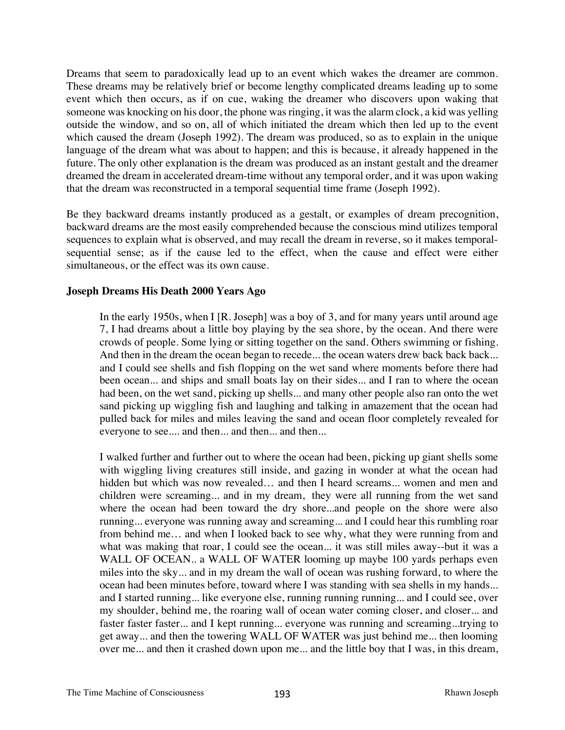Dreams that seem to paradoxically lead up to an event which wakes the dreamer are common. These dreams may be relatively brief or become lengthy complicated dreams leading up to some event which then occurs, as if on cue, waking the dreamer who discovers upon waking that someone was knocking on his door, the phone was ringing, it was the alarm clock, a kid was yelling outside the window, and so on, all of which initiated the dream which then led up to the event which caused the dream (Joseph 1992). The dream was produced, so as to explain in the unique language of the dream what was about to happen; and this is because, it already happened in the future. The only other explanation is the dream was produced as an instant gestalt and the dreamer dreamed the dream in accelerated dream-time without any temporal order, and it was upon waking that the dream was reconstructed in a temporal sequential time frame (Joseph 1992).

Be they backward dreams instantly produced as a gestalt, or examples of dream precognition, backward dreams are the most easily comprehended because the conscious mind utilizes temporal sequences to explain what is observed, and may recall the dream in reverse, so it makes temporal-sequential sense; as if the cause led to the effect, when the cause and effect were either simultaneous, or the effect was its own cause.

**Joseph Dreams His Death 2000 Years Ago**

> In the early 1950s, when I [R. Joseph] was a boy of 3, and for many years until around age 7, I had dreams about a little boy playing by the sea shore, by the ocean. And there were crowds of people. Some lying or sitting together on the sand. Others swimming or fishing. And then in the dream the ocean began to recede... the ocean waters drew back back back... and I could see shells and fish flopping on the wet sand where moments before there had been ocean... and ships and small boats lay on their sides... and I ran to where the ocean had been, on the wet sand, picking up shells... and many other people also ran onto the wet sand picking up wiggling fish and laughing and talking in amazement that the ocean had pulled back for miles and miles leaving the sand and ocean floor completely revealed for everyone to see.... and then... and then... and then...
>
> I walked further and further out to where the ocean had been, picking up giant shells some with wiggling living creatures still inside, and gazing in wonder at what the ocean had hidden but which was now revealed… and then I heard screams... women and men and children were screaming... and in my dream, they were all running from the wet sand where the ocean had been toward the dry shore...and people on the shore were also running... everyone was running away and screaming... and I could hear this rumbling roar from behind me… and when I looked back to see why, what they were running from and what was making that roar, I could see the ocean... it was still miles away--but it was a WALL OF OCEAN.. a WALL OF WATER looming up maybe 100 yards perhaps even miles into the sky... and in my dream the wall of ocean was rushing forward, to where the ocean had been minutes before, toward where I was standing with sea shells in my hands... and I started running... like everyone else, running running running... and I could see, over my shoulder, behind me, the roaring wall of ocean water coming closer, and closer... and faster faster faster... and I kept running... everyone was running and screaming...trying to get away... and then the towering WALL OF WATER was just behind me... then looming over me... and then it crashed down upon me... and the little boy that I was, in this dream,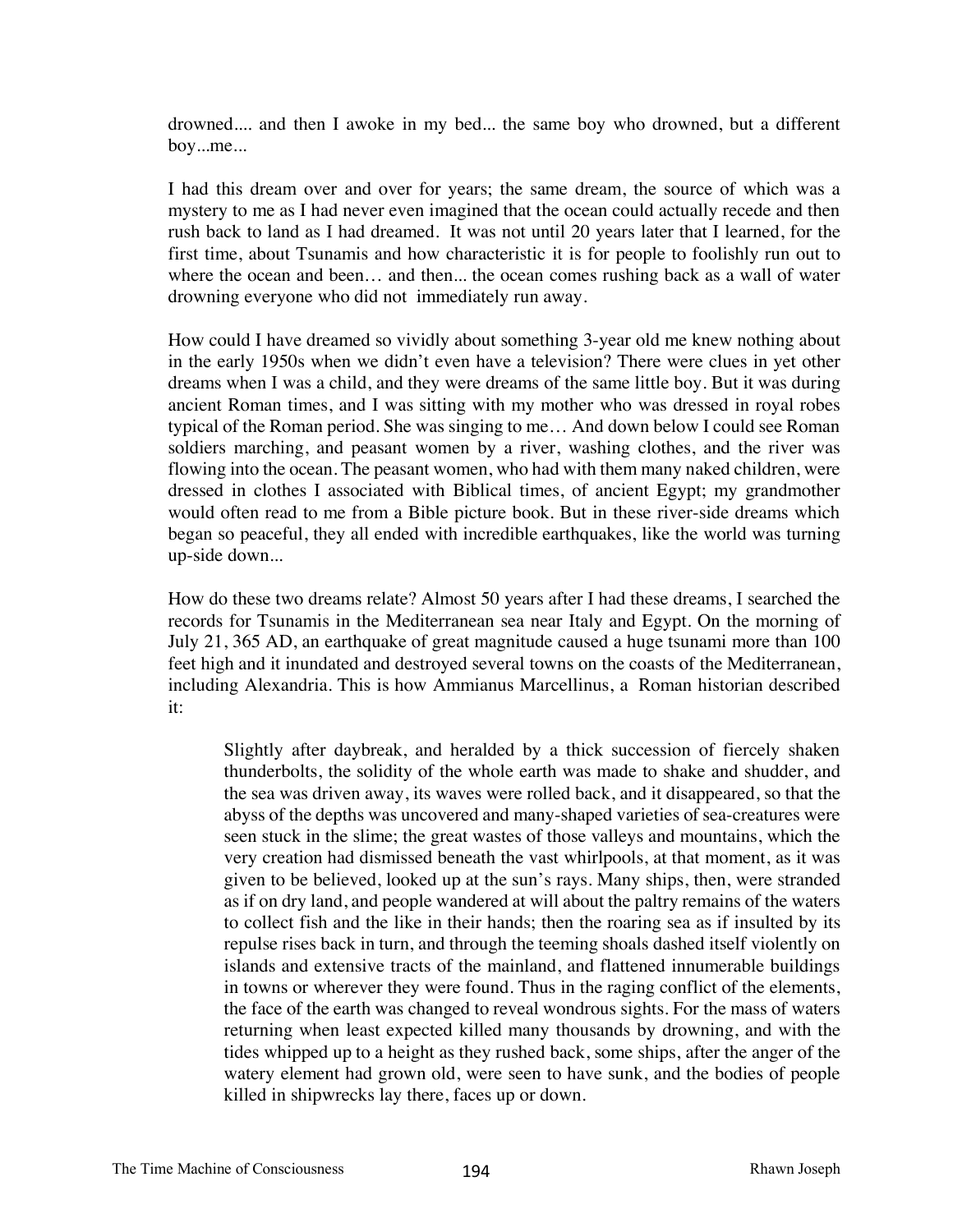drowned.... and then I awoke in my bed... the same boy who drowned, but a different boy...me...

I had this dream over and over for years; the same dream, the source of which was a mystery to me as I had never even imagined that the ocean could actually recede and then rush back to land as I had dreamed. It was not until 20 years later that I learned, for the first time, about Tsunamis and how characteristic it is for people to foolishly run out to where the ocean and been… and then... the ocean comes rushing back as a wall of water drowning everyone who did not immediately run away.

How could I have dreamed so vividly about something 3-year old me knew nothing about in the early 1950s when we didn't even have a television? There were clues in yet other dreams when I was a child, and they were dreams of the same little boy. But it was during ancient Roman times, and I was sitting with my mother who was dressed in royal robes typical of the Roman period. She was singing to me… And down below I could see Roman soldiers marching, and peasant women by a river, washing clothes, and the river was flowing into the ocean. The peasant women, who had with them many naked children, were dressed in clothes I associated with Biblical times, of ancient Egypt; my grandmother would often read to me from a Bible picture book. But in these river-side dreams which began so peaceful, they all ended with incredible earthquakes, like the world was turning up-side down...

How do these two dreams relate? Almost 50 years after I had these dreams, I searched the records for Tsunamis in the Mediterranean sea near Italy and Egypt. On the morning of July 21, 365 AD, an earthquake of great magnitude caused a huge tsunami more than 100 feet high and it inundated and destroyed several towns on the coasts of the Mediterranean, including Alexandria. This is how Ammianus Marcellinus, a Roman historian described it:

> Slightly after daybreak, and heralded by a thick succession of fiercely shaken thunderbolts, the solidity of the whole earth was made to shake and shudder, and the sea was driven away, its waves were rolled back, and it disappeared, so that the abyss of the depths was uncovered and many-shaped varieties of sea-creatures were seen stuck in the slime; the great wastes of those valleys and mountains, which the very creation had dismissed beneath the vast whirlpools, at that moment, as it was given to be believed, looked up at the sun's rays. Many ships, then, were stranded as if on dry land, and people wandered at will about the paltry remains of the waters to collect fish and the like in their hands; then the roaring sea as if insulted by its repulse rises back in turn, and through the teeming shoals dashed itself violently on islands and extensive tracts of the mainland, and flattened innumerable buildings in towns or wherever they were found. Thus in the raging conflict of the elements, the face of the earth was changed to reveal wondrous sights. For the mass of waters returning when least expected killed many thousands by drowning, and with the tides whipped up to a height as they rushed back, some ships, after the anger of the watery element had grown old, were seen to have sunk, and the bodies of people killed in shipwrecks lay there, faces up or down.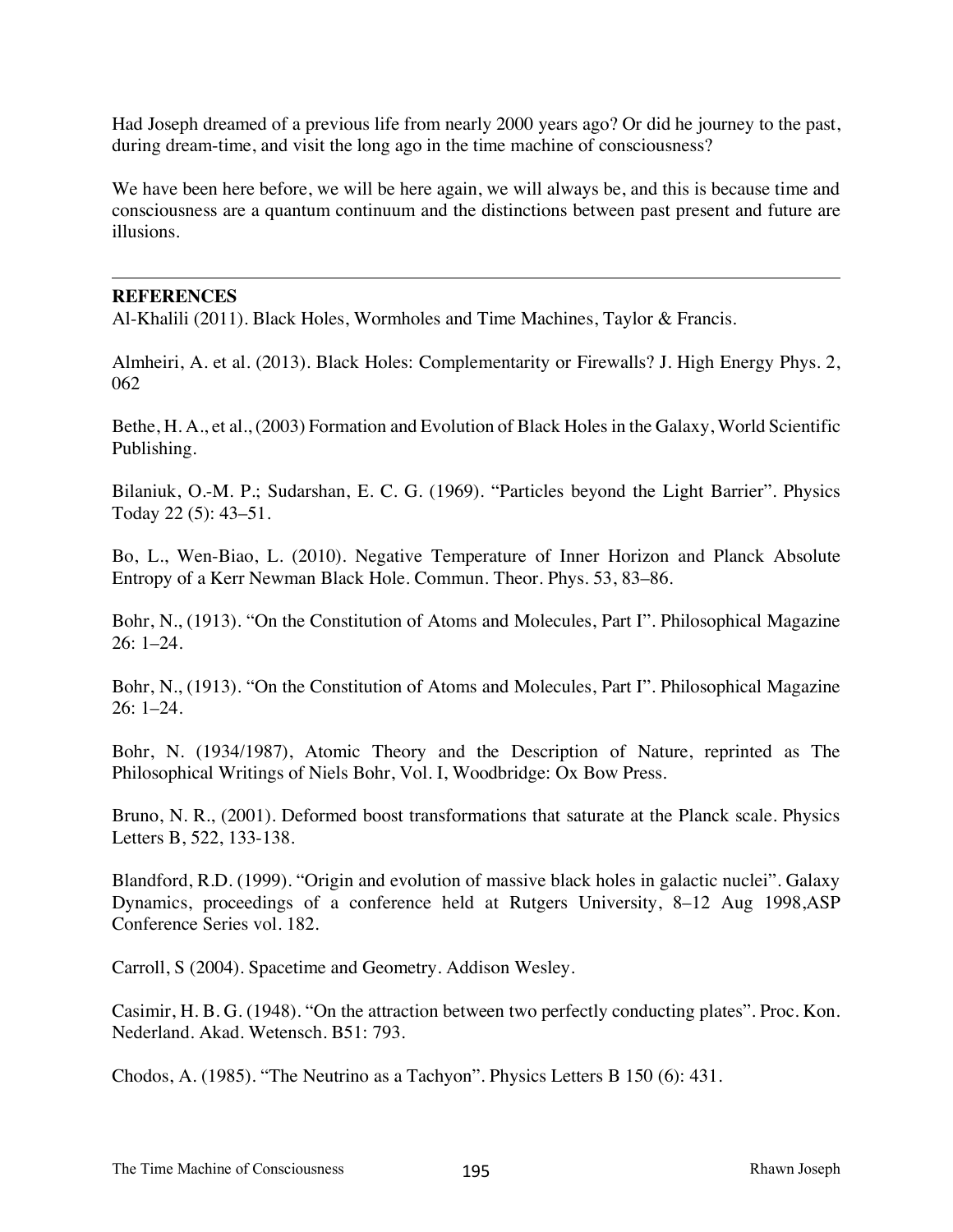Had Joseph dreamed of a previous life from nearly 2000 years ago? Or did he journey to the past, during dream-time, and visit the long ago in the time machine of consciousness?

We have been here before, we will be here again, we will always be, and this is because time and consciousness are a quantum continuum and the distinctions between past present and future are illusions.

---

**REFERENCES**

Al-Khalili (2011). Black Holes, Wormholes and Time Machines, Taylor & Francis.

Almheiri, A. et al. (2013). Black Holes: Complementarity or Firewalls? J. High Energy Phys. 2, 062

Bethe, H. A., et al., (2003) Formation and Evolution of Black Holes in the Galaxy, World Scientific Publishing.

Bilaniuk, O.-M. P.; Sudarshan, E. C. G. (1969). "Particles beyond the Light Barrier". Physics Today 22 (5): 43–51.

Bo, L., Wen-Biao, L. (2010). Negative Temperature of Inner Horizon and Planck Absolute Entropy of a Kerr Newman Black Hole. Commun. Theor. Phys. 53, 83–86.

Bohr, N., (1913). "On the Constitution of Atoms and Molecules, Part I". Philosophical Magazine 26: 1–24.

Bohr, N., (1913). "On the Constitution of Atoms and Molecules, Part I". Philosophical Magazine 26: 1–24.

Bohr, N. (1934/1987), Atomic Theory and the Description of Nature, reprinted as The Philosophical Writings of Niels Bohr, Vol. I, Woodbridge: Ox Bow Press.

Bruno, N. R., (2001). Deformed boost transformations that saturate at the Planck scale. Physics Letters B, 522, 133-138.

Blandford, R.D. (1999). "Origin and evolution of massive black holes in galactic nuclei". Galaxy Dynamics, proceedings of a conference held at Rutgers University, 8–12 Aug 1998,ASP Conference Series vol. 182.

Carroll, S (2004). Spacetime and Geometry. Addison Wesley.

Casimir, H. B. G. (1948). "On the attraction between two perfectly conducting plates". Proc. Kon. Nederland. Akad. Wetensch. B51: 793.

Chodos, A. (1985). "The Neutrino as a Tachyon". Physics Letters B 150 (6): 431.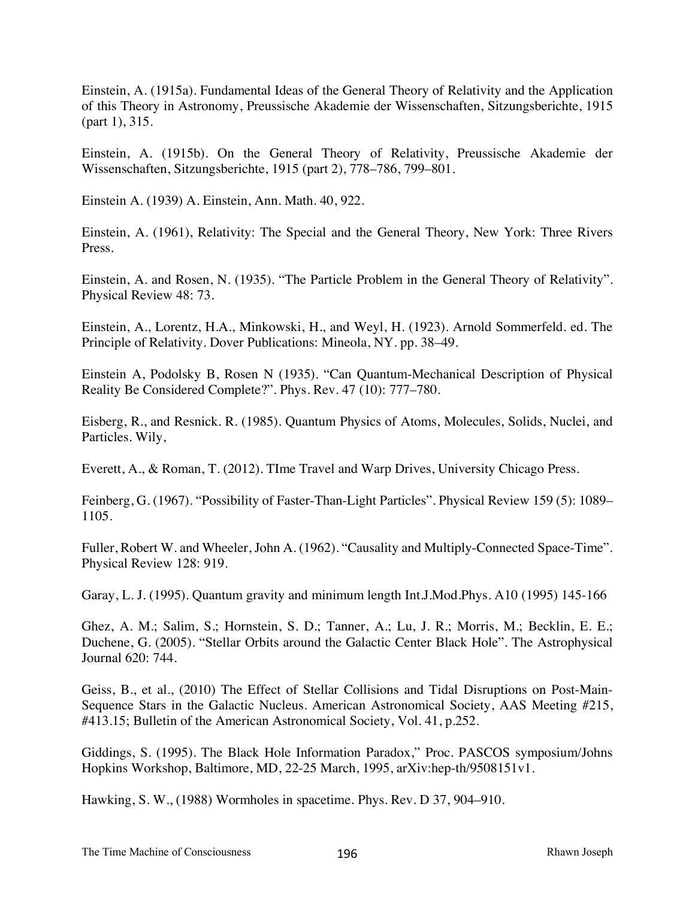Einstein, A. (1915a). Fundamental Ideas of the General Theory of Relativity and the Application of this Theory in Astronomy, Preussische Akademie der Wissenschaften, Sitzungsberichte, 1915 (part 1), 315.

Einstein, A. (1915b). On the General Theory of Relativity, Preussische Akademie der Wissenschaften, Sitzungsberichte, 1915 (part 2), 778–786, 799–801.

Einstein A. (1939) A. Einstein, Ann. Math. 40, 922.

Einstein, A. (1961), Relativity: The Special and the General Theory, New York: Three Rivers Press.

Einstein, A. and Rosen, N. (1935). "The Particle Problem in the General Theory of Relativity". Physical Review 48: 73.

Einstein, A., Lorentz, H.A., Minkowski, H., and Weyl, H. (1923). Arnold Sommerfeld. ed. The Principle of Relativity. Dover Publications: Mineola, NY. pp. 38–49.

Einstein A, Podolsky B, Rosen N (1935). "Can Quantum-Mechanical Description of Physical Reality Be Considered Complete?". Phys. Rev. 47 (10): 777–780.

Eisberg, R., and Resnick. R. (1985). Quantum Physics of Atoms, Molecules, Solids, Nuclei, and Particles. Wily,

Everett, A., & Roman, T. (2012). TIme Travel and Warp Drives, University Chicago Press.

Feinberg, G. (1967). "Possibility of Faster-Than-Light Particles". Physical Review 159 (5): 1089–1105.

Fuller, Robert W. and Wheeler, John A. (1962). "Causality and Multiply-Connected Space-Time". Physical Review 128: 919.

Garay, L. J. (1995). Quantum gravity and minimum length Int.J.Mod.Phys. A10 (1995) 145-166

Ghez, A. M.; Salim, S.; Hornstein, S. D.; Tanner, A.; Lu, J. R.; Morris, M.; Becklin, E. E.; Duchene, G. (2005). "Stellar Orbits around the Galactic Center Black Hole". The Astrophysical Journal 620: 744.

Geiss, B., et al., (2010) The Effect of Stellar Collisions and Tidal Disruptions on Post-Main-Sequence Stars in the Galactic Nucleus. American Astronomical Society, AAS Meeting #215, #413.15; Bulletin of the American Astronomical Society, Vol. 41, p.252.

Giddings, S. (1995). The Black Hole Information Paradox," Proc. PASCOS symposium/Johns Hopkins Workshop, Baltimore, MD, 22-25 March, 1995, arXiv:hep-th/9508151v1.

Hawking, S. W., (1988) Wormholes in spacetime. Phys. Rev. D 37, 904–910.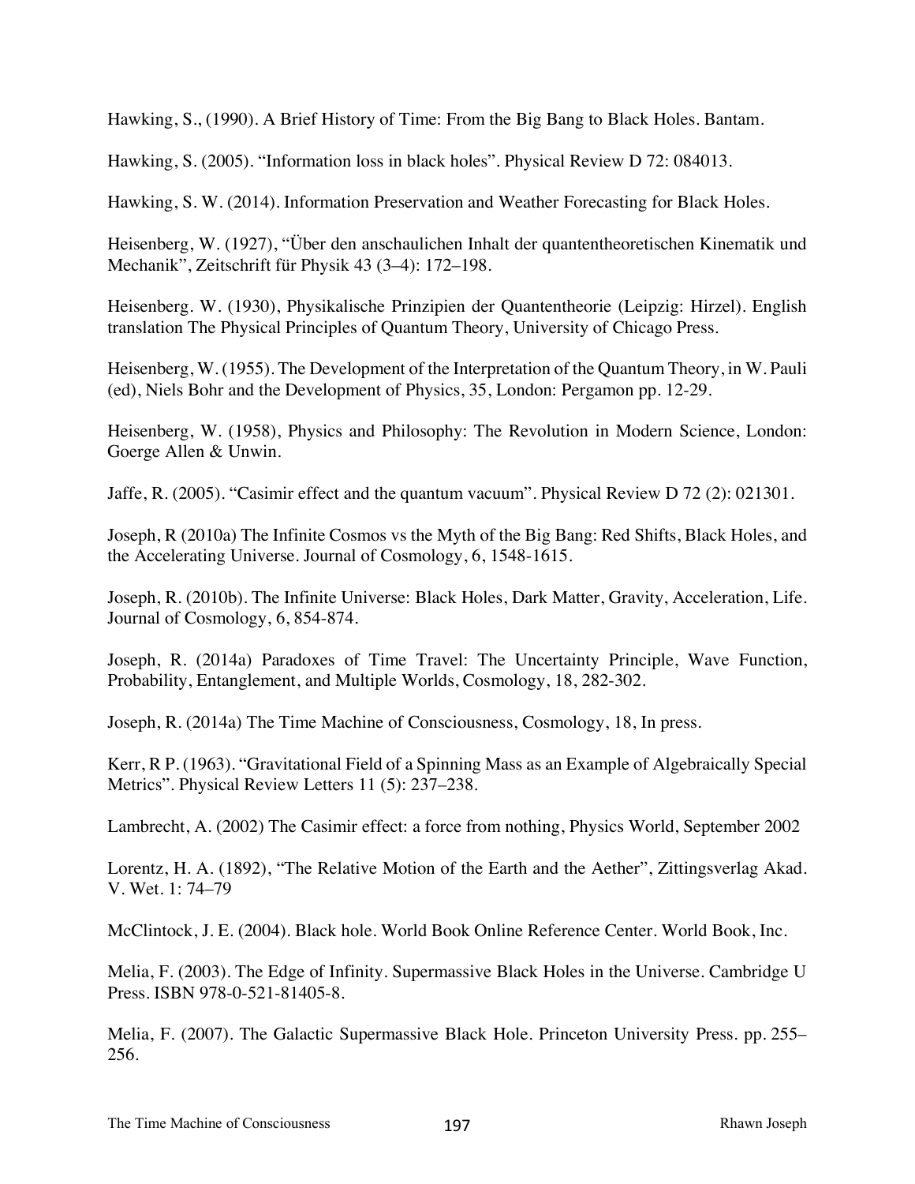Hawking, S., (1990). A Brief History of Time: From the Big Bang to Black Holes. Bantam.

Hawking, S. (2005). "Information loss in black holes". Physical Review D 72: 084013.

Hawking, S. W. (2014). Information Preservation and Weather Forecasting for Black Holes.

Heisenberg, W. (1927), "Über den anschaulichen Inhalt der quantentheoretischen Kinematik und Mechanik", Zeitschrift für Physik 43 (3–4): 172–198.

Heisenberg. W. (1930), Physikalische Prinzipien der Quantentheorie (Leipzig: Hirzel). English translation The Physical Principles of Quantum Theory, University of Chicago Press.

Heisenberg, W. (1955). The Development of the Interpretation of the Quantum Theory, in W. Pauli (ed), Niels Bohr and the Development of Physics, 35, London: Pergamon pp. 12-29.

Heisenberg, W. (1958), Physics and Philosophy: The Revolution in Modern Science, London: Goerge Allen & Unwin.

Jaffe, R. (2005). "Casimir effect and the quantum vacuum". Physical Review D 72 (2): 021301.

Joseph, R (2010a) The Infinite Cosmos vs the Myth of the Big Bang: Red Shifts, Black Holes, and the Accelerating Universe. Journal of Cosmology, 6, 1548-1615.

Joseph, R. (2010b). The Infinite Universe: Black Holes, Dark Matter, Gravity, Acceleration, Life. Journal of Cosmology, 6, 854-874.

Joseph, R. (2014a) Paradoxes of Time Travel: The Uncertainty Principle, Wave Function, Probability, Entanglement, and Multiple Worlds, Cosmology, 18, 282-302.

Joseph, R. (2014a) The Time Machine of Consciousness, Cosmology, 18, In press.

Kerr, R P. (1963). "Gravitational Field of a Spinning Mass as an Example of Algebraically Special Metrics". Physical Review Letters 11 (5): 237–238.

Lambrecht, A. (2002) The Casimir effect: a force from nothing, Physics World, September 2002

Lorentz, H. A. (1892), "The Relative Motion of the Earth and the Aether", Zittingsverlag Akad. V. Wet. 1: 74–79

McClintock, J. E. (2004). Black hole. World Book Online Reference Center. World Book, Inc.

Melia, F. (2003). The Edge of Infinity. Supermassive Black Holes in the Universe. Cambridge U Press. ISBN 978-0-521-81405-8.

Melia, F. (2007). The Galactic Supermassive Black Hole. Princeton University Press. pp. 255–256.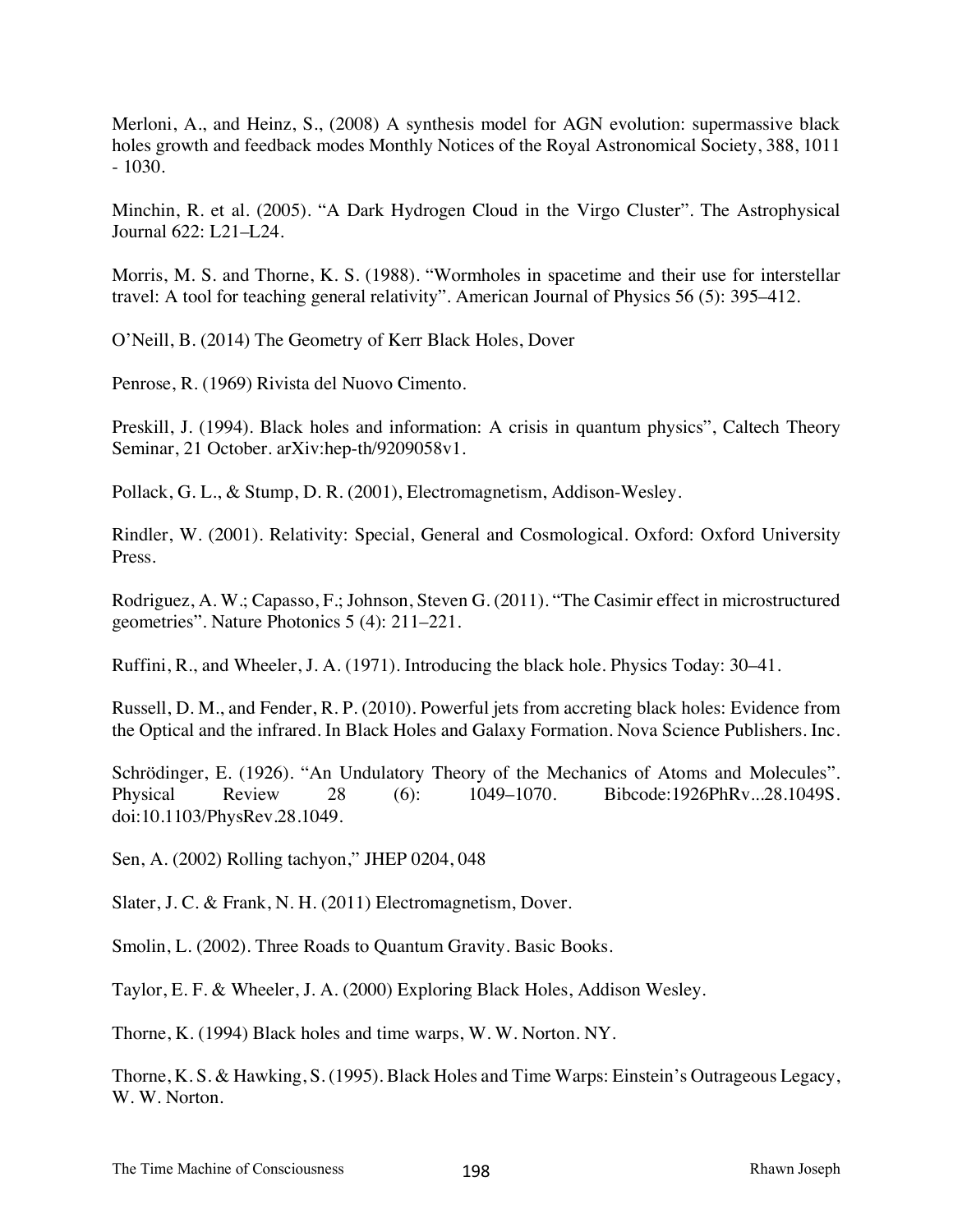Merloni, A., and Heinz, S., (2008) A synthesis model for AGN evolution: supermassive black holes growth and feedback modes Monthly Notices of the Royal Astronomical Society, 388, 1011 - 1030.

Minchin, R. et al. (2005). "A Dark Hydrogen Cloud in the Virgo Cluster". The Astrophysical Journal 622: L21–L24.

Morris, M. S. and Thorne, K. S. (1988). "Wormholes in spacetime and their use for interstellar travel: A tool for teaching general relativity". American Journal of Physics 56 (5): 395–412.

O'Neill, B. (2014) The Geometry of Kerr Black Holes, Dover

Penrose, R. (1969) Rivista del Nuovo Cimento.

Preskill, J. (1994). Black holes and information: A crisis in quantum physics", Caltech Theory Seminar, 21 October. arXiv:hep-th/9209058v1.

Pollack, G. L., & Stump, D. R. (2001), Electromagnetism, Addison-Wesley.

Rindler, W. (2001). Relativity: Special, General and Cosmological. Oxford: Oxford University Press.

Rodriguez, A. W.; Capasso, F.; Johnson, Steven G. (2011). "The Casimir effect in microstructured geometries". Nature Photonics 5 (4): 211–221.

Ruffini, R., and Wheeler, J. A. (1971). Introducing the black hole. Physics Today: 30–41.

Russell, D. M., and Fender, R. P. (2010). Powerful jets from accreting black holes: Evidence from the Optical and the infrared. In Black Holes and Galaxy Formation. Nova Science Publishers. Inc.

Schrödinger, E. (1926). "An Undulatory Theory of the Mechanics of Atoms and Molecules". Physical Review 28 (6): 1049–1070. Bibcode:1926PhRv...28.1049S. doi:10.1103/PhysRev.28.1049.

Sen, A. (2002) Rolling tachyon," JHEP 0204, 048

Slater, J. C. & Frank, N. H. (2011) Electromagnetism, Dover.

Smolin, L. (2002). Three Roads to Quantum Gravity. Basic Books.

Taylor, E. F. & Wheeler, J. A. (2000) Exploring Black Holes, Addison Wesley.

Thorne, K. (1994) Black holes and time warps, W. W. Norton. NY.

Thorne, K. S. & Hawking, S. (1995). Black Holes and Time Warps: Einstein's Outrageous Legacy, W. W. Norton.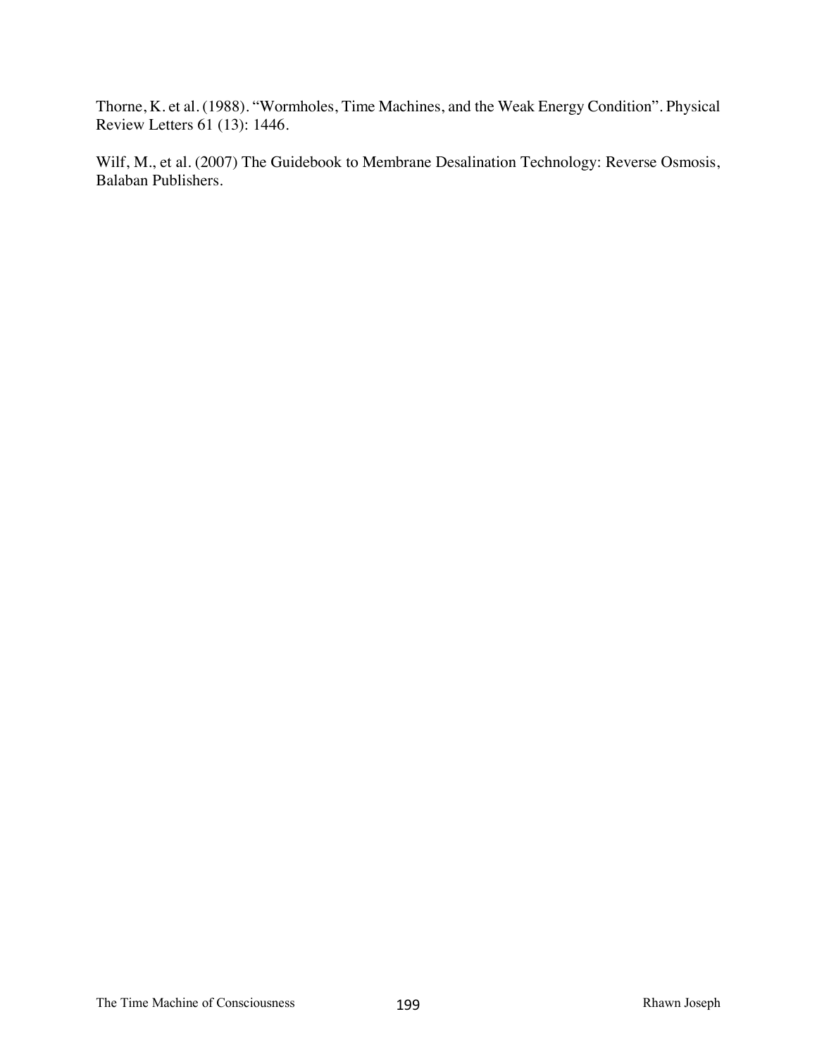Thorne, K. et al. (1988). “Wormholes, Time Machines, and the Weak Energy Condition”. Physical Review Letters 61 (13): 1446.

Wilf, M., et al. (2007) The Guidebook to Membrane Desalination Technology: Reverse Osmosis, Balaban Publishers.